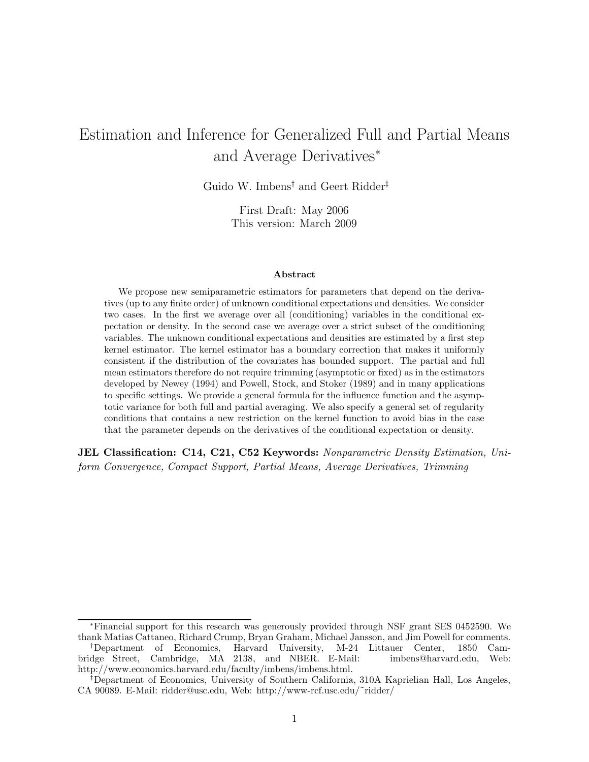# Estimation and Inference for Generalized Full and Partial Means and Average Derivatives[*]

Guido W. Imbens[†] and Geert Ridder[‡]

First Draft: May 2006
This version: March 2009

### Abstract

We propose new semiparametric estimators for parameters that depend on the derivatives (up to any finite order) of unknown conditional expectations and densities. We consider two cases. In the first we average over all (conditioning) variables in the conditional expectation or density. In the second case we average over a strict subset of the conditioning variables. The unknown conditional expectations and densities are estimated by a first step kernel estimator. The kernel estimator has a boundary correction that makes it uniformly consistent if the distribution of the covariates has bounded support. The partial and full mean estimators therefore do not require trimming (asymptotic or fixed) as in the estimators developed by Newey (1994) and Powell, Stock, and Stoker (1989) and in many applications to specific settings. We provide a general formula for the influence function and the asymptotic variance for both full and partial averaging. We also specify a general set of regularity conditions that contains a new restriction on the kernel function to avoid bias in the case that the parameter depends on the derivatives of the conditional expectation or density.

**JEL Classification: C14, C21, C52 Keywords:** *Nonparametric Density Estimation, Uniform Convergence, Compact Support, Partial Means, Average Derivatives, Trimming*

---

[*] Financial support for this research was generously provided through NSF grant SES 0452590. We thank Matias Cattaneo, Richard Crump, Bryan Graham, Michael Jansson, and Jim Powell for comments.

[†] Department of Economics, Harvard University, M-24 Littauer Center, 1850 Cambridge Street, Cambridge, MA 2138, and NBER. E-Mail: imbens@harvard.edu, Web: http://www.economics.harvard.edu/faculty/imbens/imbens.html.

[‡] Department of Economics, University of Southern California, 310A Kaprielian Hall, Los Angeles, CA 90089. E-Mail: ridder@usc.edu, Web: http://www-rcf.usc.edu/˜ridder/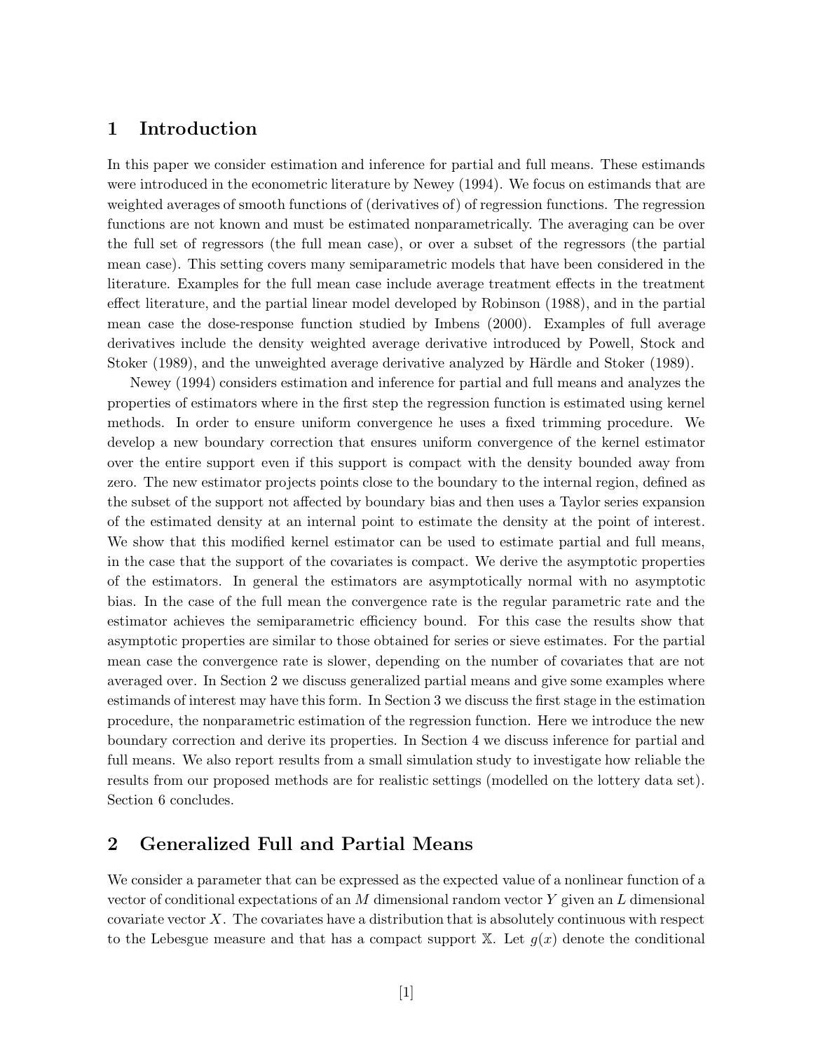## 1 Introduction

In this paper we consider estimation and inference for partial and full means. These estimands were introduced in the econometric literature by Newey (1994). We focus on estimands that are weighted averages of smooth functions of (derivatives of) of regression functions. The regression functions are not known and must be estimated nonparametrically. The averaging can be over the full set of regressors (the full mean case), or over a subset of the regressors (the partial mean case). This setting covers many semiparametric models that have been considered in the literature. Examples for the full mean case include average treatment effects in the treatment effect literature, and the partial linear model developed by Robinson (1988), and in the partial mean case the dose-response function studied by Imbens (2000). Examples of full average derivatives include the density weighted average derivative introduced by Powell, Stock and Stoker (1989), and the unweighted average derivative analyzed by Härdle and Stoker (1989).

Newey (1994) considers estimation and inference for partial and full means and analyzes the properties of estimators where in the first step the regression function is estimated using kernel methods. In order to ensure uniform convergence he uses a fixed trimming procedure. We develop a new boundary correction that ensures uniform convergence of the kernel estimator over the entire support even if this support is compact with the density bounded away from zero. The new estimator projects points close to the boundary to the internal region, defined as the subset of the support not affected by boundary bias and then uses a Taylor series expansion of the estimated density at an internal point to estimate the density at the point of interest. We show that this modified kernel estimator can be used to estimate partial and full means, in the case that the support of the covariates is compact. We derive the asymptotic properties of the estimators. In general the estimators are asymptotically normal with no asymptotic bias. In the case of the full mean the convergence rate is the regular parametric rate and the estimator achieves the semiparametric efficiency bound. For this case the results show that asymptotic properties are similar to those obtained for series or sieve estimates. For the partial mean case the convergence rate is slower, depending on the number of covariates that are not averaged over. In Section 2 we discuss generalized partial means and give some examples where estimands of interest may have this form. In Section 3 we discuss the first stage in the estimation procedure, the nonparametric estimation of the regression function. Here we introduce the new boundary correction and derive its properties. In Section 4 we discuss inference for partial and full means. We also report results from a small simulation study to investigate how reliable the results from our proposed methods are for realistic settings (modelled on the lottery data set). Section 6 concludes.

## 2 Generalized Full and Partial Means

We consider a parameter that can be expressed as the expected value of a nonlinear function of a vector of conditional expectations of an $M$ dimensional random vector $Y$ given an $L$ dimensional covariate vector $X$. The covariates have a distribution that is absolutely continuous with respect to the Lebesgue measure and that has a compact support $\mathbb{X}$. Let $g(x)$ denote the conditional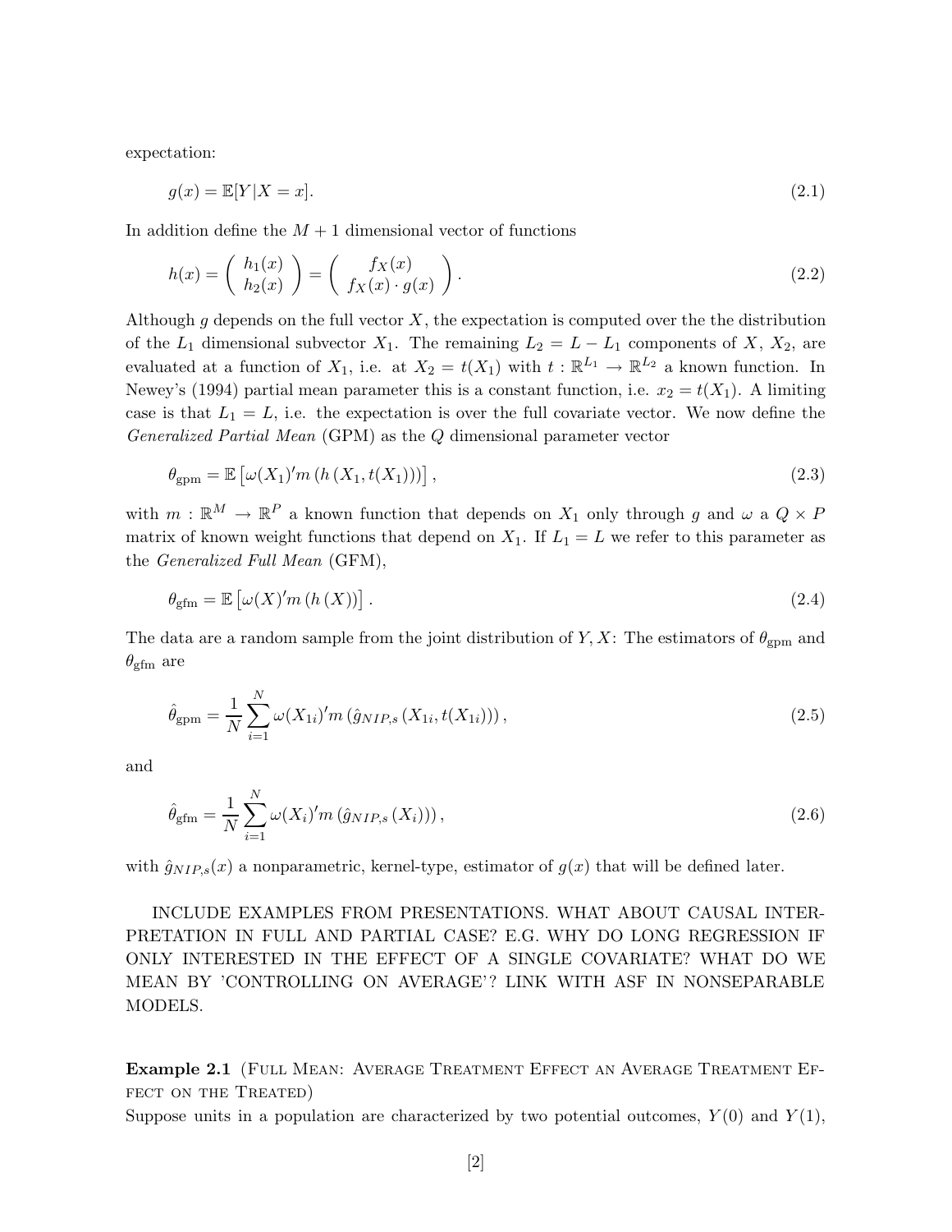expectation:

$$g(x) = \mathbb{E}[Y|X = x]. \tag{2.1}$$

In addition define the $M + 1$ dimensional vector of functions

$$h(x) = \begin{pmatrix} h_1(x) \\ h_2(x) \end{pmatrix} = \begin{pmatrix} f_X(x) \\ f_X(x) \cdot g(x) \end{pmatrix}. \tag{2.2}$$

Although $g$ depends on the full vector $X$, the expectation is computed over the the distribution of the $L_1$ dimensional subvector $X_1$. The remaining $L_2 = L - L_1$ components of $X$, $X_2$, are evaluated at a function of $X_1$, i.e. at $X_2 = t(X_1)$ with $t : \mathbb{R}^{L_1} \to \mathbb{R}^{L_2}$ a known function. In Newey's (1994) partial mean parameter this is a constant function, i.e. $x_2 = t(X_1)$. A limiting case is that $L_1 = L$, i.e. the expectation is over the full covariate vector. We now define the *Generalized Partial Mean* (GPM) as the $Q$ dimensional parameter vector

$$\theta_{\text{gpm}} = \mathbb{E}\left[\omega(X_1)' m\left(h\left(X_1, t(X_1)\right)\right)\right], \tag{2.3}$$

with $m : \mathbb{R}^M \to \mathbb{R}^P$ a known function that depends on $X_1$ only through $g$ and $\omega$ a $Q \times P$ matrix of known weight functions that depend on $X_1$. If $L_1 = L$ we refer to this parameter as the *Generalized Full Mean* (GFM),

$$\theta_{\text{gfm}} = \mathbb{E}\left[\omega(X)' m\left(h\left(X\right)\right)\right]. \tag{2.4}$$

The data are a random sample from the joint distribution of $Y, X$: The estimators of $\theta_{\text{gpm}}$ and $\theta_{\text{gfm}}$ are

$$\hat{\theta}_{\text{gpm}} = \frac{1}{N} \sum_{i=1}^{N} \omega(X_{1i})' m\left(\hat{g}_{NIP,s}\left(X_{1i}, t(X_{1i})\right)\right), \tag{2.5}$$

and

$$\hat{\theta}_{\text{gfm}} = \frac{1}{N} \sum_{i=1}^{N} \omega(X_i)' m\left(\hat{g}_{NIP,s}\left(X_i\right)\right), \tag{2.6}$$

with $\hat{g}_{NIP,s}(x)$ a nonparametric, kernel-type, estimator of $g(x)$ that will be defined later.

INCLUDE EXAMPLES FROM PRESENTATIONS. WHAT ABOUT CAUSAL INTERPRETATION IN FULL AND PARTIAL CASE? E.G. WHY DO LONG REGRESSION IF ONLY INTERESTED IN THE EFFECT OF A SINGLE COVARIATE? WHAT DO WE MEAN BY 'CONTROLLING ON AVERAGE'? LINK WITH ASF IN NONSEPARABLE MODELS.

**Example 2.1** (Full Mean: Average Treatment Effect an Average Treatment Effect on the Treated)
Suppose units in a population are characterized by two potential outcomes, $Y(0)$ and $Y(1)$,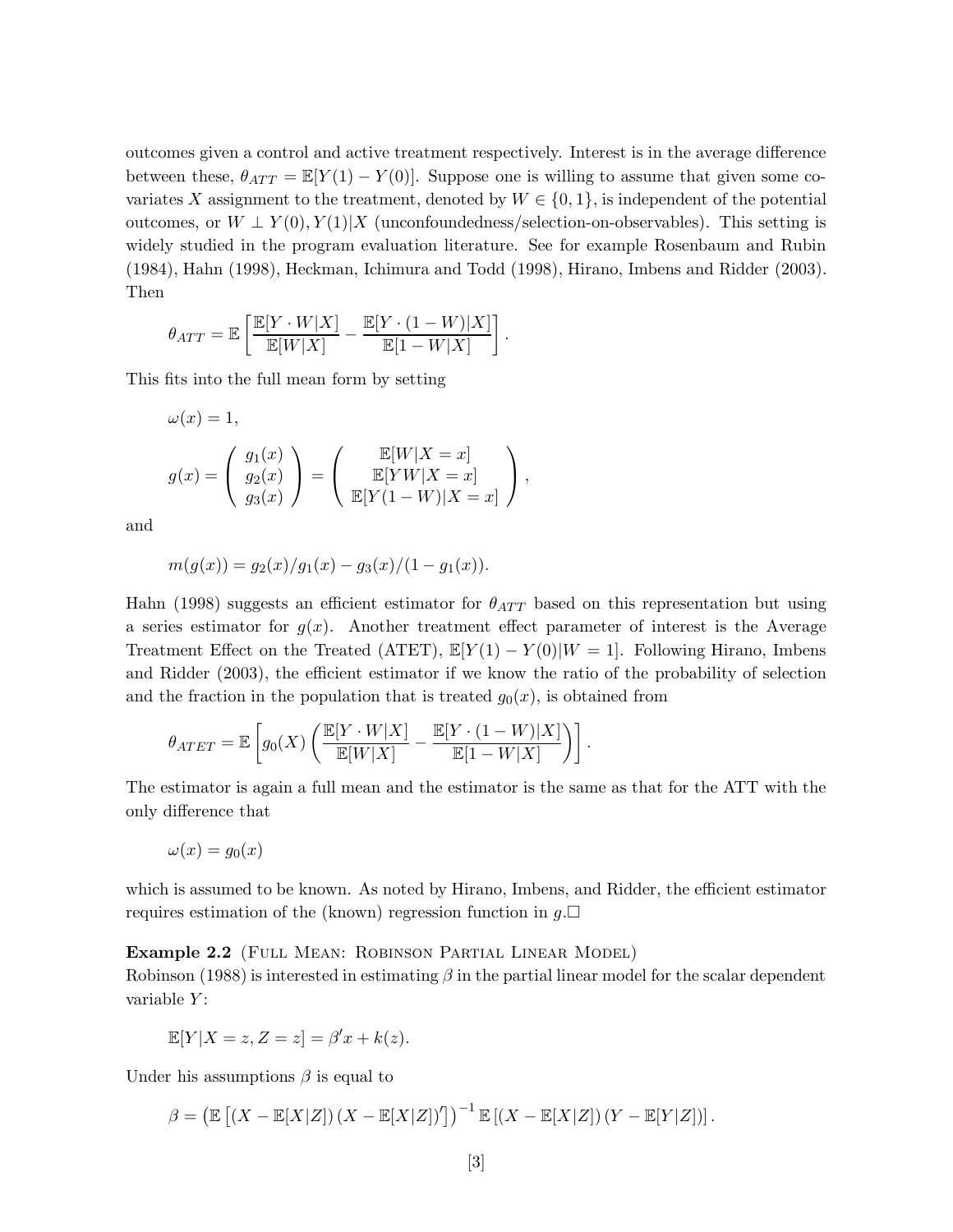outcomes given a control and active treatment respectively. Interest is in the average difference between these, $\theta_{ATT} = \mathbb{E}[Y(1) - Y(0)]$. Suppose one is willing to assume that given some covariates $X$ assignment to the treatment, denoted by $W \in \{0, 1\}$, is independent of the potential outcomes, or $W \perp Y(0), Y(1)|X$ (unconfoundedness/selection-on-observables). This setting is widely studied in the program evaluation literature. See for example Rosenbaum and Rubin (1984), Hahn (1998), Heckman, Ichimura and Todd (1998), Hirano, Imbens and Ridder (2003). Then

$$\theta_{ATT} = \mathbb{E}\left[\frac{\mathbb{E}[Y \cdot W|X]}{\mathbb{E}[W|X]} - \frac{\mathbb{E}[Y \cdot (1-W)|X]}{\mathbb{E}[1-W|X]}\right].$$

This fits into the full mean form by setting

$$\omega(x) = 1,$$

$$g(x) = \begin{pmatrix} g_1(x) \\ g_2(x) \\ g_3(x) \end{pmatrix} = \begin{pmatrix} \mathbb{E}[W|X=x] \\ \mathbb{E}[YW|X=x] \\ \mathbb{E}[Y(1-W)|X=x] \end{pmatrix},$$

and

$$m(g(x)) = g_2(x)/g_1(x) - g_3(x)/(1 - g_1(x)).$$

Hahn (1998) suggests an efficient estimator for $\theta_{ATT}$ based on this representation but using a series estimator for $g(x)$. Another treatment effect parameter of interest is the Average Treatment Effect on the Treated (ATET), $\mathbb{E}[Y(1) - Y(0)|W = 1]$. Following Hirano, Imbens and Ridder (2003), the efficient estimator if we know the ratio of the probability of selection and the fraction in the population that is treated $g_0(x)$, is obtained from

$$\theta_{ATET} = \mathbb{E}\left[g_0(X)\left(\frac{\mathbb{E}[Y \cdot W|X]}{\mathbb{E}[W|X]} - \frac{\mathbb{E}[Y \cdot (1-W)|X]}{\mathbb{E}[1-W|X]}\right)\right].$$

The estimator is again a full mean and the estimator is the same as that for the ATT with the only difference that

$$\omega(x) = g_0(x)$$

which is assumed to be known. As noted by Hirano, Imbens, and Ridder, the efficient estimator requires estimation of the (known) regression function in $g$.□

**Example 2.2** (Full Mean: Robinson Partial Linear Model)
Robinson (1988) is interested in estimating $\beta$ in the partial linear model for the scalar dependent variable $Y$:

$$\mathbb{E}[Y|X = z, Z = z] = \beta' x + k(z).$$

Under his assumptions $\beta$ is equal to

$$\beta = \left(\mathbb{E}\left[(X - \mathbb{E}[X|Z])(X - \mathbb{E}[X|Z])'\right]\right)^{-1} \mathbb{E}\left[(X - \mathbb{E}[X|Z])(Y - \mathbb{E}[Y|Z])\right].$$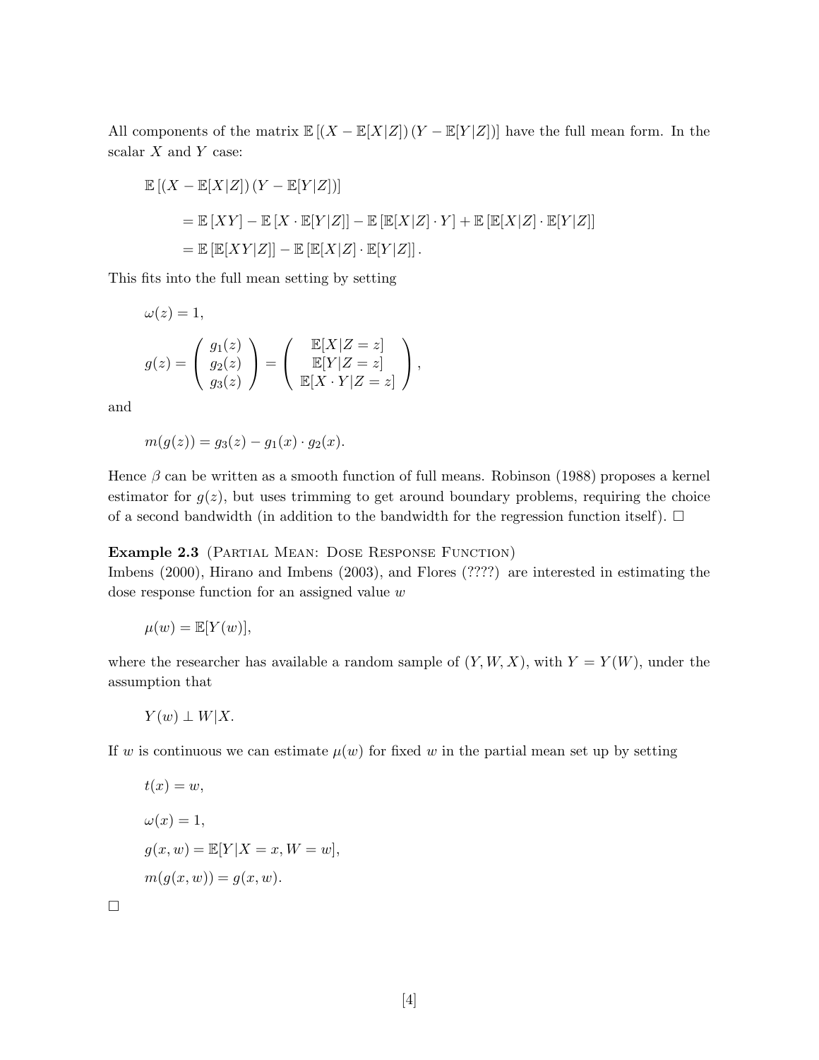All components of the matrix $\mathbb{E}\left[(X - \mathbb{E}[X|Z])\,(Y - \mathbb{E}[Y|Z])\right]$ have the full mean form. In the scalar $X$ and $Y$ case:

$$
\begin{aligned}
&\mathbb{E}\left[(X - \mathbb{E}[X|Z])\,(Y - \mathbb{E}[Y|Z])\right] \\
&\quad = \mathbb{E}\left[XY\right] - \mathbb{E}\left[X \cdot \mathbb{E}[Y|Z]\right] - \mathbb{E}\left[\mathbb{E}[X|Z] \cdot Y\right] + \mathbb{E}\left[\mathbb{E}[X|Z] \cdot \mathbb{E}[Y|Z]\right] \\
&\quad = \mathbb{E}\left[\mathbb{E}[XY|Z]\right] - \mathbb{E}\left[\mathbb{E}[X|Z] \cdot \mathbb{E}[Y|Z]\right].
\end{aligned}
$$

This fits into the full mean setting by setting

$$
\omega(z) = 1,
$$

$$
g(z) = \begin{pmatrix} g_1(z) \\ g_2(z) \\ g_3(z) \end{pmatrix} = \begin{pmatrix} \mathbb{E}[X|Z=z] \\ \mathbb{E}[Y|Z=z] \\ \mathbb{E}[X \cdot Y|Z=z] \end{pmatrix},
$$

and

$$
m(g(z)) = g_3(z) - g_1(x) \cdot g_2(x).
$$

Hence $\beta$ can be written as a smooth function of full means. Robinson (1988) proposes a kernel estimator for $g(z)$, but uses trimming to get around boundary problems, requiring the choice of a second bandwidth (in addition to the bandwidth for the regression function itself). □

**Example 2.3** (Partial Mean: Dose Response Function)
Imbens (2000), Hirano and Imbens (2003), and Flores (????) are interested in estimating the dose response function for an assigned value $w$

$$
\mu(w) = \mathbb{E}[Y(w)],
$$

where the researcher has available a random sample of $(Y, W, X)$, with $Y = Y(W)$, under the assumption that

$$
Y(w) \perp W|X.
$$

If $w$ is continuous we can estimate $\mu(w)$ for fixed $w$ in the partial mean set up by setting

$$
t(x) = w,
$$

$$
\omega(x) = 1,
$$

$$
g(x, w) = \mathbb{E}[Y|X = x, W = w],
$$

$$
m(g(x, w)) = g(x, w).
$$

□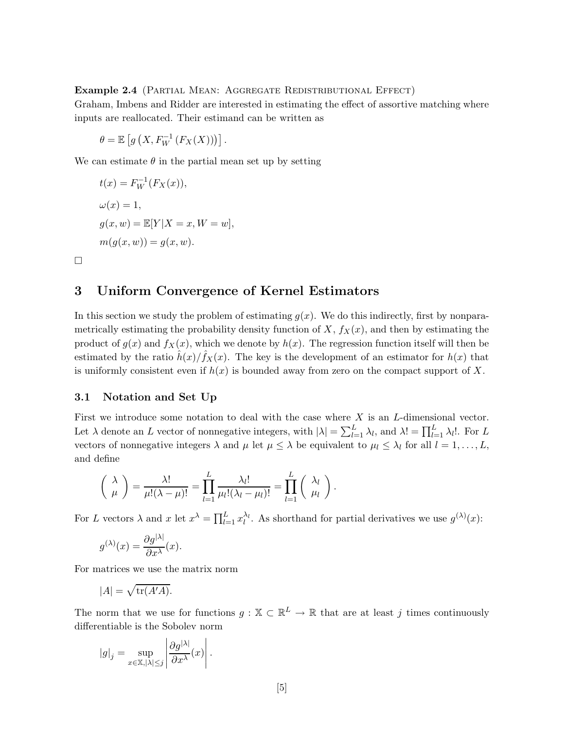**Example 2.4** (Partial Mean: Aggregate Redistributional Effect)
Graham, Imbens and Ridder are interested in estimating the effect of assortive matching where inputs are reallocated. Their estimand can be written as

$$\theta = \mathbb{E}\left[g\left(X, F_W^{-1}\left(F_X(X)\right)\right)\right].$$

We can estimate $\theta$ in the partial mean set up by setting

$$t(x) = F_W^{-1}(F_X(x)),$$

$$\omega(x) = 1,$$

$$g(x, w) = \mathbb{E}[Y|X = x, W = w],$$

$$m(g(x, w)) = g(x, w).$$

□

# 3 Uniform Convergence of Kernel Estimators

In this section we study the problem of estimating $g(x)$. We do this indirectly, first by nonparametrically estimating the probability density function of $X$, $f_X(x)$, and then by estimating the product of $g(x)$ and $f_X(x)$, which we denote by $h(x)$. The regression function itself will then be estimated by the ratio $\hat{h}(x)/\hat{f}_X(x)$. The key is the development of an estimator for $h(x)$ that is uniformly consistent even if $h(x)$ is bounded away from zero on the compact support of $X$.

## 3.1 Notation and Set Up

First we introduce some notation to deal with the case where $X$ is an $L$-dimensional vector. Let $\lambda$ denote an $L$ vector of nonnegative integers, with $|\lambda| = \sum_{l=1}^{L} \lambda_l$, and $\lambda! = \prod_{l=1}^{L} \lambda_l!$. For $L$ vectors of nonnegative integers $\lambda$ and $\mu$ let $\mu \leq \lambda$ be equivalent to $\mu_l \leq \lambda_l$ for all $l = 1, \ldots, L$, and define

$$\begin{pmatrix} \lambda \\ \mu \end{pmatrix} = \frac{\lambda!}{\mu!(\lambda - \mu)!} = \prod_{l=1}^{L} \frac{\lambda_l!}{\mu_l!(\lambda_l - \mu_l)!} = \prod_{l=1}^{L} \begin{pmatrix} \lambda_l \\ \mu_l \end{pmatrix}.$$

For $L$ vectors $\lambda$ and $x$ let $x^\lambda = \prod_{l=1}^{L} x_l^{\lambda_l}$. As shorthand for partial derivatives we use $g^{(\lambda)}(x)$:

$$g^{(\lambda)}(x) = \frac{\partial g^{|\lambda|}}{\partial x^\lambda}(x).$$

For matrices we use the matrix norm

$$|A| = \sqrt{\text{tr}(A'A)}.$$

The norm that we use for functions $g : \mathbb{X} \subset \mathbb{R}^L \to \mathbb{R}$ that are at least $j$ times continuously differentiable is the Sobolev norm

$$|g|_j = \sup_{x \in \mathbb{X}, |\lambda| \leq j} \left| \frac{\partial g^{|\lambda|}}{\partial x^\lambda}(x) \right|.$$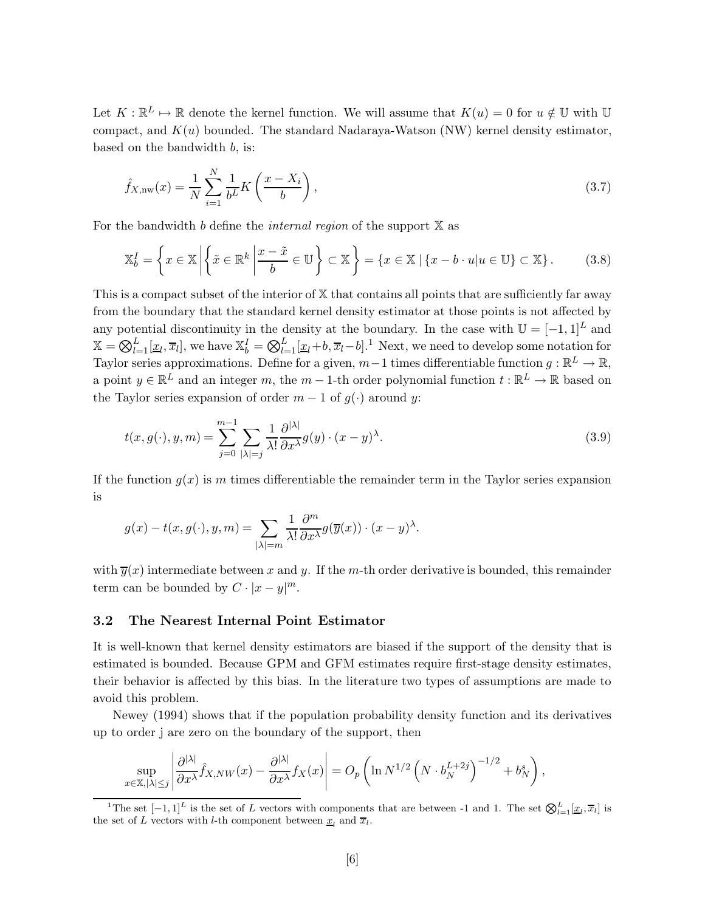Let $K : \mathbb{R}^L \mapsto \mathbb{R}$ denote the kernel function. We will assume that $K(u) = 0$ for $u \notin \mathbb{U}$ with $\mathbb{U}$ compact, and $K(u)$ bounded. The standard Nadaraya-Watson (NW) kernel density estimator, based on the bandwidth $b$, is:

$$\hat{f}_{X,\text{nw}}(x) = \frac{1}{N} \sum_{i=1}^{N} \frac{1}{b^L} K\left(\frac{x - X_i}{b}\right), \tag{3.7}$$

For the bandwidth $b$ define the *internal region* of the support $\mathbb{X}$ as

$$\mathbb{X}_b^I = \left\{ x \in \mathbb{X} \left| \left\{ \tilde{x} \in \mathbb{R}^k \left| \frac{x - \tilde{x}}{b} \in \mathbb{U} \right. \right\} \subset \mathbb{X} \right. \right\} = \left\{ x \in \mathbb{X} \,|\, \{x - b \cdot u | u \in \mathbb{U}\} \subset \mathbb{X} \right\}. \tag{3.8}$$

This is a compact subset of the interior of $\mathbb{X}$ that contains all points that are sufficiently far away from the boundary that the standard kernel density estimator at those points is not affected by any potential discontinuity in the density at the boundary. In the case with $\mathbb{U} = [-1, 1]^L$ and $\mathbb{X} = \bigotimes_{l=1}^{L} [\underline{x}_l, \overline{x}_l]$, we have $\mathbb{X}_b^I = \bigotimes_{l=1}^{L} [\underline{x}_l + b, \overline{x}_l - b]$.[1] Next, we need to develop some notation for Taylor series approximations. Define for a given, $m-1$ times differentiable function $g : \mathbb{R}^L \to \mathbb{R}$, a point $y \in \mathbb{R}^L$ and an integer $m$, the $m-1$-th order polynomial function $t : \mathbb{R}^L \to \mathbb{R}$ based on the Taylor series expansion of order $m-1$ of $g(\cdot)$ around $y$:

$$t(x, g(\cdot), y, m) = \sum_{j=0}^{m-1} \sum_{|\lambda|=j} \frac{1}{\lambda!} \frac{\partial^{|\lambda|}}{\partial x^{\lambda}} g(y) \cdot (x - y)^{\lambda}. \tag{3.9}$$

If the function $g(x)$ is $m$ times differentiable the remainder term in the Taylor series expansion is

$$g(x) - t(x, g(\cdot), y, m) = \sum_{|\lambda|=m} \frac{1}{\lambda!} \frac{\partial^m}{\partial x^{\lambda}} g(\overline{y}(x)) \cdot (x - y)^{\lambda}.$$

with $\overline{y}(x)$ intermediate between $x$ and $y$. If the $m$-th order derivative is bounded, this remainder term can be bounded by $C \cdot |x - y|^m$.

### 3.2 The Nearest Internal Point Estimator

It is well-known that kernel density estimators are biased if the support of the density that is estimated is bounded. Because GPM and GFM estimates require first-stage density estimates, their behavior is affected by this bias. In the literature two types of assumptions are made to avoid this problem.

Newey (1994) shows that if the population probability density function and its derivatives up to order j are zero on the boundary of the support, then

$$\sup_{x \in \mathbb{X}, |\lambda| \leq j} \left| \frac{\partial^{|\lambda|}}{\partial x^{\lambda}} \hat{f}_{X,NW}(x) - \frac{\partial^{|\lambda|}}{\partial x^{\lambda}} f_X(x) \right| = O_p\left( \ln N^{1/2} \left( N \cdot b_N^{L+2j} \right)^{-1/2} + b_N^s \right),$$

[1] The set $[-1, 1]^L$ is the set of $L$ vectors with components that are between -1 and 1. The set $\bigotimes_{l=1}^{L} [\underline{x}_l, \overline{x}_l]$ is the set of $L$ vectors with $l$-th component between $\underline{x}_l$ and $\overline{x}_l$.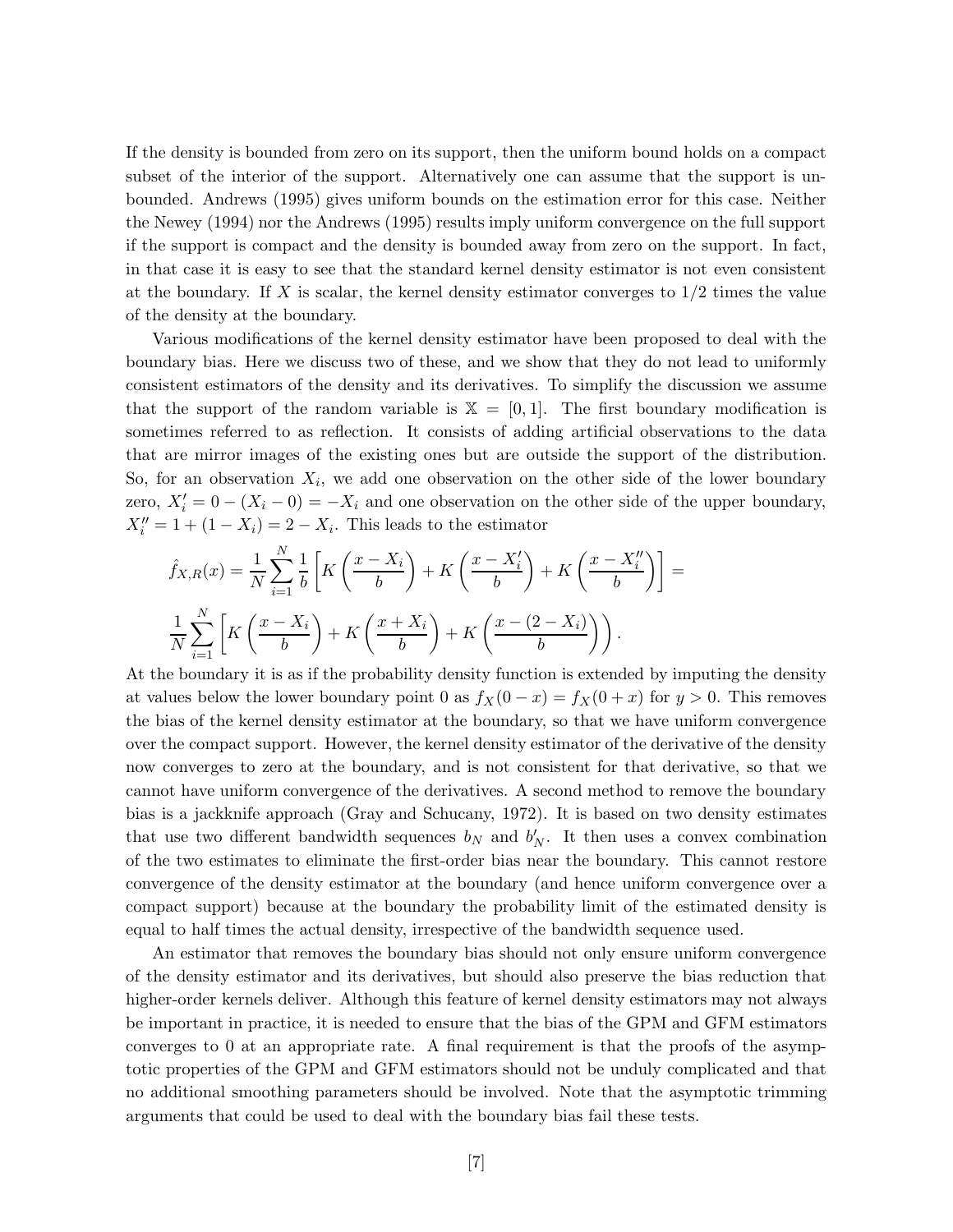If the density is bounded from zero on its support, then the uniform bound holds on a compact subset of the interior of the support. Alternatively one can assume that the support is unbounded. Andrews (1995) gives uniform bounds on the estimation error for this case. Neither the Newey (1994) nor the Andrews (1995) results imply uniform convergence on the full support if the support is compact and the density is bounded away from zero on the support. In fact, in that case it is easy to see that the standard kernel density estimator is not even consistent at the boundary. If $X$ is scalar, the kernel density estimator converges to $1/2$ times the value of the density at the boundary.

Various modifications of the kernel density estimator have been proposed to deal with the boundary bias. Here we discuss two of these, and we show that they do not lead to uniformly consistent estimators of the density and its derivatives. To simplify the discussion we assume that the support of the random variable is $\mathbb{X} = [0, 1]$. The first boundary modification is sometimes referred to as reflection. It consists of adding artificial observations to the data that are mirror images of the existing ones but are outside the support of the distribution. So, for an observation $X_i$, we add one observation on the other side of the lower boundary zero, $X_i' = 0 - (X_i - 0) = -X_i$ and one observation on the other side of the upper boundary, $X_i'' = 1 + (1 - X_i) = 2 - X_i$. This leads to the estimator

$$
\hat{f}_{X,R}(x) = \frac{1}{N}\sum_{i=1}^{N}\frac{1}{b}\left[K\left(\frac{x - X_i}{b}\right) + K\left(\frac{x - X_i'}{b}\right) + K\left(\frac{x - X_i''}{b}\right)\right] =
$$

$$
\frac{1}{N}\sum_{i=1}^{N}\left[K\left(\frac{x - X_i}{b}\right) + K\left(\frac{x + X_i}{b}\right) + K\left(\frac{x - (2 - X_i)}{b}\right)\right).
$$

At the boundary it is as if the probability density function is extended by imputing the density at values below the lower boundary point 0 as $f_X(0 - x) = f_X(0 + x)$ for $y > 0$. This removes the bias of the kernel density estimator at the boundary, so that we have uniform convergence over the compact support. However, the kernel density estimator of the derivative of the density now converges to zero at the boundary, and is not consistent for that derivative, so that we cannot have uniform convergence of the derivatives. A second method to remove the boundary bias is a jackknife approach (Gray and Schucany, 1972). It is based on two density estimates that use two different bandwidth sequences $b_N$ and $b_N'$. It then uses a convex combination of the two estimates to eliminate the first-order bias near the boundary. This cannot restore convergence of the density estimator at the boundary (and hence uniform convergence over a compact support) because at the boundary the probability limit of the estimated density is equal to half times the actual density, irrespective of the bandwidth sequence used.

An estimator that removes the boundary bias should not only ensure uniform convergence of the density estimator and its derivatives, but should also preserve the bias reduction that higher-order kernels deliver. Although this feature of kernel density estimators may not always be important in practice, it is needed to ensure that the bias of the GPM and GFM estimators converges to 0 at an appropriate rate. A final requirement is that the proofs of the asymptotic properties of the GPM and GFM estimators should not be unduly complicated and that no additional smoothing parameters should be involved. Note that the asymptotic trimming arguments that could be used to deal with the boundary bias fail these tests.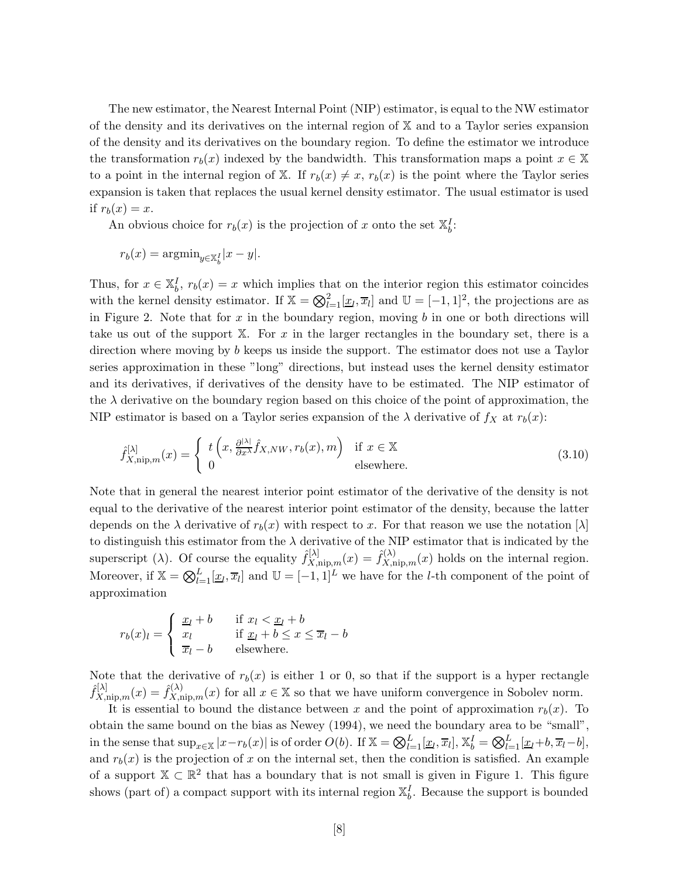The new estimator, the Nearest Internal Point (NIP) estimator, is equal to the NW estimator of the density and its derivatives on the internal region of $\mathbb{X}$ and to a Taylor series expansion of the density and its derivatives on the boundary region. To define the estimator we introduce the transformation $r_b(x)$ indexed by the bandwidth. This transformation maps a point $x \in \mathbb{X}$ to a point in the internal region of $\mathbb{X}$. If $r_b(x) \neq x$, $r_b(x)$ is the point where the Taylor series expansion is taken that replaces the usual kernel density estimator. The usual estimator is used if $r_b(x) = x$.

An obvious choice for $r_b(x)$ is the projection of $x$ onto the set $\mathbb{X}_b^I$:

$$r_b(x) = \text{argmin}_{y \in \mathbb{X}_b^I} |x - y|.$$

Thus, for $x \in \mathbb{X}_b^I$, $r_b(x) = x$ which implies that on the interior region this estimator coincides with the kernel density estimator. If $\mathbb{X} = \bigotimes_{l=1}^{2} [\underline{x}_l, \overline{x}_l]$ and $\mathbb{U} = [-1,1]^2$, the projections are as in Figure 2. Note that for $x$ in the boundary region, moving $b$ in one or both directions will take us out of the support $\mathbb{X}$. For $x$ in the larger rectangles in the boundary set, there is a direction where moving by $b$ keeps us inside the support. The estimator does not use a Taylor series approximation in these "long" directions, but instead uses the kernel density estimator and its derivatives, if derivatives of the density have to be estimated. The NIP estimator of the $\lambda$ derivative on the boundary region based on this choice of the point of approximation, the NIP estimator is based on a Taylor series expansion of the $\lambda$ derivative of $f_X$ at $r_b(x)$:

$$\hat{f}_{X,\text{nip},m}^{[\lambda]}(x) = \begin{cases} t\left(x, \frac{\partial^{|\lambda|}}{\partial x^{\lambda}} \hat{f}_{X,NW}, r_b(x), m\right) & \text{if } x \in \mathbb{X} \\ 0 & \text{elsewhere.} \end{cases} \tag{3.10}$$

Note that in general the nearest interior point estimator of the derivative of the density is not equal to the derivative of the nearest interior point estimator of the density, because the latter depends on the $\lambda$ derivative of $r_b(x)$ with respect to $x$. For that reason we use the notation $[\lambda]$ to distinguish this estimator from the $\lambda$ derivative of the NIP estimator that is indicated by the superscript $(\lambda)$. Of course the equality $\hat{f}_{X,\text{nip},m}^{[\lambda]}(x) = \hat{f}_{X,\text{nip},m}^{(\lambda)}(x)$ holds on the internal region. Moreover, if $\mathbb{X} = \bigotimes_{l=1}^{L} [\underline{x}_l, \overline{x}_l]$ and $\mathbb{U} = [-1,1]^L$ we have for the $l$-th component of the point of approximation

$$r_b(x)_l = \begin{cases} \underline{x}_l + b & \text{if } x_l < \underline{x}_l + b \\ x_l & \text{if } \underline{x}_l + b \leq x \leq \overline{x}_l - b \\ \overline{x}_l - b & \text{elsewhere.} \end{cases}$$

Note that the derivative of $r_b(x)$ is either 1 or 0, so that if the support is a hyper rectangle $\hat{f}_{X,\text{nip},m}^{[\lambda]}(x) = \hat{f}_{X,\text{nip},m}^{(\lambda)}(x)$ for all $x \in \mathbb{X}$ so that we have uniform convergence in Sobolev norm.

It is essential to bound the distance between $x$ and the point of approximation $r_b(x)$. To obtain the same bound on the bias as Newey (1994), we need the boundary area to be "small", in the sense that $\sup_{x \in \mathbb{X}} |x - r_b(x)|$ is of order $O(b)$. If $\mathbb{X} = \bigotimes_{l=1}^{L} [\underline{x}_l, \overline{x}_l]$, $\mathbb{X}_b^I = \bigotimes_{l=1}^{L} [\underline{x}_l + b, \overline{x}_l - b]$, and $r_b(x)$ is the projection of $x$ on the internal set, then the condition is satisfied. An example of a support $\mathbb{X} \subset \mathbb{R}^2$ that has a boundary that is not small is given in Figure 1. This figure shows (part of) a compact support with its internal region $\mathbb{X}_b^I$. Because the support is bounded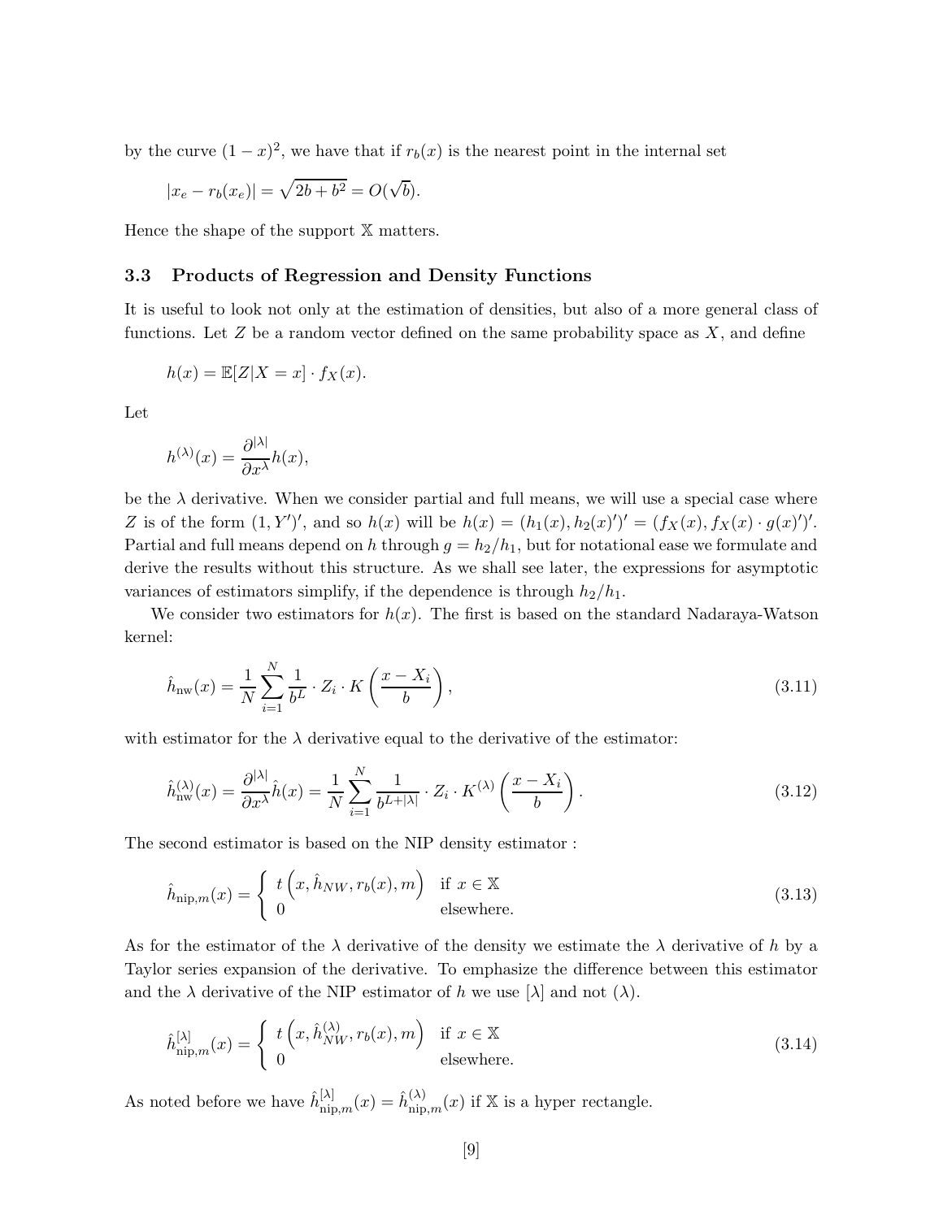by the curve $(1-x)^2$, we have that if $r_b(x)$ is the nearest point in the internal set

$$|x_e - r_b(x_e)| = \sqrt{2b + b^2} = O(\sqrt{b}).$$

Hence the shape of the support $\mathbb{X}$ matters.

### 3.3 Products of Regression and Density Functions

It is useful to look not only at the estimation of densities, but also of a more general class of functions. Let $Z$ be a random vector defined on the same probability space as $X$, and define

$$h(x) = \mathbb{E}[Z|X = x] \cdot f_X(x).$$

Let

$$h^{(\lambda)}(x) = \frac{\partial^{|\lambda|}}{\partial x^{\lambda}} h(x),$$

be the $\lambda$ derivative. When we consider partial and full means, we will use a special case where $Z$ is of the form $(1, Y')'$, and so $h(x)$ will be $h(x) = (h_1(x), h_2(x)')' = (f_X(x), f_X(x) \cdot g(x)')'$. Partial and full means depend on $h$ through $g = h_2/h_1$, but for notational ease we formulate and derive the results without this structure. As we shall see later, the expressions for asymptotic variances of estimators simplify, if the dependence is through $h_2/h_1$.

We consider two estimators for $h(x)$. The first is based on the standard Nadaraya-Watson kernel:

$$\hat{h}_{\text{nw}}(x) = \frac{1}{N} \sum_{i=1}^{N} \frac{1}{b^L} \cdot Z_i \cdot K\left(\frac{x - X_i}{b}\right), \tag{3.11}$$

with estimator for the $\lambda$ derivative equal to the derivative of the estimator:

$$\hat{h}_{\text{nw}}^{(\lambda)}(x) = \frac{\partial^{|\lambda|}}{\partial x^{\lambda}} \hat{h}(x) = \frac{1}{N} \sum_{i=1}^{N} \frac{1}{b^{L+|\lambda|}} \cdot Z_i \cdot K^{(\lambda)}\left(\frac{x - X_i}{b}\right). \tag{3.12}$$

The second estimator is based on the NIP density estimator :

$$\hat{h}_{\text{nip},m}(x) = \begin{cases} t\left(x, \hat{h}_{NW}, r_b(x), m\right) & \text{if } x \in \mathbb{X} \\ 0 & \text{elsewhere.} \end{cases} \tag{3.13}$$

As for the estimator of the $\lambda$ derivative of the density we estimate the $\lambda$ derivative of $h$ by a Taylor series expansion of the derivative. To emphasize the difference between this estimator and the $\lambda$ derivative of the NIP estimator of $h$ we use $[\lambda]$ and not $(\lambda)$.

$$\hat{h}_{\text{nip},m}^{[\lambda]}(x) = \begin{cases} t\left(x, \hat{h}_{NW}^{(\lambda)}, r_b(x), m\right) & \text{if } x \in \mathbb{X} \\ 0 & \text{elsewhere.} \end{cases} \tag{3.14}$$

As noted before we have $\hat{h}_{\text{nip},m}^{[\lambda]}(x) = \hat{h}_{\text{nip},m}^{(\lambda)}(x)$ if $\mathbb{X}$ is a hyper rectangle.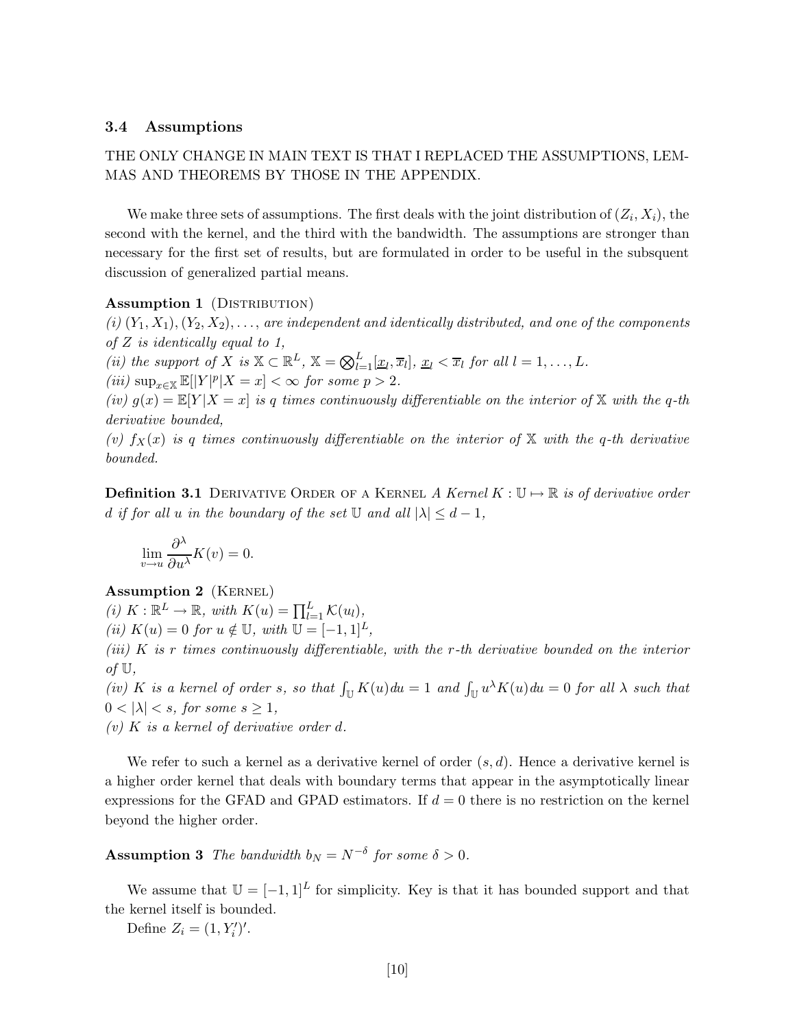### 3.4 Assumptions

THE ONLY CHANGE IN MAIN TEXT IS THAT I REPLACED THE ASSUMPTIONS, LEMMAS AND THEOREMS BY THOSE IN THE APPENDIX.

We make three sets of assumptions. The first deals with the joint distribution of $(Z_i, X_i)$, the second with the kernel, and the third with the bandwidth. The assumptions are stronger than necessary for the first set of results, but are formulated in order to be useful in the subsequent discussion of generalized partial means.

**Assumption 1** (Distribution)
*(i)* $(Y_1, X_1), (Y_2, X_2), \ldots,$ *are independent and identically distributed, and one of the components of* $Z$ *is identically equal to 1,*
*(ii) the support of* $X$ *is* $\mathbb{X} \subset \mathbb{R}^L$, $\mathbb{X} = \bigotimes_{l=1}^{L} [\underline{x}_l, \overline{x}_l]$, $\underline{x}_l < \overline{x}_l$ *for all* $l = 1, \ldots, L$.
*(iii)* $\sup_{x \in \mathbb{X}} \mathbb{E}[|Y|^p | X = x] < \infty$ *for some* $p > 2$.
*(iv)* $g(x) = \mathbb{E}[Y|X = x]$ *is* $q$ *times continuously differentiable on the interior of* $\mathbb{X}$ *with the* $q$*-th derivative bounded,*
*(v)* $f_X(x)$ *is* $q$ *times continuously differentiable on the interior of* $\mathbb{X}$ *with the* $q$*-th derivative bounded.*

**Definition 3.1** Derivative Order of a Kernel *A Kernel* $K : \mathbb{U} \mapsto \mathbb{R}$ *is of derivative order* $d$ *if for all* $u$ *in the boundary of the set* $\mathbb{U}$ *and all* $|\lambda| \leq d - 1$,

$$\lim_{v \to u} \frac{\partial^\lambda}{\partial u^\lambda} K(v) = 0.$$

**Assumption 2** (Kernel)
*(i)* $K : \mathbb{R}^L \to \mathbb{R}$, *with* $K(u) = \prod_{l=1}^{L} \mathcal{K}(u_l)$,
*(ii)* $K(u) = 0$ *for* $u \notin \mathbb{U}$, *with* $\mathbb{U} = [-1, 1]^L$,
*(iii)* $K$ *is* $r$ *times continuously differentiable, with the* $r$*-th derivative bounded on the interior of* $\mathbb{U}$,
*(iv)* $K$ *is a kernel of order* $s$, *so that* $\int_{\mathbb{U}} K(u)du = 1$ *and* $\int_{\mathbb{U}} u^\lambda K(u)du = 0$ *for all* $\lambda$ *such that* $0 < |\lambda| < s$, *for some* $s \geq 1$,
*(v)* $K$ *is a kernel of derivative order* $d$.

We refer to such a kernel as a derivative kernel of order $(s, d)$. Hence a derivative kernel is a higher order kernel that deals with boundary terms that appear in the asymptotically linear expressions for the GFAD and GPAD estimators. If $d = 0$ there is no restriction on the kernel beyond the higher order.

**Assumption 3** *The bandwidth* $b_N = N^{-\delta}$ *for some* $\delta > 0$.

We assume that $\mathbb{U} = [-1, 1]^L$ for simplicity. Key is that it has bounded support and that the kernel itself is bounded.

Define $Z_i = (1, Y_i')'$.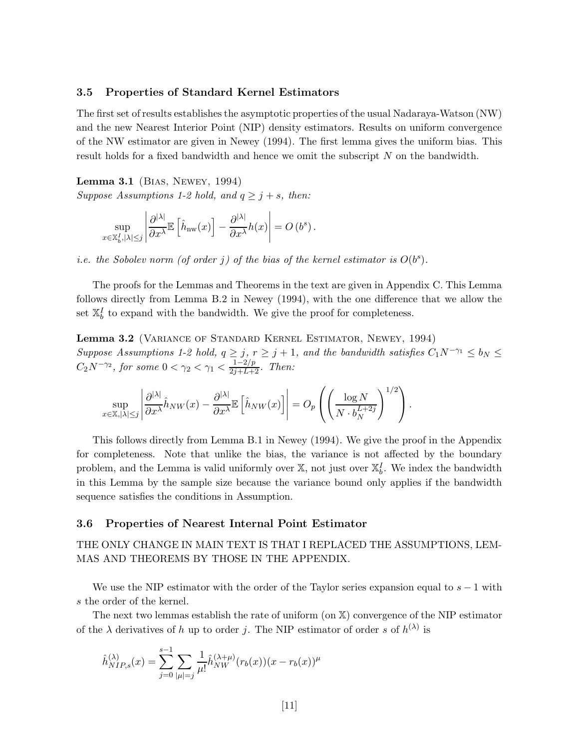### 3.5 Properties of Standard Kernel Estimators

The first set of results establishes the asymptotic properties of the usual Nadaraya-Watson (NW) and the new Nearest Interior Point (NIP) density estimators. Results on uniform convergence of the NW estimator are given in Newey (1994). The first lemma gives the uniform bias. This result holds for a fixed bandwidth and hence we omit the subscript $N$ on the bandwidth.

**Lemma 3.1** (Bias, Newey, 1994)
*Suppose Assumptions 1-2 hold, and $q \geq j+s$, then:*

$$\sup_{x \in \mathbb{X}_b^I, |\lambda| \leq j} \left| \frac{\partial^{|\lambda|}}{\partial x^\lambda} \mathbb{E}\left[\hat{h}_{\text{nw}}(x)\right] - \frac{\partial^{|\lambda|}}{\partial x^\lambda} h(x) \right| = O\left(b^s\right).$$

*i.e. the Sobolev norm (of order $j$) of the bias of the kernel estimator is $O(b^s)$.*

The proofs for the Lemmas and Theorems in the text are given in Appendix C. This Lemma follows directly from Lemma B.2 in Newey (1994), with the one difference that we allow the set $\mathbb{X}_b^I$ to expand with the bandwidth. We give the proof for completeness.

**Lemma 3.2** (Variance of Standard Kernel Estimator, Newey, 1994)
*Suppose Assumptions 1-2 hold, $q \geq j$, $r \geq j+1$, and the bandwidth satisfies $C_1 N^{-\gamma_1} \leq b_N \leq C_2 N^{-\gamma_2}$, for some $0 < \gamma_2 < \gamma_1 < \frac{1-2/p}{2j+L+2}$. Then:*

$$\sup_{x \in \mathbb{X}, |\lambda| \leq j} \left| \frac{\partial^{|\lambda|}}{\partial x^\lambda} \hat{h}_{NW}(x) - \frac{\partial^{|\lambda|}}{\partial x^\lambda} \mathbb{E}\left[\hat{h}_{NW}(x)\right] \right| = O_p\left( \left( \frac{\log N}{N \cdot b_N^{L+2j}} \right)^{1/2} \right).$$

This follows directly from Lemma B.1 in Newey (1994). We give the proof in the Appendix for completeness. Note that unlike the bias, the variance is not affected by the boundary problem, and the Lemma is valid uniformly over $\mathbb{X}$, not just over $\mathbb{X}_b^I$. We index the bandwidth in this Lemma by the sample size because the variance bound only applies if the bandwidth sequence satisfies the conditions in Assumption.

### 3.6 Properties of Nearest Internal Point Estimator

THE ONLY CHANGE IN MAIN TEXT IS THAT I REPLACED THE ASSUMPTIONS, LEMMAS AND THEOREMS BY THOSE IN THE APPENDIX.

We use the NIP estimator with the order of the Taylor series expansion equal to $s-1$ with $s$ the order of the kernel.

The next two lemmas establish the rate of uniform (on $\mathbb{X}$) convergence of the NIP estimator of the $\lambda$ derivatives of $h$ up to order $j$. The NIP estimator of order $s$ of $h^{(\lambda)}$ is

$$\hat{h}_{NIP,s}^{(\lambda)}(x) = \sum_{j=0}^{s-1} \sum_{|\mu|=j} \frac{1}{\mu!} \hat{h}_{NW}^{(\lambda+\mu)}(r_b(x))(x - r_b(x))^\mu$$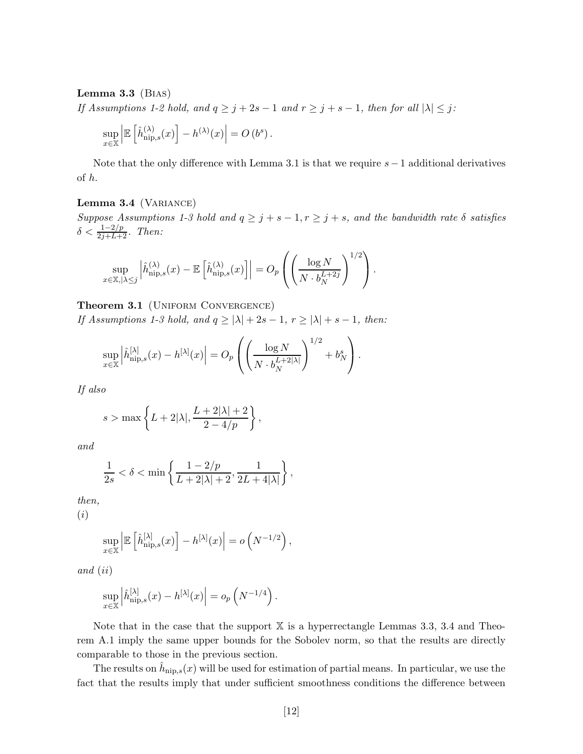**Lemma 3.3** (Bias)
*If Assumptions 1-2 hold, and $q \geq j + 2s - 1$ and $r \geq j + s - 1$, then for all $|\lambda| \leq j$:*

$$\sup_{x \in \mathbb{X}} \left| \mathbb{E}\left[\hat{h}^{(\lambda)}_{\text{nip},s}(x)\right] - h^{(\lambda)}(x) \right| = O\left(b^s\right).$$

Note that the only difference with Lemma 3.1 is that we require $s-1$ additional derivatives of $h$.

**Lemma 3.4** (Variance)
*Suppose Assumptions 1-3 hold and $q \geq j + s - 1, r \geq j + s$, and the bandwidth rate $\delta$ satisfies $\delta < \frac{1-2/p}{2j+L+2}$. Then:*

$$\sup_{x \in \mathbb{X}, |\lambda \leq j} \left| \hat{h}^{(\lambda)}_{\text{nip},s}(x) - \mathbb{E}\left[\hat{h}^{(\lambda)}_{\text{nip},s}(x)\right] \right| = O_p\left( \left( \frac{\log N}{N \cdot b_N^{L+2j}} \right)^{1/2} \right).$$

**Theorem 3.1** (Uniform Convergence)
*If Assumptions 1-3 hold, and $q \geq |\lambda| + 2s - 1$, $r \geq |\lambda| + s - 1$, then:*

$$\sup_{x \in \mathbb{X}} \left| \hat{h}^{[\lambda]}_{\text{nip},s}(x) - h^{[\lambda]}(x) \right| = O_p\left( \left( \frac{\log N}{N \cdot b_N^{L+2|\lambda|}} \right)^{1/2} + b_N^s \right).$$

*If also*

$$s > \max\left\{ L + 2|\lambda|, \frac{L + 2|\lambda| + 2}{2 - 4/p} \right\},$$

*and*

$$\frac{1}{2s} < \delta < \min\left\{ \frac{1-2/p}{L + 2|\lambda| + 2}, \frac{1}{2L + 4|\lambda|} \right\},$$

*then,*
*(i)*

$$\sup_{x \in \mathbb{X}} \left| \mathbb{E}\left[\hat{h}^{[\lambda]}_{\text{nip},s}(x)\right] - h^{[\lambda]}(x) \right| = o\left(N^{-1/2}\right),$$

*and (ii)*

$$\sup_{x \in \mathbb{X}} \left| \hat{h}^{[\lambda]}_{\text{nip},s}(x) - h^{[\lambda]}(x) \right| = o_p\left(N^{-1/4}\right).$$

Note that in the case that the support $\mathbb{X}$ is a hyperrectangle Lemmas 3.3, 3.4 and Theorem A.1 imply the same upper bounds for the Sobolev norm, so that the results are directly comparable to those in the previous section.

The results on $\hat{h}_{\text{nip},s}(x)$ will be used for estimation of partial means. In particular, we use the fact that the results imply that under sufficient smoothness conditions the difference between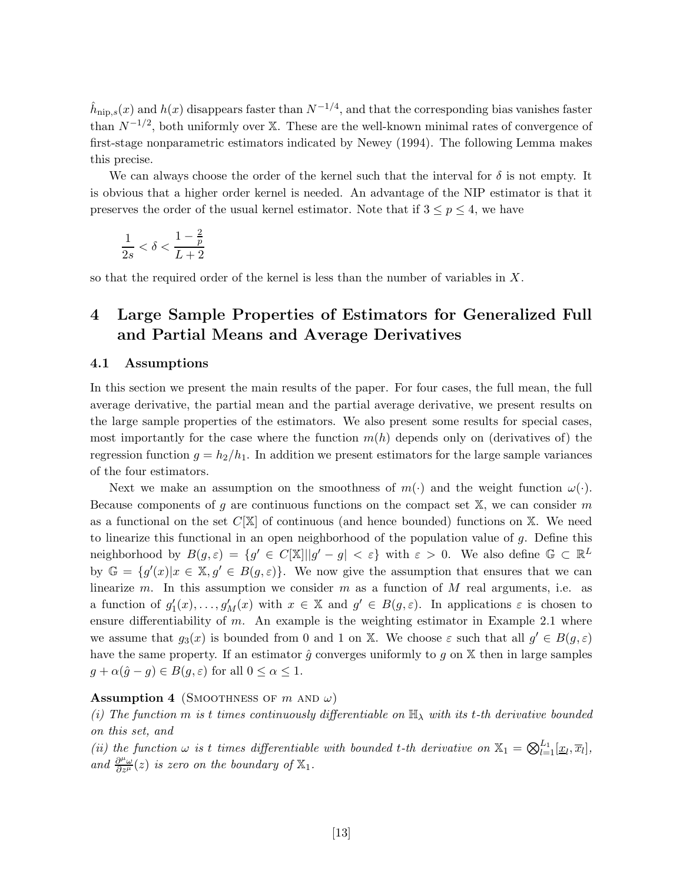$\hat{h}_{\text{nip},s}(x)$ and $h(x)$ disappears faster than $N^{-1/4}$, and that the corresponding bias vanishes faster than $N^{-1/2}$, both uniformly over $\mathbb{X}$. These are the well-known minimal rates of convergence of first-stage nonparametric estimators indicated by Newey (1994). The following Lemma makes this precise.

We can always choose the order of the kernel such that the interval for $\delta$ is not empty. It is obvious that a higher order kernel is needed. An advantage of the NIP estimator is that it preserves the order of the usual kernel estimator. Note that if $3 \leq p \leq 4$, we have

$$\frac{1}{2s} < \delta < \frac{1 - \frac{2}{p}}{L + 2}$$

so that the required order of the kernel is less than the number of variables in $X$.

# 4 Large Sample Properties of Estimators for Generalized Full and Partial Means and Average Derivatives

## 4.1 Assumptions

In this section we present the main results of the paper. For four cases, the full mean, the full average derivative, the partial mean and the partial average derivative, we present results on the large sample properties of the estimators. We also present some results for special cases, most importantly for the case where the function $m(h)$ depends only on (derivatives of) the regression function $g = h_2/h_1$. In addition we present estimators for the large sample variances of the four estimators.

Next we make an assumption on the smoothness of $m(\cdot)$ and the weight function $\omega(\cdot)$. Because components of $g$ are continuous functions on the compact set $\mathbb{X}$, we can consider $m$ as a functional on the set $C[\mathbb{X}]$ of continuous (and hence bounded) functions on $\mathbb{X}$. We need to linearize this functional in an open neighborhood of the population value of $g$. Define this neighborhood by $B(g, \varepsilon) = \{g' \in C[\mathbb{X}] | |g' - g| < \varepsilon\}$ with $\varepsilon > 0$. We also define $\mathbb{G} \subset \mathbb{R}^L$ by $\mathbb{G} = \{g'(x) | x \in \mathbb{X}, g' \in B(g, \varepsilon)\}$. We now give the assumption that ensures that we can linearize $m$. In this assumption we consider $m$ as a function of $M$ real arguments, i.e. as a function of $g'_1(x), \ldots, g'_M(x)$ with $x \in \mathbb{X}$ and $g' \in B(g, \varepsilon)$. In applications $\varepsilon$ is chosen to ensure differentiability of $m$. An example is the weighting estimator in Example 2.1 where we assume that $g_3(x)$ is bounded from 0 and 1 on $\mathbb{X}$. We choose $\varepsilon$ such that all $g' \in B(g, \varepsilon)$ have the same property. If an estimator $\hat{g}$ converges uniformly to $g$ on $\mathbb{X}$ then in large samples $g + \alpha(\hat{g} - g) \in B(g, \varepsilon)$ for all $0 \leq \alpha \leq 1$.

**Assumption 4** (Smoothness of $m$ and $\omega$)
*(i) The function $m$ is $t$ times continuously differentiable on $\mathbb{H}_\lambda$ with its $t$-th derivative bounded on this set, and*
*(ii) the function $\omega$ is $t$ times differentiable with bounded $t$-th derivative on $\mathbb{X}_1 = \bigotimes_{l=1}^{L_1} [\underline{x}_l, \overline{x}_l]$, and $\frac{\partial^\mu \omega}{\partial z^\mu}(z)$ is zero on the boundary of $\mathbb{X}_1$.*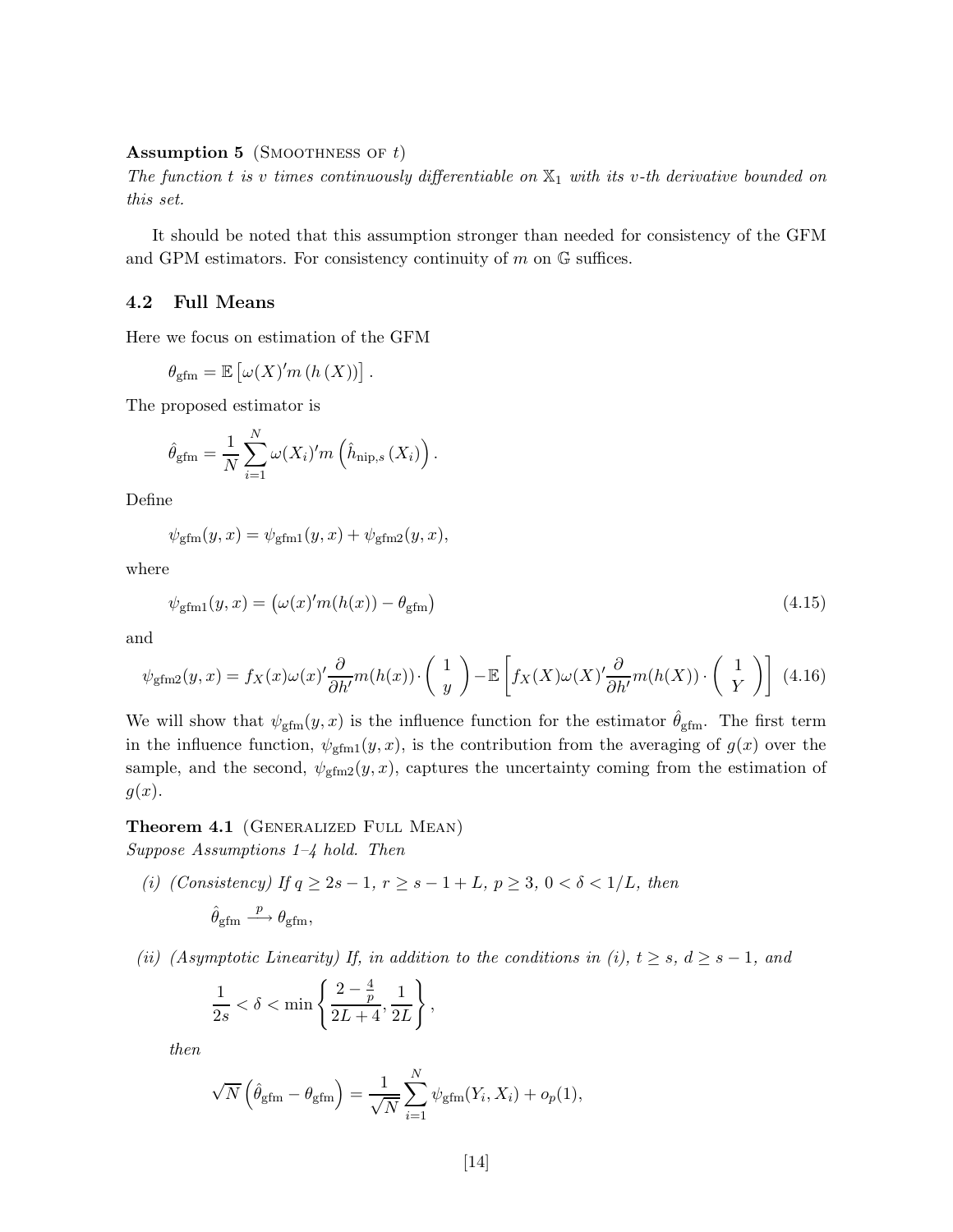**Assumption 5** (Smoothness of $t$)
*The function $t$ is $v$ times continuously differentiable on $\mathbb{X}_1$ with its $v$-th derivative bounded on this set.*

It should be noted that this assumption stronger than needed for consistency of the GFM and GPM estimators. For consistency continuity of $m$ on $\mathbb{G}$ suffices.

## 4.2 Full Means

Here we focus on estimation of the GFM

$$\theta_{\text{gfm}} = \mathbb{E}\left[\omega(X)'m\left(h\left(X\right)\right)\right].$$

The proposed estimator is

$$\hat{\theta}_{\text{gfm}} = \frac{1}{N}\sum_{i=1}^{N}\omega(X_i)'m\left(\hat{h}_{\text{nip},s}\left(X_i\right)\right).$$

Define

$$\psi_{\text{gfm}}(y,x) = \psi_{\text{gfm1}}(y,x) + \psi_{\text{gfm2}}(y,x),$$

where

$$\psi_{\text{gfm1}}(y,x) = \left(\omega(x)'m(h(x)) - \theta_{\text{gfm}}\right) \tag{4.15}$$

and

$$\psi_{\text{gfm2}}(y,x) = f_X(x)\omega(x)'\frac{\partial}{\partial h'}m(h(x))\cdot\begin{pmatrix}1\\y\end{pmatrix} - \mathbb{E}\left[f_X(X)\omega(X)'\frac{\partial}{\partial h'}m(h(X))\cdot\begin{pmatrix}1\\Y\end{pmatrix}\right] \tag{4.16}$$

We will show that $\psi_{\text{gfm}}(y,x)$ is the influence function for the estimator $\hat{\theta}_{\text{gfm}}$. The first term in the influence function, $\psi_{\text{gfm1}}(y,x)$, is the contribution from the averaging of $g(x)$ over the sample, and the second, $\psi_{\text{gfm2}}(y,x)$, captures the uncertainty coming from the estimation of $g(x)$.

**Theorem 4.1** (Generalized Full Mean)
*Suppose Assumptions 1–4 hold. Then*

*(i) (Consistency) If $q \geq 2s-1$, $r \geq s-1+L$, $p \geq 3$, $0 < \delta < 1/L$, then*

$$\hat{\theta}_{\text{gfm}} \xrightarrow{\ p\ } \theta_{\text{gfm}},$$

*(ii) (Asymptotic Linearity) If, in addition to the conditions in (i), $t \geq s$, $d \geq s-1$, and*

$$\frac{1}{2s} < \delta < \min\left\{\frac{2-\frac{4}{p}}{2L+4}, \frac{1}{2L}\right\},$$

*then*

$$\sqrt{N}\left(\hat{\theta}_{\text{gfm}} - \theta_{\text{gfm}}\right) = \frac{1}{\sqrt{N}}\sum_{i=1}^{N}\psi_{\text{gfm}}(Y_i, X_i) + o_p(1),$$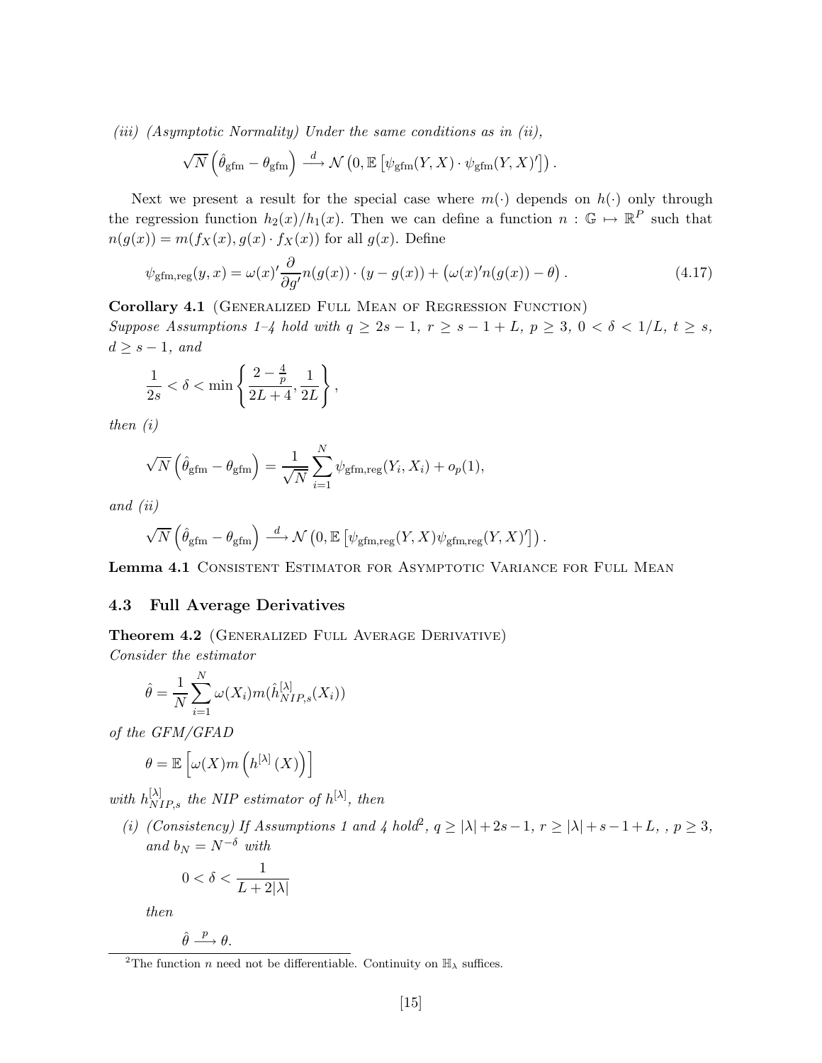*(iii) (Asymptotic Normality) Under the same conditions as in (ii),*

$$\sqrt{N}\left(\hat{\theta}_{\text{gfm}} - \theta_{\text{gfm}}\right) \xrightarrow{d} \mathcal{N}\left(0, \mathbb{E}\left[\psi_{\text{gfm}}(Y,X) \cdot \psi_{\text{gfm}}(Y,X)'\right]\right).$$

Next we present a result for the special case where $m(\cdot)$ depends on $h(\cdot)$ only through the regression function $h_2(x)/h_1(x)$. Then we can define a function $n : \mathbb{G} \mapsto \mathbb{R}^P$ such that $n(g(x)) = m(f_X(x), g(x) \cdot f_X(x))$ for all $g(x)$. Define

$$\psi_{\text{gfm,reg}}(y,x) = \omega(x)' \frac{\partial}{\partial g'} n(g(x)) \cdot (y - g(x)) + \left(\omega(x)' n(g(x)) - \theta\right). \tag{4.17}$$

**Corollary 4.1** (Generalized Full Mean of Regression Function)
*Suppose Assumptions 1–4 hold with $q \geq 2s-1$, $r \geq s-1+L$, $p \geq 3$, $0 < \delta < 1/L$, $t \geq s$, $d \geq s-1$, and*

$$\frac{1}{2s} < \delta < \min\left\{\frac{2 - \frac{4}{p}}{2L+4}, \frac{1}{2L}\right\},$$

*then (i)*

$$\sqrt{N}\left(\hat{\theta}_{\text{gfm}} - \theta_{\text{gfm}}\right) = \frac{1}{\sqrt{N}} \sum_{i=1}^{N} \psi_{\text{gfm,reg}}(Y_i, X_i) + o_p(1),$$

*and (ii)*

$$\sqrt{N}\left(\hat{\theta}_{\text{gfm}} - \theta_{\text{gfm}}\right) \xrightarrow{d} \mathcal{N}\left(0, \mathbb{E}\left[\psi_{\text{gfm,reg}}(Y,X)\psi_{\text{gfm,reg}}(Y,X)'\right]\right).$$

**Lemma 4.1** Consistent Estimator for Asymptotic Variance for Full Mean

## 4.3 Full Average Derivatives

**Theorem 4.2** (Generalized Full Average Derivative)
*Consider the estimator*

$$\hat{\theta} = \frac{1}{N} \sum_{i=1}^{N} \omega(X_i) m(\hat{h}_{NIP,s}^{[\lambda]}(X_i))$$

*of the GFM/GFAD*

$$\theta = \mathbb{E}\left[\omega(X) m\left(h^{[\lambda]}(X)\right)\right]$$

*with $h_{NIP,s}^{[\lambda]}$ the NIP estimator of $h^{[\lambda]}$, then*

*(i) (Consistency) If Assumptions 1 and 4 hold[2], $q \geq |\lambda| + 2s - 1$, $r \geq |\lambda| + s - 1 + L$, , $p \geq 3$, and $b_N = N^{-\delta}$ with*

$$0 < \delta < \frac{1}{L + 2|\lambda|}$$

*then*

$$\hat{\theta} \xrightarrow{p} \theta.$$

[2] The function $n$ need not be differentiable. Continuity on $\mathbb{H}_\lambda$ suffices.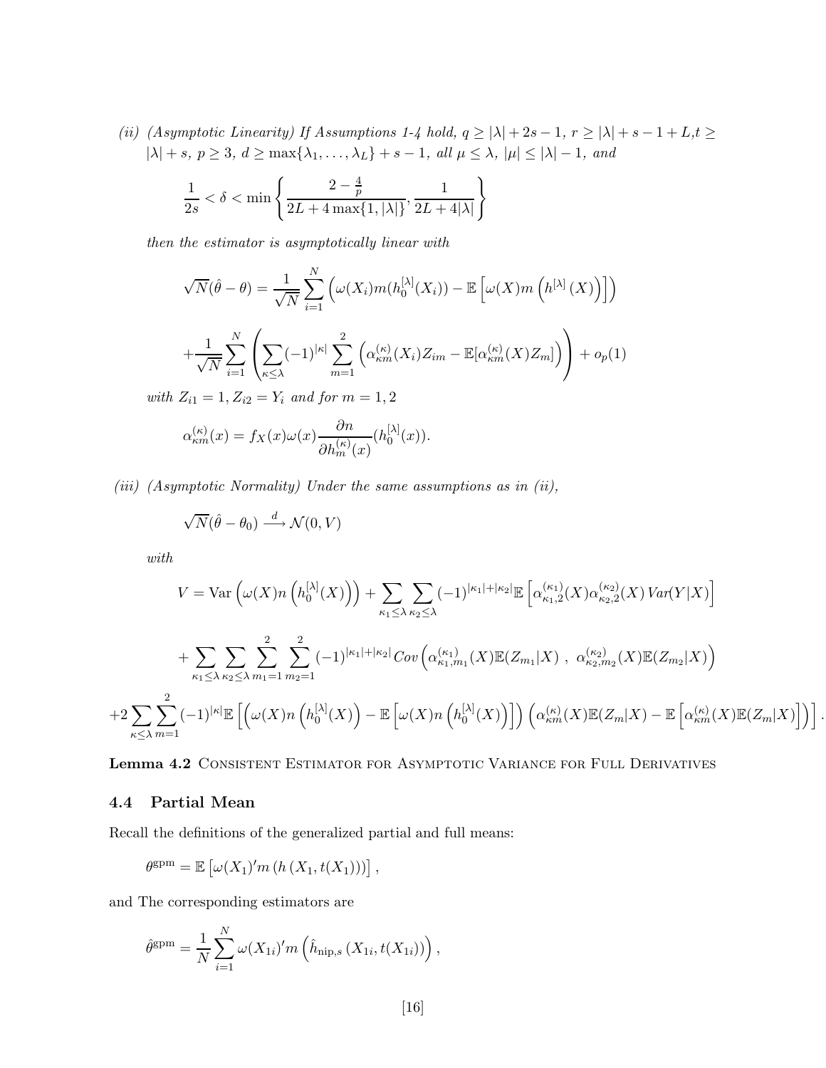*(ii) (Asymptotic Linearity) If Assumptions 1-4 hold, $q \geq |\lambda| + 2s - 1$, $r \geq |\lambda| + s - 1 + L$, $t \geq |\lambda| + s$, $p \geq 3$, $d \geq \max\{\lambda_1, \ldots, \lambda_L\} + s - 1$, all $\mu \leq \lambda$, $|\mu| \leq |\lambda| - 1$, and*

$$\frac{1}{2s} < \delta < \min\left\{\frac{2 - \frac{4}{p}}{2L + 4\max\{1, |\lambda|\}}, \frac{1}{2L + 4|\lambda|}\right\}$$

*then the estimator is asymptotically linear with*

$$\sqrt{N}(\hat{\theta} - \theta) = \frac{1}{\sqrt{N}} \sum_{i=1}^{N} \left(\omega(X_i) m(h_0^{[\lambda]}(X_i)) - \mathbb{E}\left[\omega(X) m\left(h^{[\lambda]}(X)\right)\right]\right)$$

$$+ \frac{1}{\sqrt{N}} \sum_{i=1}^{N} \left(\sum_{\kappa \leq \lambda} (-1)^{|\kappa|} \sum_{m=1}^{2} \left(\alpha_{\kappa m}^{(\kappa)}(X_i) Z_{im} - \mathbb{E}[\alpha_{\kappa m}^{(\kappa)}(X) Z_m]\right)\right) + o_p(1)$$

*with $Z_{i1} = 1, Z_{i2} = Y_i$ and for $m = 1, 2$*

$$\alpha_{\kappa m}^{(\kappa)}(x) = f_X(x) \omega(x) \frac{\partial n}{\partial h_m^{(\kappa)}(x)} (h_0^{[\lambda]}(x)).$$

*(iii) (Asymptotic Normality) Under the same assumptions as in (ii),*

$$\sqrt{N}(\hat{\theta} - \theta_0) \xrightarrow{d} \mathcal{N}(0, V)$$

*with*

$$V = \text{Var}\left(\omega(X) n\left(h_0^{[\lambda]}(X)\right)\right) + \sum_{\kappa_1 \leq \lambda} \sum_{\kappa_2 \leq \lambda} (-1)^{|\kappa_1| + |\kappa_2|} \mathbb{E}\left[\alpha_{\kappa_1, 2}^{(\kappa_1)}(X) \alpha_{\kappa_2, 2}^{(\kappa_2)}(X)\, Var(Y|X)\right]$$

$$+ \sum_{\kappa_1 \leq \lambda} \sum_{\kappa_2 \leq \lambda} \sum_{m_1=1}^{2} \sum_{m_2=1}^{2} (-1)^{|\kappa_1| + |\kappa_2|} Cov\left(\alpha_{\kappa_1, m_1}^{(\kappa_1)}(X) \mathbb{E}(Z_{m_1}|X)\ ,\ \alpha_{\kappa_2, m_2}^{(\kappa_2)}(X) \mathbb{E}(Z_{m_2}|X)\right)$$

$$+ 2 \sum_{\kappa \leq \lambda} \sum_{m=1}^{2} (-1)^{|\kappa|} \mathbb{E}\left[\left(\omega(X) n\left(h_0^{[\lambda]}(X)\right) - \mathbb{E}\left[\omega(X) n\left(h_0^{[\lambda]}(X)\right)\right]\right)\left(\alpha_{\kappa m}^{(\kappa)}(X) \mathbb{E}(Z_m|X) - \mathbb{E}\left[\alpha_{\kappa m}^{(\kappa)}(X) \mathbb{E}(Z_m|X)\right]\right)\right].$$

**Lemma 4.2** Consistent Estimator for Asymptotic Variance for Full Derivatives

### 4.4 Partial Mean

Recall the definitions of the generalized partial and full means:

$$\theta^{\text{gpm}} = \mathbb{E}\left[\omega(X_1)' m\left(h\left(X_1, t(X_1)\right)\right)\right],$$

and The corresponding estimators are

$$\hat{\theta}^{\text{gpm}} = \frac{1}{N} \sum_{i=1}^{N} \omega(X_{1i})' m\left(\hat{h}_{\text{nip},s}\left(X_{1i}, t(X_{1i})\right)\right),$$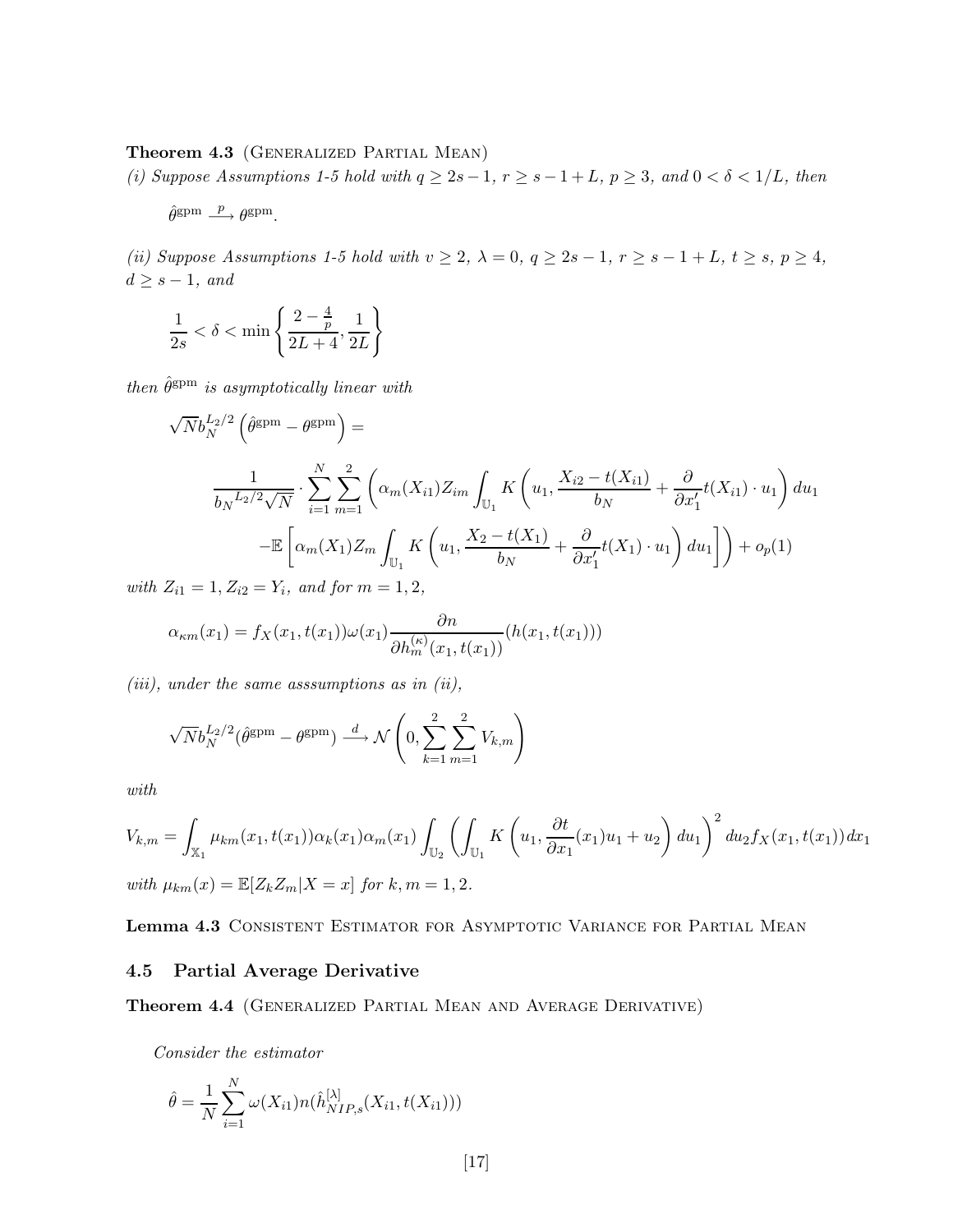**Theorem 4.3** (Generalized Partial Mean)

*(i) Suppose Assumptions 1-5 hold with $q \geq 2s-1$, $r \geq s-1+L$, $p \geq 3$, and $0 < \delta < 1/L$, then*

$$\hat{\theta}^{\text{gpm}} \xrightarrow{p} \theta^{\text{gpm}}.$$

*(ii) Suppose Assumptions 1-5 hold with $v \geq 2$, $\lambda = 0$, $q \geq 2s-1$, $r \geq s-1+L$, $t \geq s$, $p \geq 4$, $d \geq s-1$, and*

$$\frac{1}{2s} < \delta < \min\left\{\frac{2-\frac{4}{p}}{2L+4}, \frac{1}{2L}\right\}$$

*then $\hat{\theta}^{\text{gpm}}$ is asymptotically linear with*

$$\sqrt{N} b_N^{L_2/2}\left(\hat{\theta}^{\text{gpm}} - \theta^{\text{gpm}}\right) =$$

$$\frac{1}{b_N{}^{L_2/2}\sqrt{N}} \cdot \sum_{i=1}^{N}\sum_{m=1}^{2}\left(\alpha_m(X_{i1}) Z_{im}\int_{\mathbb{U}_1} K\left(u_1, \frac{X_{i2}-t(X_{i1})}{b_N} + \frac{\partial}{\partial x_1'} t(X_{i1})\cdot u_1\right) du_1\right.$$

$$\left. - \mathbb{E}\left[\alpha_m(X_1) Z_m \int_{\mathbb{U}_1} K\left(u_1, \frac{X_2 - t(X_1)}{b_N} + \frac{\partial}{\partial x_1'} t(X_1)\cdot u_1\right) du_1\right]\right) + o_p(1)$$

*with $Z_{i1} = 1$, $Z_{i2} = Y_i$, and for $m = 1, 2$,*

$$\alpha_{\kappa m}(x_1) = f_X(x_1, t(x_1))\omega(x_1)\frac{\partial n}{\partial h_m^{(\kappa)}(x_1, t(x_1))}(h(x_1, t(x_1)))$$

*(iii), under the same asssumptions as in (ii),*

$$\sqrt{N} b_N^{L_2/2}(\hat{\theta}^{\text{gpm}} - \theta^{\text{gpm}}) \xrightarrow{d} \mathcal{N}\left(0, \sum_{k=1}^{2}\sum_{m=1}^{2} V_{k,m}\right)$$

*with*

$$V_{k,m} = \int_{\mathbb{X}_1} \mu_{km}(x_1, t(x_1))\alpha_k(x_1)\alpha_m(x_1)\int_{\mathbb{U}_2}\left(\int_{\mathbb{U}_1} K\left(u_1, \frac{\partial t}{\partial x_1}(x_1)u_1 + u_2\right) du_1\right)^2 du_2 f_X(x_1, t(x_1))\, dx_1$$

*with $\mu_{km}(x) = \mathbb{E}[Z_k Z_m | X = x]$ for $k, m = 1, 2$.*

**Lemma 4.3** Consistent Estimator for Asymptotic Variance for Partial Mean

## 4.5 Partial Average Derivative

**Theorem 4.4** (Generalized Partial Mean and Average Derivative)

*Consider the estimator*

$$\hat{\theta} = \frac{1}{N}\sum_{i=1}^{N}\omega(X_{i1}) n(\hat{h}_{NIP,s}^{[\lambda]}(X_{i1}, t(X_{i1})))$$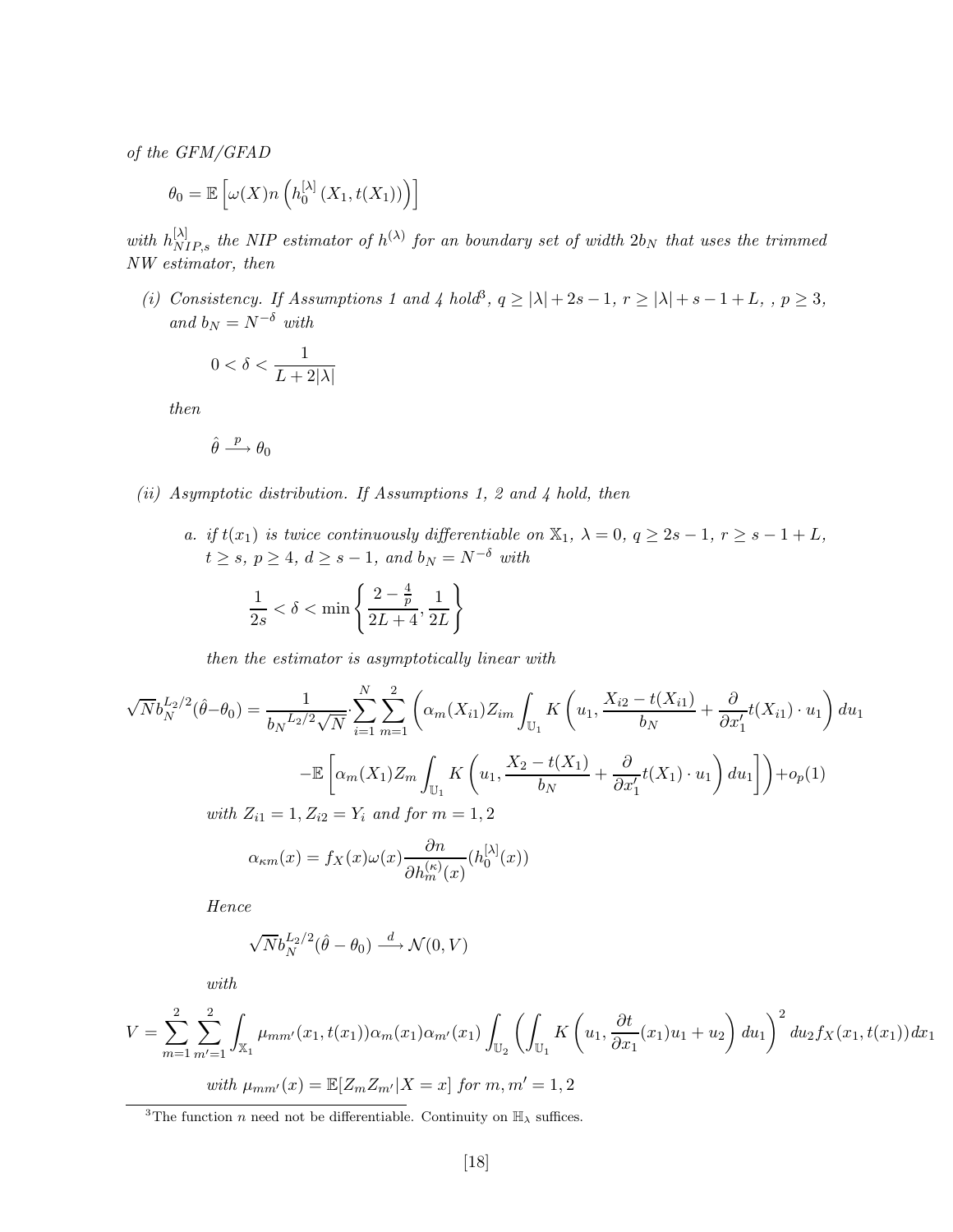*of the GFM/GFAD*

$$\theta_0 = \mathbb{E}\left[\omega(X) n\left(h_0^{[\lambda]}\left(X_1, t(X_1)\right)\right)\right]$$

*with $h_{NIP,s}^{[\lambda]}$ the NIP estimator of $h^{(\lambda)}$ for an boundary set of width $2b_N$ that uses the trimmed NW estimator, then*

*(i) Consistency. If Assumptions 1 and 4 hold*[3]*, $q \geq |\lambda| + 2s - 1$, $r \geq |\lambda| + s - 1 + L$, , $p \geq 3$, and $b_N = N^{-\delta}$ with*

$$0 < \delta < \frac{1}{L + 2|\lambda|}$$

*then*

$$\hat{\theta} \xrightarrow{p} \theta_0$$

*(ii) Asymptotic distribution. If Assumptions 1, 2 and 4 hold, then*

*a. if $t(x_1)$ is twice continuously differentiable on $\mathbb{X}_1$, $\lambda = 0$, $q \geq 2s - 1$, $r \geq s - 1 + L$, $t \geq s$, $p \geq 4$, $d \geq s - 1$, and $b_N = N^{-\delta}$ with*

$$\frac{1}{2s} < \delta < \min\left\{\frac{2 - \frac{4}{p}}{2L + 4}, \frac{1}{2L}\right\}$$

*then the estimator is asymptotically linear with*

$$\sqrt{N} b_N^{L_2/2}(\hat{\theta} - \theta_0) = \frac{1}{b_N{}^{L_2/2}\sqrt{N}} \cdot \sum_{i=1}^{N} \sum_{m=1}^{2} \left(\alpha_m(X_{i1}) Z_{im} \int_{\mathbb{U}_1} K\left(u_1, \frac{X_{i2} - t(X_{i1})}{b_N} + \frac{\partial}{\partial x_1'} t(X_{i1}) \cdot u_1\right) du_1 \right.$$
$$\left. - \mathbb{E}\left[\alpha_m(X_1) Z_m \int_{\mathbb{U}_1} K\left(u_1, \frac{X_2 - t(X_1)}{b_N} + \frac{\partial}{\partial x_1'} t(X_1) \cdot u_1\right) du_1\right]\right) + o_p(1)$$

*with $Z_{i1} = 1, Z_{i2} = Y_i$ and for $m = 1, 2$*

$$\alpha_{\kappa m}(x) = f_X(x) \omega(x) \frac{\partial n}{\partial h_m^{(\kappa)}(x)}(h_0^{[\lambda]}(x))$$

*Hence*

$$\sqrt{N} b_N^{L_2/2}(\hat{\theta} - \theta_0) \xrightarrow{d} \mathcal{N}(0, V)$$

*with*

$$V = \sum_{m=1}^{2} \sum_{m'=1}^{2} \int_{\mathbb{X}_1} \mu_{mm'}(x_1, t(x_1)) \alpha_m(x_1) \alpha_{m'}(x_1) \int_{\mathbb{U}_2} \left(\int_{\mathbb{U}_1} K\left(u_1, \frac{\partial t}{\partial x_1}(x_1) u_1 + u_2\right) du_1\right)^2 du_2 f_X(x_1, t(x_1)) dx_1$$

*with $\mu_{mm'}(x) = \mathbb{E}[Z_m Z_{m'} | X = x]$ for $m, m' = 1, 2$*

---

[3] The function $n$ need not be differentiable. Continuity on $\mathbb{H}_\lambda$ suffices.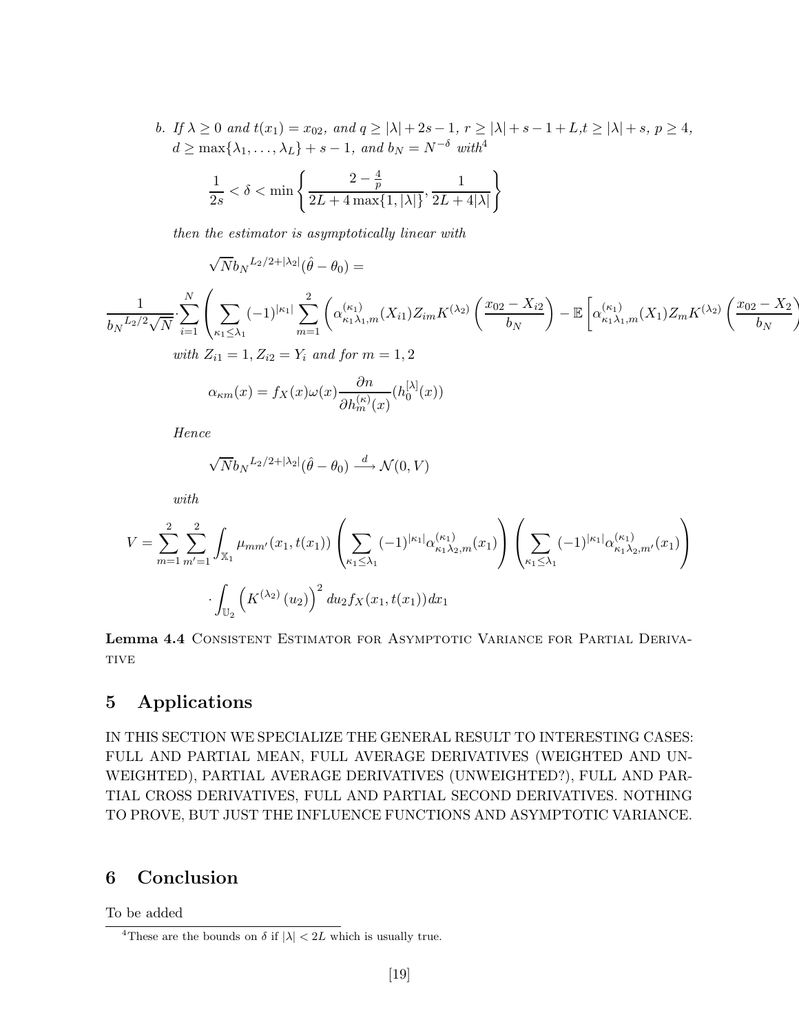b. *If $\lambda \geq 0$ and $t(x_1) = x_{02}$, and $q \geq |\lambda| + 2s - 1$, $r \geq |\lambda| + s - 1 + L$, $t \geq |\lambda| + s$, $p \geq 4$, $d \geq \max\{\lambda_1, \ldots, \lambda_L\} + s - 1$, and $b_N = N^{-\delta}$ with*[4]

$$\frac{1}{2s} < \delta < \min\left\{\frac{2 - \frac{4}{p}}{2L + 4\max\{1, |\lambda|\}}, \frac{1}{2L + 4|\lambda|}\right\}$$

*then the estimator is asymptotically linear with*

$$\sqrt{N}{b_N}^{L_2/2+|\lambda_2|}(\hat{\theta} - \theta_0) =$$

$$\frac{1}{{b_N}^{L_2/2}\sqrt{N}} \cdot \sum_{i=1}^{N}\left(\sum_{\kappa_1 \leq \lambda_1}(-1)^{|\kappa_1|}\sum_{m=1}^{2}\left(\alpha^{(\kappa_1)}_{\kappa_1\lambda_1,m}(X_{i1})Z_{im}K^{(\lambda_2)}\left(\frac{x_{02} - X_{i2}}{b_N}\right) - \mathbb{E}\left[\alpha^{(\kappa_1)}_{\kappa_1\lambda_1,m}(X_1)Z_mK^{(\lambda_2)}\left(\frac{x_{02} - X_2}{b_N}\right)\right.\right.\right.$$

*with $Z_{i1} = 1, Z_{i2} = Y_i$ and for $m = 1, 2$*

$$\alpha_{\kappa m}(x) = f_X(x)\omega(x)\frac{\partial n}{\partial h_m^{(\kappa)}(x)}(h_0^{[\lambda]}(x))$$

*Hence*

$$\sqrt{N}{b_N}^{L_2/2+|\lambda_2|}(\hat{\theta} - \theta_0) \xrightarrow{d} \mathcal{N}(0, V)$$

*with*

$$V = \sum_{m=1}^{2}\sum_{m'=1}^{2}\int_{\mathbb{X}_1}\mu_{mm'}(x_1, t(x_1))\left(\sum_{\kappa_1 \leq \lambda_1}(-1)^{|\kappa_1|}\alpha^{(\kappa_1)}_{\kappa_1\lambda_2,m}(x_1)\right)\left(\sum_{\kappa_1 \leq \lambda_1}(-1)^{|\kappa_1|}\alpha^{(\kappa_1)}_{\kappa_1\lambda_2,m'}(x_1)\right)$$

$$\cdot \int_{\mathbb{U}_2}\left(K^{(\lambda_2)}(u_2)\right)^2 du_2 f_X(x_1, t(x_1))dx_1$$

**Lemma 4.4** Consistent Estimator for Asymptotic Variance for Partial Derivative

## 5 Applications

IN THIS SECTION WE SPECIALIZE THE GENERAL RESULT TO INTERESTING CASES: FULL AND PARTIAL MEAN, FULL AVERAGE DERIVATIVES (WEIGHTED AND UNWEIGHTED), PARTIAL AVERAGE DERIVATIVES (UNWEIGHTED?), FULL AND PARTIAL CROSS DERIVATIVES, FULL AND PARTIAL SECOND DERIVATIVES. NOTHING TO PROVE, BUT JUST THE INFLUENCE FUNCTIONS AND ASYMPTOTIC VARIANCE.

## 6 Conclusion

To be added

[4] These are the bounds on $\delta$ if $|\lambda| < 2L$ which is usually true.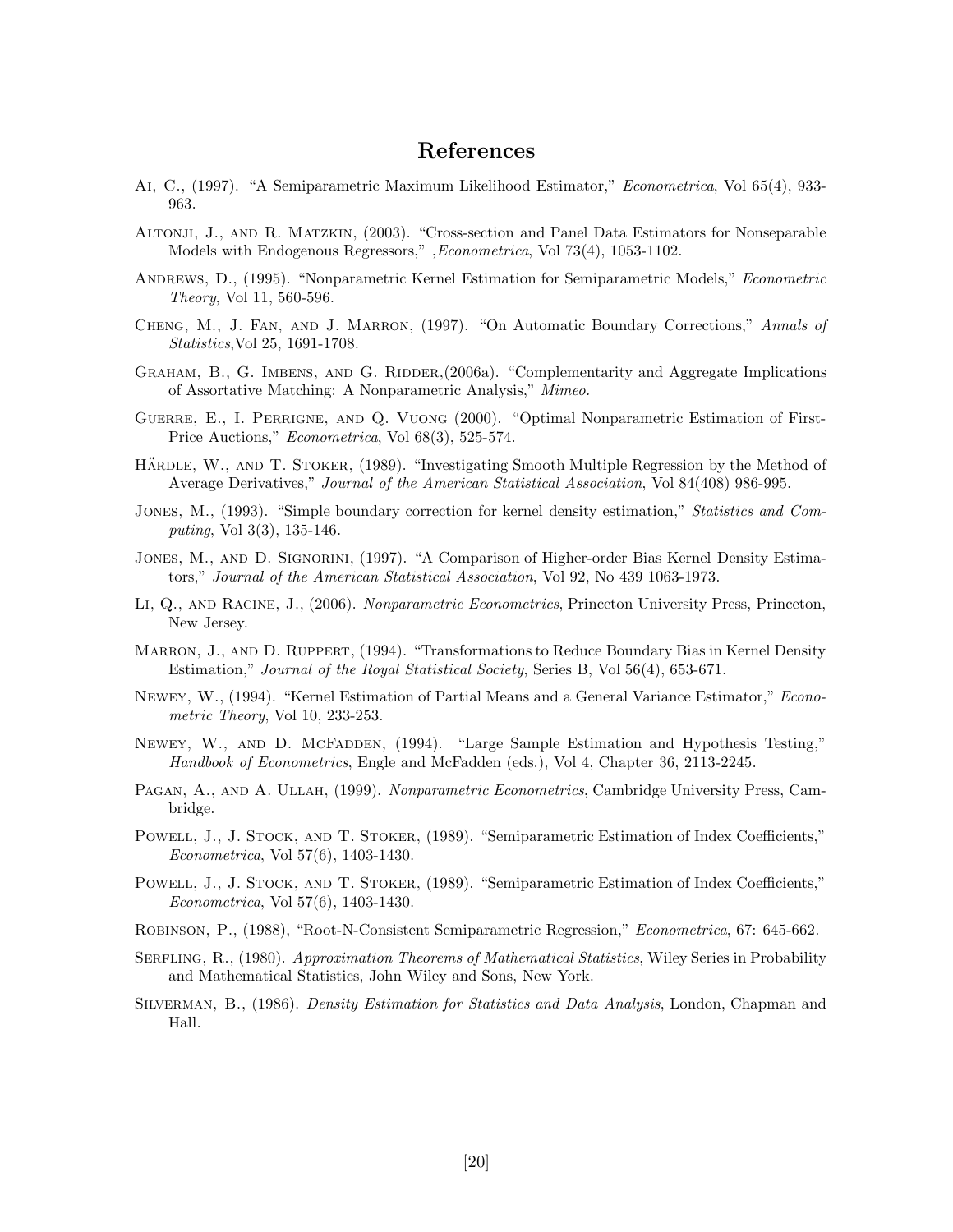# References

Ai, C., (1997). "A Semiparametric Maximum Likelihood Estimator," *Econometrica*, Vol 65(4), 933-963.

Altonji, J., and R. Matzkin, (2003). "Cross-section and Panel Data Estimators for Nonseparable Models with Endogenous Regressors," ,*Econometrica*, Vol 73(4), 1053-1102.

Andrews, D., (1995). "Nonparametric Kernel Estimation for Semiparametric Models," *Econometric Theory*, Vol 11, 560-596.

Cheng, M., J. Fan, and J. Marron, (1997). "On Automatic Boundary Corrections," *Annals of Statistics*,Vol 25, 1691-1708.

Graham, B., G. Imbens, and G. Ridder,(2006a). "Complementarity and Aggregate Implications of Assortative Matching: A Nonparametric Analysis," *Mimeo.*

Guerre, E., I. Perrigne, and Q. Vuong (2000). "Optimal Nonparametric Estimation of First-Price Auctions," *Econometrica*, Vol 68(3), 525-574.

Härdle, W., and T. Stoker, (1989). "Investigating Smooth Multiple Regression by the Method of Average Derivatives," *Journal of the American Statistical Association*, Vol 84(408) 986-995.

Jones, M., (1993). "Simple boundary correction for kernel density estimation," *Statistics and Computing*, Vol 3(3), 135-146.

Jones, M., and D. Signorini, (1997). "A Comparison of Higher-order Bias Kernel Density Estimators," *Journal of the American Statistical Association*, Vol 92, No 439 1063-1973.

Li, Q., and Racine, J., (2006). *Nonparametric Econometrics*, Princeton University Press, Princeton, New Jersey.

Marron, J., and D. Ruppert, (1994). "Transformations to Reduce Boundary Bias in Kernel Density Estimation," *Journal of the Royal Statistical Society*, Series B, Vol 56(4), 653-671.

Newey, W., (1994). "Kernel Estimation of Partial Means and a General Variance Estimator," *Econometric Theory*, Vol 10, 233-253.

Newey, W., and D. McFadden, (1994). "Large Sample Estimation and Hypothesis Testing," *Handbook of Econometrics*, Engle and McFadden (eds.), Vol 4, Chapter 36, 2113-2245.

Pagan, A., and A. Ullah, (1999). *Nonparametric Econometrics*, Cambridge University Press, Cambridge.

Powell, J., J. Stock, and T. Stoker, (1989). "Semiparametric Estimation of Index Coefficients," *Econometrica*, Vol 57(6), 1403-1430.

Powell, J., J. Stock, and T. Stoker, (1989). "Semiparametric Estimation of Index Coefficients," *Econometrica*, Vol 57(6), 1403-1430.

Robinson, P., (1988), "Root-N-Consistent Semiparametric Regression," *Econometrica*, 67: 645-662.

Serfling, R., (1980). *Approximation Theorems of Mathematical Statistics*, Wiley Series in Probability and Mathematical Statistics, John Wiley and Sons, New York.

Silverman, B., (1986). *Density Estimation for Statistics and Data Analysis*, London, Chapman and Hall.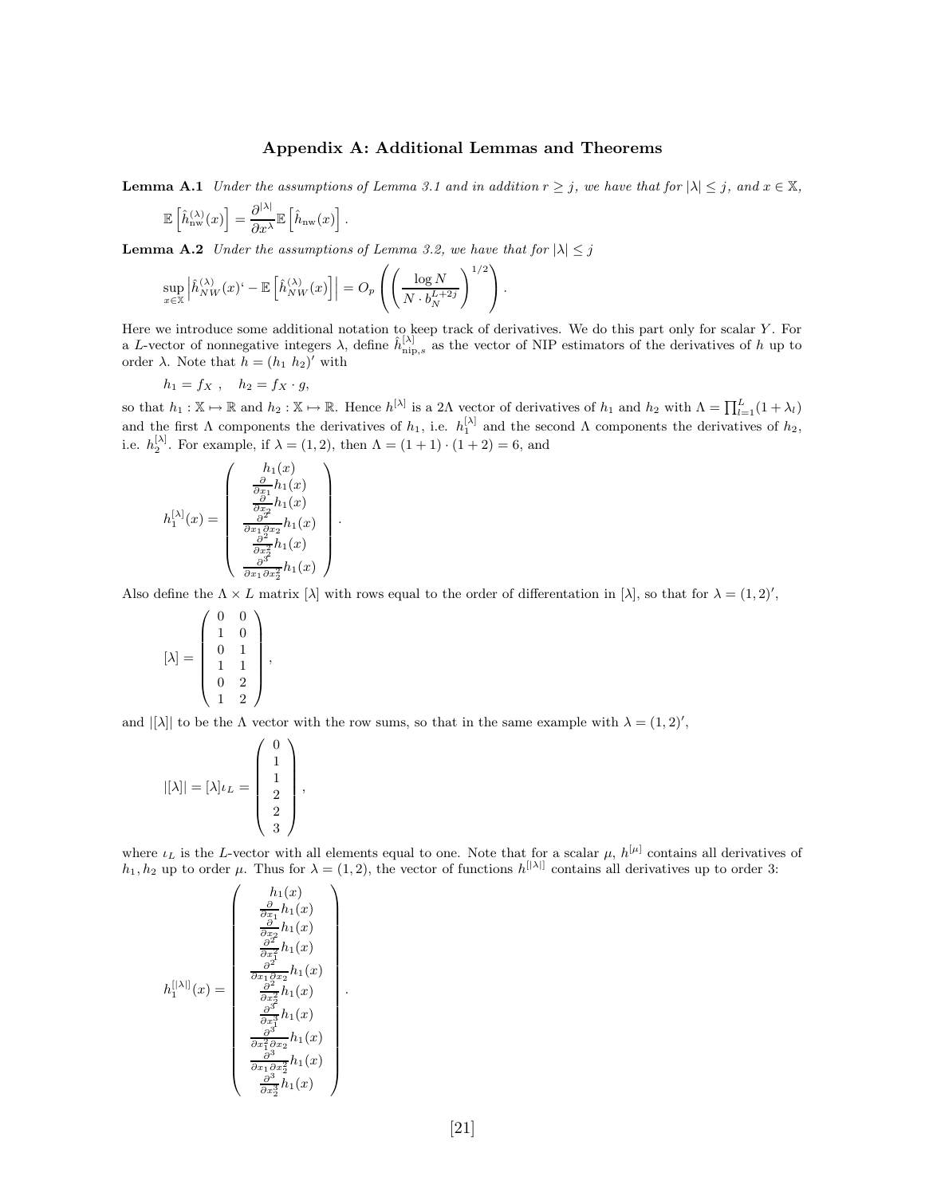## Appendix A: Additional Lemmas and Theorems

**Lemma A.1** *Under the assumptions of Lemma 3.1 and in addition $r \geq j$, we have that for $|\lambda| \leq j$, and $x \in \mathbb{X}$,*

$$\mathbb{E}\left[\hat{h}_{\rm nw}^{(\lambda)}(x)\right] = \frac{\partial^{|\lambda|}}{\partial x^{\lambda}} \mathbb{E}\left[\hat{h}_{\rm nw}(x)\right].$$

**Lemma A.2** *Under the assumptions of Lemma 3.2, we have that for $|\lambda| \leq j$*

$$\sup_{x \in \mathbb{X}} \left| \hat{h}_{NW}^{(\lambda)}(x)` - \mathbb{E}\left[\hat{h}_{NW}^{(\lambda)}(x)\right] \right| = O_p\left( \left( \frac{\log N}{N \cdot b_N^{L+2j}} \right)^{1/2} \right).$$

Here we introduce some additional notation to keep track of derivatives. We do this part only for scalar $Y$. For a $L$-vector of nonnegative integers $\lambda$, define $\hat{h}_{{\rm nip},s}^{[\lambda]}$ as the vector of NIP estimators of the derivatives of $h$ up to order $\lambda$. Note that $h = (h_1 \ h_2)'$ with

$$h_1 = f_X \ , \quad h_2 = f_X \cdot g,$$

so that $h_1 : \mathbb{X} \mapsto \mathbb{R}$ and $h_2 : \mathbb{X} \mapsto \mathbb{R}$. Hence $h^{[\lambda]}$ is a $2\Lambda$ vector of derivatives of $h_1$ and $h_2$ with $\Lambda = \prod_{l=1}^{L}(1 + \lambda_l)$ and the first $\Lambda$ components the derivatives of $h_1$, i.e. $h_1^{[\lambda]}$ and the second $\Lambda$ components the derivatives of $h_2$, i.e. $h_2^{[\lambda]}$. For example, if $\lambda = (1, 2)$, then $\Lambda = (1 + 1) \cdot (1 + 2) = 6$, and

$$h_1^{[\lambda]}(x) = \begin{pmatrix} h_1(x) \\ \frac{\partial}{\partial x_1} h_1(x) \\ \frac{\partial}{\partial x_2} h_1(x) \\ \frac{\partial^2}{\partial x_1 \partial x_2} h_1(x) \\ \frac{\partial^2}{\partial x_2^2} h_1(x) \\ \frac{\partial^3}{\partial x_1 \partial x_2^2} h_1(x) \end{pmatrix}.$$

Also define the $\Lambda \times L$ matrix $[\lambda]$ with rows equal to the order of differentation in $[\lambda]$, so that for $\lambda = (1, 2)'$,

$$[\lambda] = \begin{pmatrix} 0 & 0 \\ 1 & 0 \\ 0 & 1 \\ 1 & 1 \\ 0 & 2 \\ 1 & 2 \end{pmatrix},$$

and $|[\lambda]|$ to be the $\Lambda$ vector with the row sums, so that in the same example with $\lambda = (1, 2)'$,

$$|[\lambda]| = [\lambda]\iota_L = \begin{pmatrix} 0 \\ 1 \\ 1 \\ 2 \\ 2 \\ 3 \end{pmatrix},$$

where $\iota_L$ is the $L$-vector with all elements equal to one. Note that for a scalar $\mu$, $h^{[\mu]}$ contains all derivatives of $h_1, h_2$ up to order $\mu$. Thus for $\lambda = (1, 2)$, the vector of functions $h^{[|\lambda|]}$ contains all derivatives up to order 3:

$$h_1^{[|\lambda|]}(x) = \begin{pmatrix} h_1(x) \\ \frac{\partial}{\partial x_1} h_1(x) \\ \frac{\partial}{\partial x_2} h_1(x) \\ \frac{\partial^2}{\partial x_1^2} h_1(x) \\ \frac{\partial^2}{\partial x_1 \partial x_2} h_1(x) \\ \frac{\partial^2}{\partial x_2^2} h_1(x) \\ \frac{\partial^3}{\partial x_1^3} h_1(x) \\ \frac{\partial^3}{\partial x_1^2 \partial x_2} h_1(x) \\ \frac{\partial^3}{\partial x_1 \partial x_2^2} h_1(x) \\ \frac{\partial^3}{\partial x_2^3} h_1(x) \end{pmatrix}.$$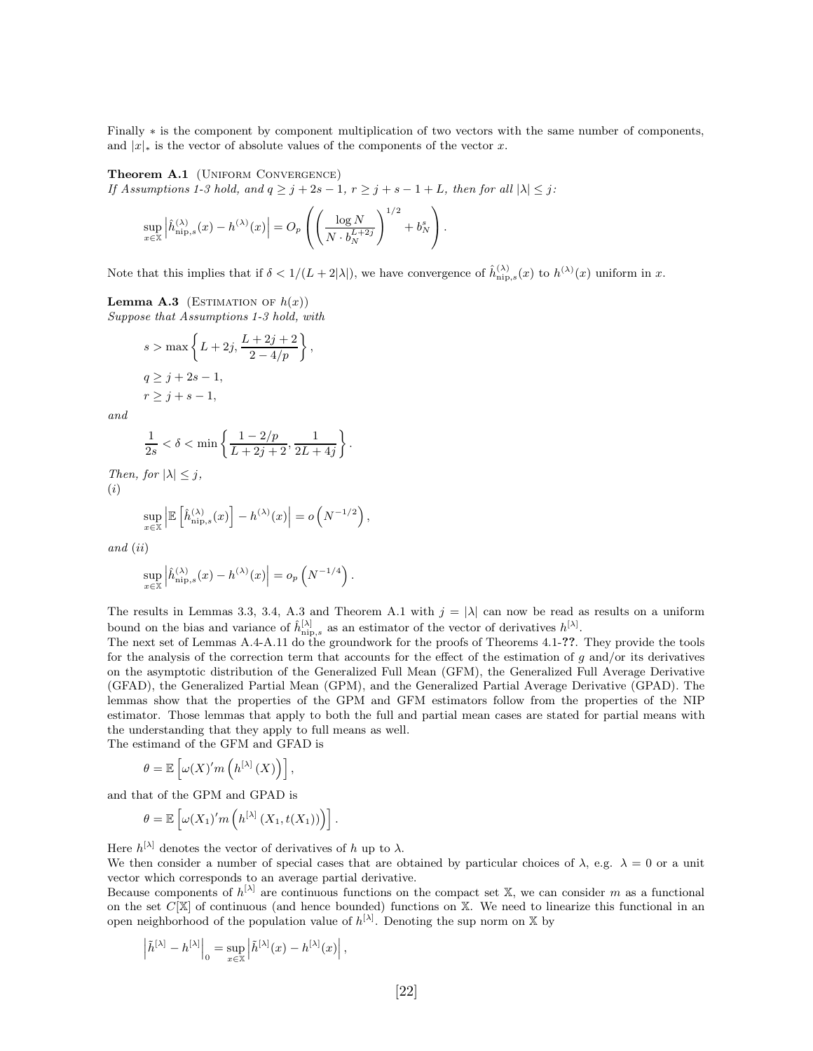Finally $*$ is the component by component multiplication of two vectors with the same number of components, and $|x|_*$ is the vector of absolute values of the components of the vector $x$.

**Theorem A.1** (Uniform Convergence)
*If Assumptions 1-3 hold, and $q \geq j + 2s - 1$, $r \geq j + s - 1 + L$, then for all $|\lambda| \leq j$:*

$$\sup_{x \in \mathbb{X}} \left| \hat{h}^{(\lambda)}_{\text{nip},s}(x) - h^{(\lambda)}(x) \right| = O_p\left( \left( \frac{\log N}{N \cdot b_N^{L+2j}} \right)^{1/2} + b_N^s \right).$$

Note that this implies that if $\delta < 1/(L + 2|\lambda|)$, we have convergence of $\hat{h}^{(\lambda)}_{\text{nip},s}(x)$ to $h^{(\lambda)}(x)$ uniform in $x$.

**Lemma A.3** (Estimation of $h(x)$)
*Suppose that Assumptions 1-3 hold, with*

$$s > \max\left\{ L + 2j, \frac{L + 2j + 2}{2 - 4/p} \right\},$$

$$q \geq j + 2s - 1,$$

$$r \geq j + s - 1,$$

*and*

$$\frac{1}{2s} < \delta < \min\left\{ \frac{1 - 2/p}{L + 2j + 2}, \frac{1}{2L + 4j} \right\}.$$

*Then, for $|\lambda| \leq j$,*
*(i)*

$$\sup_{x \in \mathbb{X}} \left| \mathbb{E}\left[ \hat{h}^{(\lambda)}_{\text{nip},s}(x) \right] - h^{(\lambda)}(x) \right| = o\left( N^{-1/2} \right),$$

*and (ii)*

$$\sup_{x \in \mathbb{X}} \left| \hat{h}^{(\lambda)}_{\text{nip},s}(x) - h^{(\lambda)}(x) \right| = o_p\left( N^{-1/4} \right).$$

The results in Lemmas 3.3, 3.4, A.3 and Theorem A.1 with $j = |\lambda|$ can now be read as results on a uniform bound on the bias and variance of $\hat{h}^{[\lambda]}_{\text{nip},s}$ as an estimator of the vector of derivatives $h^{[\lambda]}$.
The next set of Lemmas A.4-A.11 do the groundwork for the proofs of Theorems 4.1-**??**. They provide the tools for the analysis of the correction term that accounts for the effect of the estimation of $g$ and/or its derivatives on the asymptotic distribution of the Generalized Full Mean (GFM), the Generalized Full Average Derivative (GFAD), the Generalized Partial Mean (GPM), and the Generalized Partial Average Derivative (GPAD). The lemmas show that the properties of the GPM and GFM estimators follow from the properties of the NIP estimator. Those lemmas that apply to both the full and partial mean cases are stated for partial means with the understanding that they apply to full means as well.
The estimand of the GFM and GFAD is

$$\theta = \mathbb{E}\left[ \omega(X)' m\left( h^{[\lambda]}(X) \right) \right],$$

and that of the GPM and GPAD is

$$\theta = \mathbb{E}\left[ \omega(X_1)' m\left( h^{[\lambda]}(X_1, t(X_1)) \right) \right].$$

Here $h^{[\lambda]}$ denotes the vector of derivatives of $h$ up to $\lambda$.
We then consider a number of special cases that are obtained by particular choices of $\lambda$, e.g. $\lambda = 0$ or a unit vector which corresponds to an average partial derivative.
Because components of $h^{[\lambda]}$ are continuous functions on the compact set $\mathbb{X}$, we can consider $m$ as a functional on the set $C[\mathbb{X}]$ of continuous (and hence bounded) functions on $\mathbb{X}$. We need to linearize this functional in an open neighborhood of the population value of $h^{[\lambda]}$. Denoting the sup norm on $\mathbb{X}$ by

$$\left| \tilde{h}^{[\lambda]} - h^{[\lambda]} \right|_0 = \sup_{x \in \mathbb{X}} \left| \tilde{h}^{[\lambda]}(x) - h^{[\lambda]}(x) \right|,$$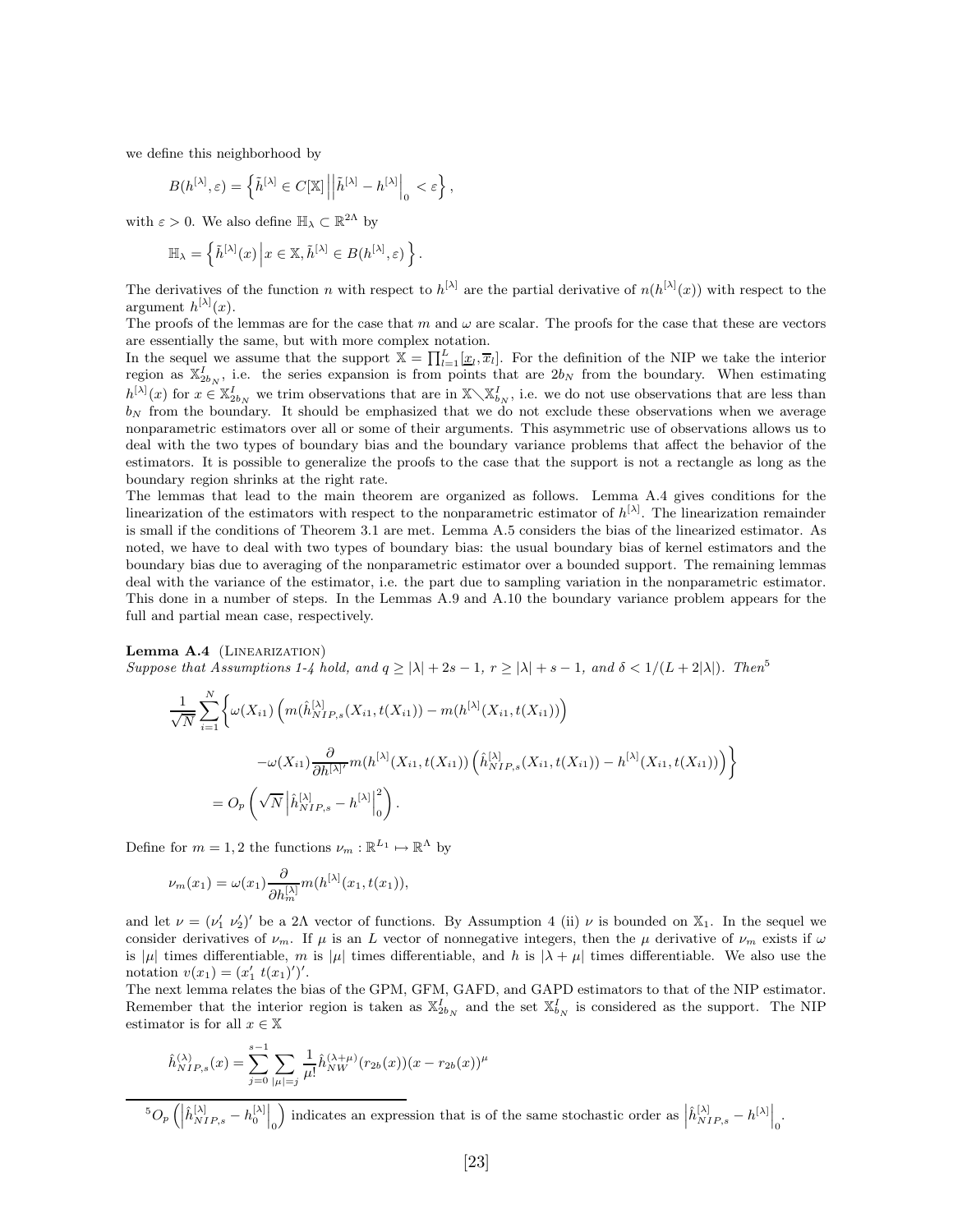we define this neighborhood by

$$B(h^{[\lambda]},\varepsilon)=\left\{\tilde h^{[\lambda]}\in C[\mathbb{X}]\,\middle|\,\left|\tilde h^{[\lambda]}-h^{[\lambda]}\right|_0<\varepsilon\right\},$$

with $\varepsilon>0$. We also define $\mathbb{H}_\lambda\subset\mathbb{R}^{2\Lambda}$ by

$$\mathbb{H}_\lambda=\left\{\tilde h^{[\lambda]}(x)\,\middle|\,x\in\mathbb{X},\tilde h^{[\lambda]}\in B(h^{[\lambda]},\varepsilon)\right\}.$$

The derivatives of the function $n$ with respect to $h^{[\lambda]}$ are the partial derivative of $n(h^{[\lambda]}(x))$ with respect to the argument $h^{[\lambda]}(x)$.
The proofs of the lemmas are for the case that $m$ and $\omega$ are scalar. The proofs for the case that these are vectors are essentially the same, but with more complex notation.
In the sequel we assume that the support $\mathbb{X}=\prod_{l=1}^{L}[\underline{x}_l,\overline{x}_l]$. For the definition of the NIP we take the interior region as $\mathbb{X}^I_{2b_N}$, i.e. the series expansion is from points that are $2b_N$ from the boundary. When estimating $h^{[\lambda]}(x)$ for $x\in\mathbb{X}^I_{2b_N}$ we trim observations that are in $\mathbb{X}\diagdown\mathbb{X}^I_{b_N}$, i.e. we do not use observations that are less than $b_N$ from the boundary. It should be emphasized that we do not exclude these observations when we average nonparametric estimators over all or some of their arguments. This asymmetric use of observations allows us to deal with the two types of boundary bias and the boundary variance problems that affect the behavior of the estimators. It is possible to generalize the proofs to the case that the support is not a rectangle as long as the boundary region shrinks at the right rate.
The lemmas that lead to the main theorem are organized as follows. Lemma A.4 gives conditions for the linearization of the estimators with respect to the nonparametric estimator of $h^{[\lambda]}$. The linearization remainder is small if the conditions of Theorem 3.1 are met. Lemma A.5 considers the bias of the linearized estimator. As noted, we have to deal with two types of boundary bias: the usual boundary bias of kernel estimators and the boundary bias due to averaging of the nonparametric estimator over a bounded support. The remaining lemmas deal with the variance of the estimator, i.e. the part due to sampling variation in the nonparametric estimator. This done in a number of steps. In the Lemmas A.9 and A.10 the boundary variance problem appears for the full and partial mean case, respectively.

**Lemma A.4** (Linearization)
*Suppose that Assumptions 1-4 hold, and $q\ge|\lambda|+2s-1$, $r\ge|\lambda|+s-1$, and $\delta<1/(L+2|\lambda|)$. Then*[5]

$$\begin{aligned}\frac{1}{\sqrt N}\sum_{i=1}^{N}\Big\{&\omega(X_{i1})\left(m(\hat h^{[\lambda]}_{NIP,s}(X_{i1},t(X_{i1})) - m(h^{[\lambda]}(X_{i1},t(X_{i1}))\right)\\&-\omega(X_{i1})\frac{\partial}{\partial h^{[\lambda]'}}m(h^{[\lambda]}(X_{i1},t(X_{i1}))\left(\hat h^{[\lambda]}_{NIP,s}(X_{i1},t(X_{i1}))-h^{[\lambda]}(X_{i1},t(X_{i1}))\right)\Big\}\\&=O_p\left(\sqrt N\left|\hat h^{[\lambda]}_{NIP,s}-h^{[\lambda]}\right|_0^2\right).\end{aligned}$$

Define for $m=1,2$ the functions $\nu_m:\mathbb{R}^{L_1}\mapsto\mathbb{R}^\Lambda$ by

$$\nu_m(x_1)=\omega(x_1)\frac{\partial}{\partial h^{[\lambda]}_m}m(h^{[\lambda]}(x_1,t(x_1)),$$

and let $\nu=(\nu_1'\ \nu_2')'$ be a $2\Lambda$ vector of functions. By Assumption 4 (ii) $\nu$ is bounded on $\mathbb{X}_1$. In the sequel we consider derivatives of $\nu_m$. If $\mu$ is an $L$ vector of nonnegative integers, then the $\mu$ derivative of $\nu_m$ exists if $\omega$ is $|\mu|$ times differentiable, $m$ is $|\mu|$ times differentiable, and $h$ is $|\lambda+\mu|$ times differentiable. We also use the notation $v(x_1)=(x_1'\ t(x_1)')'$.
The next lemma relates the bias of the GPM, GFM, GAFD, and GAPD estimators to that of the NIP estimator. Remember that the interior region is taken as $\mathbb{X}^I_{2b_N}$ and the set $\mathbb{X}^I_{b_N}$ is considered as the support. The NIP estimator is for all $x\in\mathbb{X}$

$$\hat h^{(\lambda)}_{NIP,s}(x)=\sum_{j=0}^{s-1}\sum_{|\mu|=j}\frac{1}{\mu!}\hat h^{(\lambda+\mu)}_{NW}(r_{2b}(x))(x-r_{2b}(x))^\mu$$

[5] $O_p\left(\left|\hat h^{[\lambda]}_{NIP,s}-h^{[\lambda]}_0\right|_0\right)$ indicates an expression that is of the same stochastic order as $\left|\hat h^{[\lambda]}_{NIP,s}-h^{[\lambda]}\right|_0$.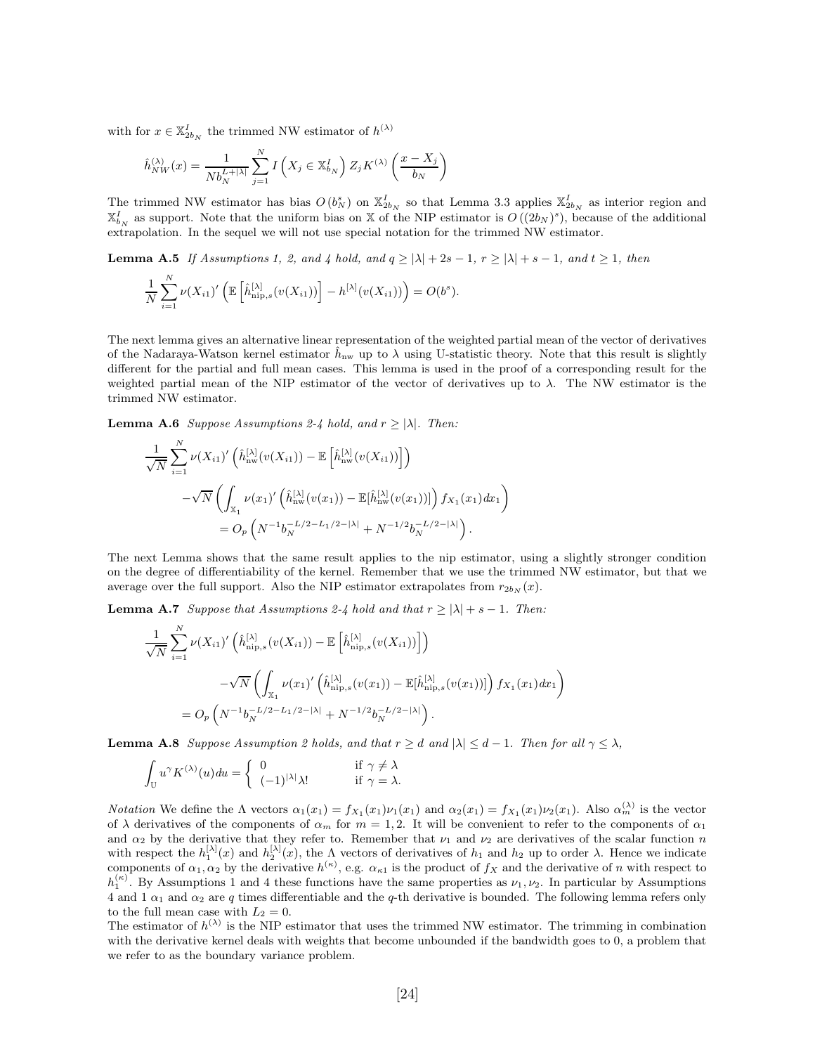with for $x \in \mathbb{X}^I_{2b_N}$ the trimmed NW estimator of $h^{(\lambda)}$

$$\hat{h}^{(\lambda)}_{NW}(x) = \frac{1}{N b_N^{L+|\lambda|}} \sum_{j=1}^{N} I\left(X_j \in \mathbb{X}^I_{b_N}\right) Z_j K^{(\lambda)}\left(\frac{x - X_j}{b_N}\right)$$

The trimmed NW estimator has bias $O\left(b_N^s\right)$ on $\mathbb{X}^I_{2b_N}$ so that Lemma 3.3 applies $\mathbb{X}^I_{2b_N}$ as interior region and $\mathbb{X}^I_{b_N}$ as support. Note that the uniform bias on $\mathbb{X}$ of the NIP estimator is $O\left((2b_N)^s\right)$, because of the additional extrapolation. In the sequel we will not use special notation for the trimmed NW estimator.

**Lemma A.5** *If Assumptions 1, 2, and 4 hold, and $q \geq |\lambda| + 2s - 1$, $r \geq |\lambda| + s - 1$, and $t \geq 1$, then*

$$\frac{1}{N} \sum_{i=1}^{N} \nu(X_{i1})' \left(\mathbb{E}\left[\hat{h}^{[\lambda]}_{\text{nip},s}(v(X_{i1}))\right] - h^{[\lambda]}(v(X_{i1}))\right) = O(b^s).$$

The next lemma gives an alternative linear representation of the weighted partial mean of the vector of derivatives of the Nadaraya-Watson kernel estimator $\hat{h}_{\text{nw}}$ up to $\lambda$ using U-statistic theory. Note that this result is slightly different for the partial and full mean cases. This lemma is used in the proof of a corresponding result for the weighted partial mean of the NIP estimator of the vector of derivatives up to $\lambda$. The NW estimator is the trimmed NW estimator.

**Lemma A.6** *Suppose Assumptions 2-4 hold, and $r \geq |\lambda|$. Then:*

$$\begin{aligned}
&\frac{1}{\sqrt{N}} \sum_{i=1}^{N} \nu(X_{i1})' \left(\hat{h}^{[\lambda]}_{\text{nw}}(v(X_{i1})) - \mathbb{E}\left[\hat{h}^{[\lambda]}_{\text{nw}}(v(X_{i1}))\right]\right) \\
&\quad - \sqrt{N}\left(\int_{\mathbb{X}_1} \nu(x_1)' \left(\hat{h}^{[\lambda]}_{\text{nw}}(v(x_1)) - \mathbb{E}[\hat{h}^{[\lambda]}_{\text{nw}}(v(x_1))]\right) f_{X_1}(x_1) dx_1\right) \\
&\qquad = O_p\left(N^{-1} b_N^{-L/2 - L_1/2 - |\lambda|} + N^{-1/2} b_N^{-L/2 - |\lambda|}\right).
\end{aligned}$$

The next Lemma shows that the same result applies to the nip estimator, using a slightly stronger condition on the degree of differentiability of the kernel. Remember that we use the trimmed NW estimator, but that we average over the full support. Also the NIP estimator extrapolates from $r_{2b_N}(x)$.

**Lemma A.7** *Suppose that Assumptions 2-4 hold and that $r \geq |\lambda| + s - 1$. Then:*

$$\begin{aligned}
&\frac{1}{\sqrt{N}} \sum_{i=1}^{N} \nu(X_{i1})' \left(\hat{h}^{[\lambda]}_{\text{nip},s}(v(X_{i1})) - \mathbb{E}\left[\hat{h}^{[\lambda]}_{\text{nip},s}(v(X_{i1}))\right]\right) \\
&\qquad - \sqrt{N}\left(\int_{\mathbb{X}_1} \nu(x_1)' \left(\hat{h}^{[\lambda]}_{\text{nip},s}(v(x_1)) - \mathbb{E}[\hat{h}^{[\lambda]}_{\text{nip},s}(v(x_1))]\right) f_{X_1}(x_1) dx_1\right) \\
&= O_p\left(N^{-1} b_N^{-L/2 - L_1/2 - |\lambda|} + N^{-1/2} b_N^{-L/2 - |\lambda|}\right).
\end{aligned}$$

**Lemma A.8** *Suppose Assumption 2 holds, and that $r \geq d$ and $|\lambda| \leq d - 1$. Then for all $\gamma \leq \lambda$,*

$$\int_{\mathbb{U}} u^{\gamma} K^{(\lambda)}(u) du = \begin{cases} 0 & \text{if } \gamma \neq \lambda \\ (-1)^{|\lambda|} \lambda! & \text{if } \gamma = \lambda. \end{cases}$$

*Notation* We define the $\Lambda$ vectors $\alpha_1(x_1) = f_{X_1}(x_1)\nu_1(x_1)$ and $\alpha_2(x_1) = f_{X_1}(x_1)\nu_2(x_1)$. Also $\alpha^{(\lambda)}_m$ is the vector of $\lambda$ derivatives of the components of $\alpha_m$ for $m = 1, 2$. It will be convenient to refer to the components of $\alpha_1$ and $\alpha_2$ by the derivative that they refer to. Remember that $\nu_1$ and $\nu_2$ are derivatives of the scalar function $n$ with respect the $h^{[\lambda]}_1(x)$ and $h^{[\lambda]}_2(x)$, the $\Lambda$ vectors of derivatives of $h_1$ and $h_2$ up to order $\lambda$. Hence we indicate components of $\alpha_1, \alpha_2$ by the derivative $h^{(\kappa)}$, e.g. $\alpha_{\kappa 1}$ is the product of $f_X$ and the derivative of $n$ with respect to $h^{(\kappa)}_1$. By Assumptions 1 and 4 these functions have the same properties as $\nu_1, \nu_2$. In particular by Assumptions 4 and 1 $\alpha_1$ and $\alpha_2$ are $q$ times differentiable and the $q$-th derivative is bounded. The following lemma refers only to the full mean case with $L_2 = 0$.

The estimator of $h^{(\lambda)}$ is the NIP estimator that uses the trimmed NW estimator. The trimming in combination with the derivative kernel deals with weights that become unbounded if the bandwidth goes to 0, a problem that we refer to as the boundary variance problem.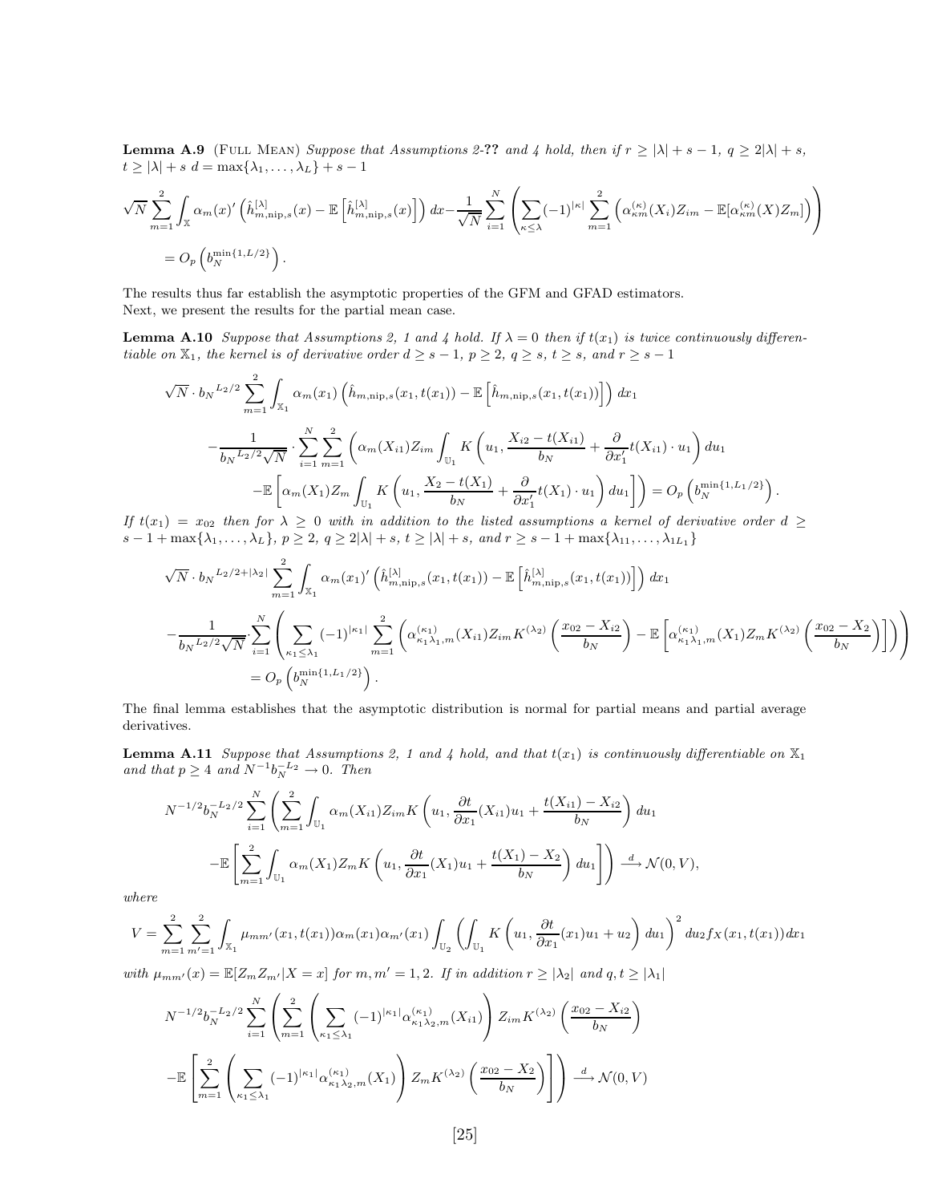**Lemma A.9** (Full Mean) *Suppose that Assumptions 2-?? and 4 hold, then if $r \geq |\lambda| + s - 1$, $q \geq 2|\lambda| + s$, $t \geq |\lambda| + s$ $d = \max\{\lambda_1, \ldots, \lambda_L\} + s - 1$*

$$
\sqrt{N} \sum_{m=1}^{2} \int_{\mathbb{X}} \alpha_m(x)' \left( \hat{h}^{[\lambda]}_{m,\text{nip},s}(x) - \mathbb{E}\left[ \hat{h}^{[\lambda]}_{m,\text{nip},s}(x) \right] \right) dx - \frac{1}{\sqrt{N}} \sum_{i=1}^{N} \left( \sum_{\kappa \leq \lambda} (-1)^{|\kappa|} \sum_{m=1}^{2} \left( \alpha^{(\kappa)}_{\kappa m}(X_i) Z_{im} - \mathbb{E}[\alpha^{(\kappa)}_{\kappa m}(X) Z_m] \right) \right)
$$

$$
= O_p\left( b_N^{\min\{1, L/2\}} \right).
$$

The results thus far establish the asymptotic properties of the GFM and GFAD estimators.
Next, we present the results for the partial mean case.

**Lemma A.10** *Suppose that Assumptions 2, 1 and 4 hold. If $\lambda = 0$ then if $t(x_1)$ is twice continuously differentiable on $\mathbb{X}_1$, the kernel is of derivative order $d \geq s-1$, $p \geq 2$, $q \geq s$, $t \geq s$, and $r \geq s-1$*

$$
\sqrt{N} \cdot {b_N}^{L_2/2} \sum_{m=1}^{2} \int_{\mathbb{X}_1} \alpha_m(x_1) \left( \hat{h}_{m,\text{nip},s}(x_1, t(x_1)) - \mathbb{E}\left[ \hat{h}_{m,\text{nip},s}(x_1, t(x_1)) \right] \right) dx_1
$$

$$
- \frac{1}{{b_N}^{L_2/2} \sqrt{N}} \cdot \sum_{i=1}^{N} \sum_{m=1}^{2} \left( \alpha_m(X_{i1}) Z_{im} \int_{\mathbb{U}_1} K\left( u_1, \frac{X_{i2} - t(X_{i1})}{b_N} + \frac{\partial}{\partial x_1'} t(X_{i1}) \cdot u_1 \right) du_1 \right.
$$

$$
\left. - \mathbb{E}\left[ \alpha_m(X_1) Z_m \int_{\mathbb{U}_1} K\left( u_1, \frac{X_2 - t(X_1)}{b_N} + \frac{\partial}{\partial x_1'} t(X_1) \cdot u_1 \right) du_1 \right] \right) = O_p\left( b_N^{\min\{1, L_1/2\}} \right).
$$

*If $t(x_1) = x_{02}$ then for $\lambda \geq 0$ with in addition to the listed assumptions a kernel of derivative order $d \geq s - 1 + \max\{\lambda_1, \ldots, \lambda_L\}$, $p \geq 2$, $q \geq 2|\lambda| + s$, $t \geq |\lambda| + s$, and $r \geq s - 1 + \max\{\lambda_{11}, \ldots, \lambda_{1L_1}\}$*

$$
\sqrt{N} \cdot {b_N}^{L_2/2 + |\lambda_2|} \sum_{m=1}^{2} \int_{\mathbb{X}_1} \alpha_m(x_1)' \left( \hat{h}^{[\lambda]}_{m,\text{nip},s}(x_1, t(x_1)) - \mathbb{E}\left[ \hat{h}^{[\lambda]}_{m,\text{nip},s}(x_1, t(x_1)) \right] \right) dx_1
$$

$$
- \frac{1}{{b_N}^{L_2/2} \sqrt{N}} \cdot \sum_{i=1}^{N} \left( \sum_{\kappa_1 \leq \lambda_1} (-1)^{|\kappa_1|} \sum_{m=1}^{2} \left( \alpha^{(\kappa_1)}_{\kappa_1 \lambda_1, m}(X_{i1}) Z_{im} K^{(\lambda_2)}\left( \frac{x_{02} - X_{i2}}{b_N} \right) - \mathbb{E}\left[ \alpha^{(\kappa_1)}_{\kappa_1 \lambda_1, m}(X_1) Z_m K^{(\lambda_2)}\left( \frac{x_{02} - X_2}{b_N} \right) \right] \right) \right)
$$

$$
= O_p\left( b_N^{\min\{1, L_1/2\}} \right).
$$

The final lemma establishes that the asymptotic distribution is normal for partial means and partial average derivatives.

**Lemma A.11** *Suppose that Assumptions 2, 1 and 4 hold, and that $t(x_1)$ is continuously differentiable on $\mathbb{X}_1$ and that $p \geq 4$ and $N^{-1} b_N^{-L_2} \to 0$. Then*

$$
N^{-1/2} b_N^{-L_2/2} \sum_{i=1}^{N} \left( \sum_{m=1}^{2} \int_{\mathbb{U}_1} \alpha_m(X_{i1}) Z_{im} K\left( u_1, \frac{\partial t}{\partial x_1}(X_{i1}) u_1 + \frac{t(X_{i1}) - X_{i2}}{b_N} \right) du_1 \right.
$$

$$
\left. - \mathbb{E}\left[ \sum_{m=1}^{2} \int_{\mathbb{U}_1} \alpha_m(X_1) Z_m K\left( u_1, \frac{\partial t}{\partial x_1}(X_1) u_1 + \frac{t(X_1) - X_2}{b_N} \right) du_1 \right] \right) \xrightarrow{d} \mathcal{N}(0, V),
$$

*where*

$$
V = \sum_{m=1}^{2} \sum_{m'=1}^{2} \int_{\mathbb{X}_1} \mu_{mm'}(x_1, t(x_1)) \alpha_m(x_1) \alpha_{m'}(x_1) \int_{\mathbb{U}_2} \left( \int_{\mathbb{U}_1} K\left( u_1, \frac{\partial t}{\partial x_1}(x_1) u_1 + u_2 \right) du_1 \right)^2 du_2 f_X(x_1, t(x_1)) dx_1
$$

*with $\mu_{mm'}(x) = \mathbb{E}[Z_m Z_{m'} | X = x]$ for $m, m' = 1, 2$. If in addition $r \geq |\lambda_2|$ and $q, t \geq |\lambda_1|$*

$$
N^{-1/2} b_N^{-L_2/2} \sum_{i=1}^{N} \left( \sum_{m=1}^{2} \left( \sum_{\kappa_1 \leq \lambda_1} (-1)^{|\kappa_1|} \alpha^{(\kappa_1)}_{\kappa_1 \lambda_2, m}(X_{i1}) \right) Z_{im} K^{(\lambda_2)}\left( \frac{x_{02} - X_{i2}}{b_N} \right) \right.
$$

$$
\left. - \mathbb{E}\left[ \sum_{m=1}^{2} \left( \sum_{\kappa_1 \leq \lambda_1} (-1)^{|\kappa_1|} \alpha^{(\kappa_1)}_{\kappa_1 \lambda_2, m}(X_1) \right) Z_m K^{(\lambda_2)}\left( \frac{x_{02} - X_2}{b_N} \right) \right] \right) \xrightarrow{d} \mathcal{N}(0, V)
$$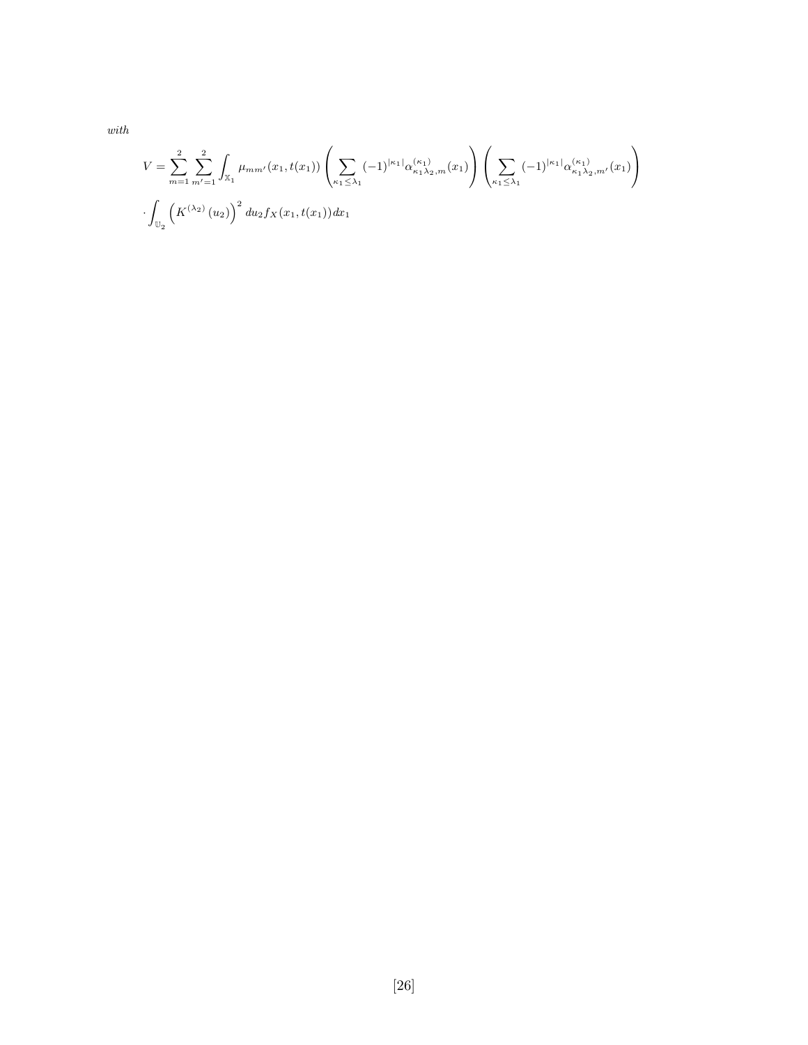*with*

$$V = \sum_{m=1}^{2} \sum_{m'=1}^{2} \int_{\mathbb{X}_1} \mu_{mm'}(x_1, t(x_1)) \left( \sum_{\kappa_1 \leq \lambda_1} (-1)^{|\kappa_1|} \alpha^{(\kappa_1)}_{\kappa_1 \lambda_2, m}(x_1) \right) \left( \sum_{\kappa_1 \leq \lambda_1} (-1)^{|\kappa_1|} \alpha^{(\kappa_1)}_{\kappa_1 \lambda_2, m'}(x_1) \right)$$

$$\cdot \int_{\mathbb{U}_2} \left( K^{(\lambda_2)}(u_2) \right)^2 du_2 f_X(x_1, t(x_1)) dx_1$$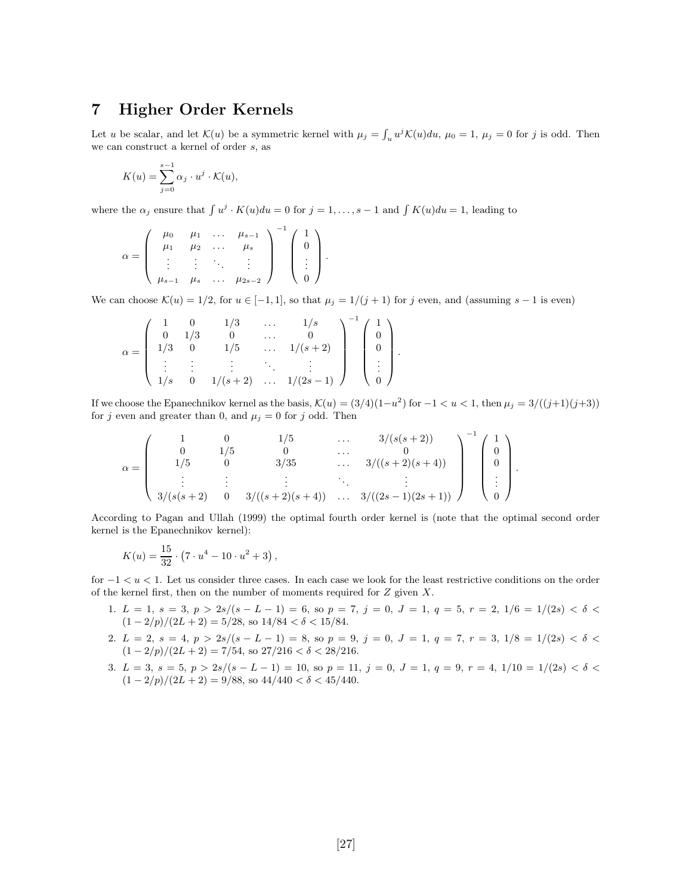# 7 Higher Order Kernels

Let $u$ be scalar, and let $\mathcal{K}(u)$ be a symmetric kernel with $\mu_j = \int_u u^j \mathcal{K}(u)du$, $\mu_0 = 1$, $\mu_j = 0$ for $j$ is odd. Then we can construct a kernel of order $s$, as

$$K(u) = \sum_{j=0}^{s-1} \alpha_j \cdot u^j \cdot \mathcal{K}(u),$$

where the $\alpha_j$ ensure that $\int u^j \cdot K(u)du = 0$ for $j = 1, \ldots, s-1$ and $\int K(u)du = 1$, leading to

$$\alpha = \begin{pmatrix} \mu_0 & \mu_1 & \ldots & \mu_{s-1} \\ \mu_1 & \mu_2 & \ldots & \mu_s \\ \vdots & \vdots & \ddots & \vdots \\ \mu_{s-1} & \mu_s & \ldots & \mu_{2s-2} \end{pmatrix}^{-1} \begin{pmatrix} 1 \\ 0 \\ \vdots \\ 0 \end{pmatrix}.$$

We can choose $\mathcal{K}(u) = 1/2$, for $u \in [-1, 1]$, so that $\mu_j = 1/(j+1)$ for $j$ even, and (assuming $s-1$ is even)

$$\alpha = \begin{pmatrix} 1 & 0 & 1/3 & \ldots & 1/s \\ 0 & 1/3 & 0 & \ldots & 0 \\ 1/3 & 0 & 1/5 & \ldots & 1/(s+2) \\ \vdots & \vdots & \vdots & \ddots & \vdots \\ 1/s & 0 & 1/(s+2) & \ldots & 1/(2s-1) \end{pmatrix}^{-1} \begin{pmatrix} 1 \\ 0 \\ 0 \\ \vdots \\ 0 \end{pmatrix}.$$

If we choose the Epanechnikov kernel as the basis, $\mathcal{K}(u) = (3/4)(1-u^2)$ for $-1 < u < 1$, then $\mu_j = 3/((j+1)(j+3))$ for $j$ even and greater than 0, and $\mu_j = 0$ for $j$ odd. Then

$$\alpha = \begin{pmatrix} 1 & 0 & 1/5 & \ldots & 3/(s(s+2)) \\ 0 & 1/5 & 0 & \ldots & 0 \\ 1/5 & 0 & 3/35 & \ldots & 3/((s+2)(s+4)) \\ \vdots & \vdots & \vdots & \ddots & \vdots \\ 3/(s(s+2) & 0 & 3/((s+2)(s+4)) & \ldots & 3/((2s-1)(2s+1)) \end{pmatrix}^{-1} \begin{pmatrix} 1 \\ 0 \\ 0 \\ \vdots \\ 0 \end{pmatrix}.$$

According to Pagan and Ullah (1999) the optimal fourth order kernel is (note that the optimal second order kernel is the Epanechnikov kernel):

$$K(u) = \frac{15}{32} \cdot \left(7 \cdot u^4 - 10 \cdot u^2 + 3\right),$$

for $-1 < u < 1$. Let us consider three cases. In each case we look for the least restrictive conditions on the order of the kernel first, then on the number of moments required for $Z$ given $X$.

1. $L = 1$, $s = 3$, $p > 2s/(s-L-1) = 6$, so $p = 7$, $j = 0$, $J = 1$, $q = 5$, $r = 2$, $1/6 = 1/(2s) < \delta < (1-2/p)/(2L+2) = 5/28$, so $14/84 < \delta < 15/84$.
2. $L = 2$, $s = 4$, $p > 2s/(s-L-1) = 8$, so $p = 9$, $j = 0$, $J = 1$, $q = 7$, $r = 3$, $1/8 = 1/(2s) < \delta < (1-2/p)/(2L+2) = 7/54$, so $27/216 < \delta < 28/216$.
3. $L = 3$, $s = 5$, $p > 2s/(s-L-1) = 10$, so $p = 11$, $j = 0$, $J = 1$, $q = 9$, $r = 4$, $1/10 = 1/(2s) < \delta < (1-2/p)/(2L+2) = 9/88$, so $44/440 < \delta < 45/440$.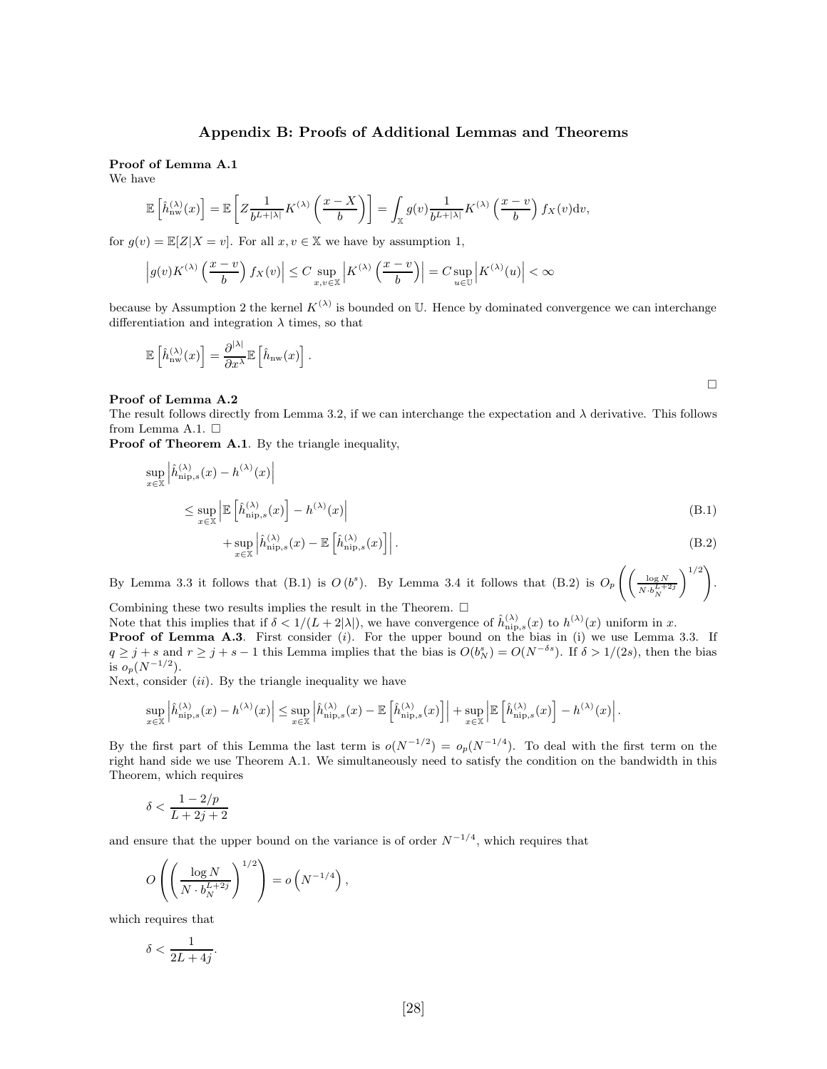## Appendix B: Proofs of Additional Lemmas and Theorems

**Proof of Lemma A.1**
We have

$$\mathbb{E}\left[\hat{h}_{\text{nw}}^{(\lambda)}(x)\right] = \mathbb{E}\left[Z\frac{1}{b^{L+|\lambda|}}K^{(\lambda)}\left(\frac{x-X}{b}\right)\right] = \int_{\mathbb{X}} g(v)\frac{1}{b^{L+|\lambda|}}K^{(\lambda)}\left(\frac{x-v}{b}\right)f_X(v)\mathrm{d}v,$$

for $g(v) = \mathbb{E}[Z|X=v]$. For all $x, v \in \mathbb{X}$ we have by assumption 1,

$$\left|g(v)K^{(\lambda)}\left(\frac{x-v}{b}\right)f_X(v)\right| \leq C\sup_{x,v\in\mathbb{X}}\left|K^{(\lambda)}\left(\frac{x-v}{b}\right)\right| = C\sup_{u\in\mathbb{U}}\left|K^{(\lambda)}(u)\right| < \infty$$

because by Assumption 2 the kernel $K^{(\lambda)}$ is bounded on $\mathbb{U}$. Hence by dominated convergence we can interchange differentiation and integration $\lambda$ times, so that

$$\mathbb{E}\left[\hat{h}_{\text{nw}}^{(\lambda)}(x)\right] = \frac{\partial^{|\lambda|}}{\partial x^{\lambda}}\mathbb{E}\left[\hat{h}_{\text{nw}}(x)\right].$$

□

**Proof of Lemma A.2**
The result follows directly from Lemma 3.2, if we can interchange the expectation and $\lambda$ derivative. This follows from Lemma A.1. □

**Proof of Theorem A.1**. By the triangle inequality,

$$\begin{aligned}
&\sup_{x\in\mathbb{X}}\left|\hat{h}_{\text{nip},s}^{(\lambda)}(x) - h^{(\lambda)}(x)\right| \\
&\qquad \leq \sup_{x\in\mathbb{X}}\left|\mathbb{E}\left[\hat{h}_{\text{nip},s}^{(\lambda)}(x)\right] - h^{(\lambda)}(x)\right| && \text{(B.1)}\\
&\qquad\quad + \sup_{x\in\mathbb{X}}\left|\hat{h}_{\text{nip},s}^{(\lambda)}(x) - \mathbb{E}\left[\hat{h}_{\text{nip},s}^{(\lambda)}(x)\right]\right|. && \text{(B.2)}
\end{aligned}$$

By Lemma 3.3 it follows that (B.1) is $O\left(b^s\right)$. By Lemma 3.4 it follows that (B.2) is $O_p\left(\left(\frac{\log N}{N\cdot b_N^{L+2j}}\right)^{1/2}\right)$.
Combining these two results implies the result in the Theorem. □
Note that this implies that if $\delta < 1/(L+2|\lambda|)$, we have convergence of $\hat{h}_{\text{nip},s}^{(\lambda)}(x)$ to $h^{(\lambda)}(x)$ uniform in $x$.

**Proof of Lemma A.3**. First consider $(i)$. For the upper bound on the bias in (i) we use Lemma 3.3. If $q \geq j+s$ and $r \geq j+s-1$ this Lemma implies that the bias is $O(b_N^s) = O(N^{-\delta s})$. If $\delta > 1/(2s)$, then the bias is $o_p(N^{-1/2})$.
Next, consider $(ii)$. By the triangle inequality we have

$$\sup_{x\in\mathbb{X}}\left|\hat{h}_{\text{nip},s}^{(\lambda)}(x) - h^{(\lambda)}(x)\right| \leq \sup_{x\in\mathbb{X}}\left|\hat{h}_{\text{nip},s}^{(\lambda)}(x) - \mathbb{E}\left[\hat{h}_{\text{nip},s}^{(\lambda)}(x)\right]\right| + \sup_{x\in\mathbb{X}}\left|\mathbb{E}\left[\hat{h}_{\text{nip},s}^{(\lambda)}(x)\right] - h^{(\lambda)}(x)\right|.$$

By the first part of this Lemma the last term is $o(N^{-1/2}) = o_p(N^{-1/4})$. To deal with the first term on the right hand side we use Theorem A.1. We simultaneously need to satisfy the condition on the bandwidth in this Theorem, which requires

$$\delta < \frac{1-2/p}{L+2j+2}$$

and ensure that the upper bound on the variance is of order $N^{-1/4}$, which requires that

$$O\left(\left(\frac{\log N}{N\cdot b_N^{L+2j}}\right)^{1/2}\right) = o\left(N^{-1/4}\right),$$

which requires that

$$\delta < \frac{1}{2L+4j}.$$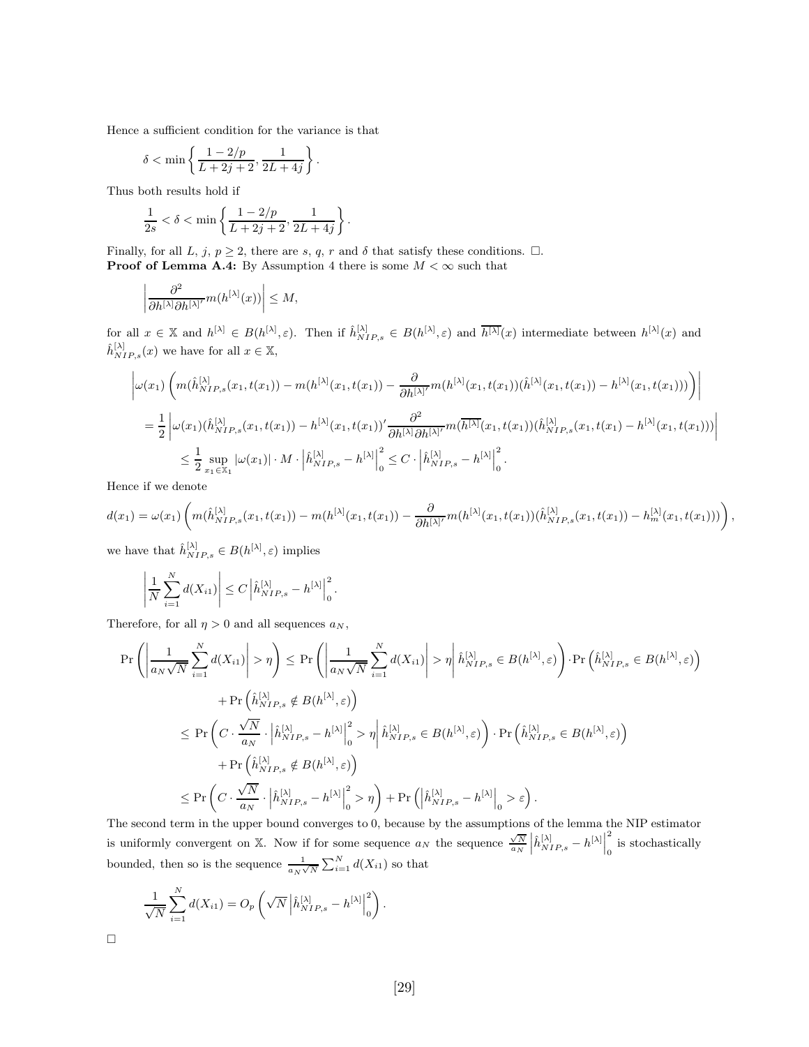Hence a sufficient condition for the variance is that

$$\delta < \min\left\{\frac{1-2/p}{L+2j+2}, \frac{1}{2L+4j}\right\}.$$

Thus both results hold if

$$\frac{1}{2s} < \delta < \min\left\{\frac{1-2/p}{L+2j+2}, \frac{1}{2L+4j}\right\}.$$

Finally, for all $L$, $j$, $p \geq 2$, there are $s$, $q$, $r$ and $\delta$ that satisfy these conditions. $\square$.

**Proof of Lemma A.4:** By Assumption 4 there is some $M < \infty$ such that

$$\left|\frac{\partial^2}{\partial h^{[\lambda]}\partial h^{[\lambda]'}} m(h^{[\lambda]}(x))\right| \leq M,$$

for all $x \in \mathbb{X}$ and $h^{[\lambda]} \in B(h^{[\lambda]}, \varepsilon)$. Then if $\hat{h}^{[\lambda]}_{NIP,s} \in B(h^{[\lambda]}, \varepsilon)$ and $\overline{h^{[\lambda]}}(x)$ intermediate between $h^{[\lambda]}(x)$ and $\hat{h}^{[\lambda]}_{NIP,s}(x)$ we have for all $x \in \mathbb{X}$,

$$\left|\omega(x_1)\left(m(\hat{h}^{[\lambda]}_{NIP,s}(x_1,t(x_1)) - m(h^{[\lambda]}(x_1,t(x_1)) - \frac{\partial}{\partial h^{[\lambda]'}} m(h^{[\lambda]}(x_1,t(x_1))(\hat{h}^{[\lambda]}(x_1,t(x_1)) - h^{[\lambda]}(x_1,t(x_1)))\right)\right|$$

$$= \frac{1}{2}\left|\omega(x_1)(\hat{h}^{[\lambda]}_{NIP,s}(x_1,t(x_1)) - h^{[\lambda]}(x_1,t(x_1))'\frac{\partial^2}{\partial h^{[\lambda]}\partial h^{[\lambda]'}} m(\overline{h^{[\lambda]}}(x_1,t(x_1))(\hat{h}^{[\lambda]}_{NIP,s}(x_1,t(x_1) - h^{[\lambda]}(x_1,t(x_1)))\right|$$

$$\leq \frac{1}{2}\sup_{x_1 \in \mathbb{X}_1}|\omega(x_1)| \cdot M \cdot \left|\hat{h}^{[\lambda]}_{NIP,s} - h^{[\lambda]}\right|_0^2 \leq C \cdot \left|\hat{h}^{[\lambda]}_{NIP,s} - h^{[\lambda]}\right|_0^2.$$

Hence if we denote

$$d(x_1) = \omega(x_1)\left(m(\hat{h}^{[\lambda]}_{NIP,s}(x_1,t(x_1)) - m(h^{[\lambda]}(x_1,t(x_1)) - \frac{\partial}{\partial h^{[\lambda]'}} m(h^{[\lambda]}(x_1,t(x_1))(\hat{h}^{[\lambda]}_{NIP,s}(x_1,t(x_1)) - h^{[\lambda]}_m(x_1,t(x_1)))\right),$$

we have that $\hat{h}^{[\lambda]}_{NIP,s} \in B(h^{[\lambda]}, \varepsilon)$ implies

$$\left|\frac{1}{N}\sum_{i=1}^{N} d(X_{i1})\right| \leq C\left|\hat{h}^{[\lambda]}_{NIP,s} - h^{[\lambda]}\right|_0^2.$$

Therefore, for all $\eta > 0$ and all sequences $a_N$,

$$\Pr\left(\left|\frac{1}{a_N\sqrt{N}}\sum_{i=1}^{N} d(X_{i1})\right| > \eta\right) \leq \Pr\left(\left|\frac{1}{a_N\sqrt{N}}\sum_{i=1}^{N} d(X_{i1})\right| > \eta \,\middle|\, \hat{h}^{[\lambda]}_{NIP,s} \in B(h^{[\lambda]}, \varepsilon)\right) \cdot \Pr\left(\hat{h}^{[\lambda]}_{NIP,s} \in B(h^{[\lambda]}, \varepsilon)\right)$$

$$+ \Pr\left(\hat{h}^{[\lambda]}_{NIP,s} \notin B(h^{[\lambda]}, \varepsilon)\right)$$

$$\leq \Pr\left(C \cdot \frac{\sqrt{N}}{a_N} \cdot \left|\hat{h}^{[\lambda]}_{NIP,s} - h^{[\lambda]}\right|_0^2 > \eta \,\middle|\, \hat{h}^{[\lambda]}_{NIP,s} \in B(h^{[\lambda]}, \varepsilon)\right) \cdot \Pr\left(\hat{h}^{[\lambda]}_{NIP,s} \in B(h^{[\lambda]}, \varepsilon)\right)$$

$$+ \Pr\left(\hat{h}^{[\lambda]}_{NIP,s} \notin B(h^{[\lambda]}, \varepsilon)\right)$$

$$\leq \Pr\left(C \cdot \frac{\sqrt{N}}{a_N} \cdot \left|\hat{h}^{[\lambda]}_{NIP,s} - h^{[\lambda]}\right|_0^2 > \eta\right) + \Pr\left(\left|\hat{h}^{[\lambda]}_{NIP,s} - h^{[\lambda]}\right|_0 > \varepsilon\right).$$

The second term in the upper bound converges to 0, because by the assumptions of the lemma the NIP estimator is uniformly convergent on $\mathbb{X}$. Now if for some sequence $a_N$ the sequence $\frac{\sqrt{N}}{a_N}\left|\hat{h}^{[\lambda]}_{NIP,s} - h^{[\lambda]}\right|_0^2$ is stochastically bounded, then so is the sequence $\frac{1}{a_N\sqrt{N}}\sum_{i=1}^{N} d(X_{i1})$ so that

$$\frac{1}{\sqrt{N}}\sum_{i=1}^{N} d(X_{i1}) = O_p\left(\sqrt{N}\left|\hat{h}^{[\lambda]}_{NIP,s} - h^{[\lambda]}\right|_0^2\right).$$

$\square$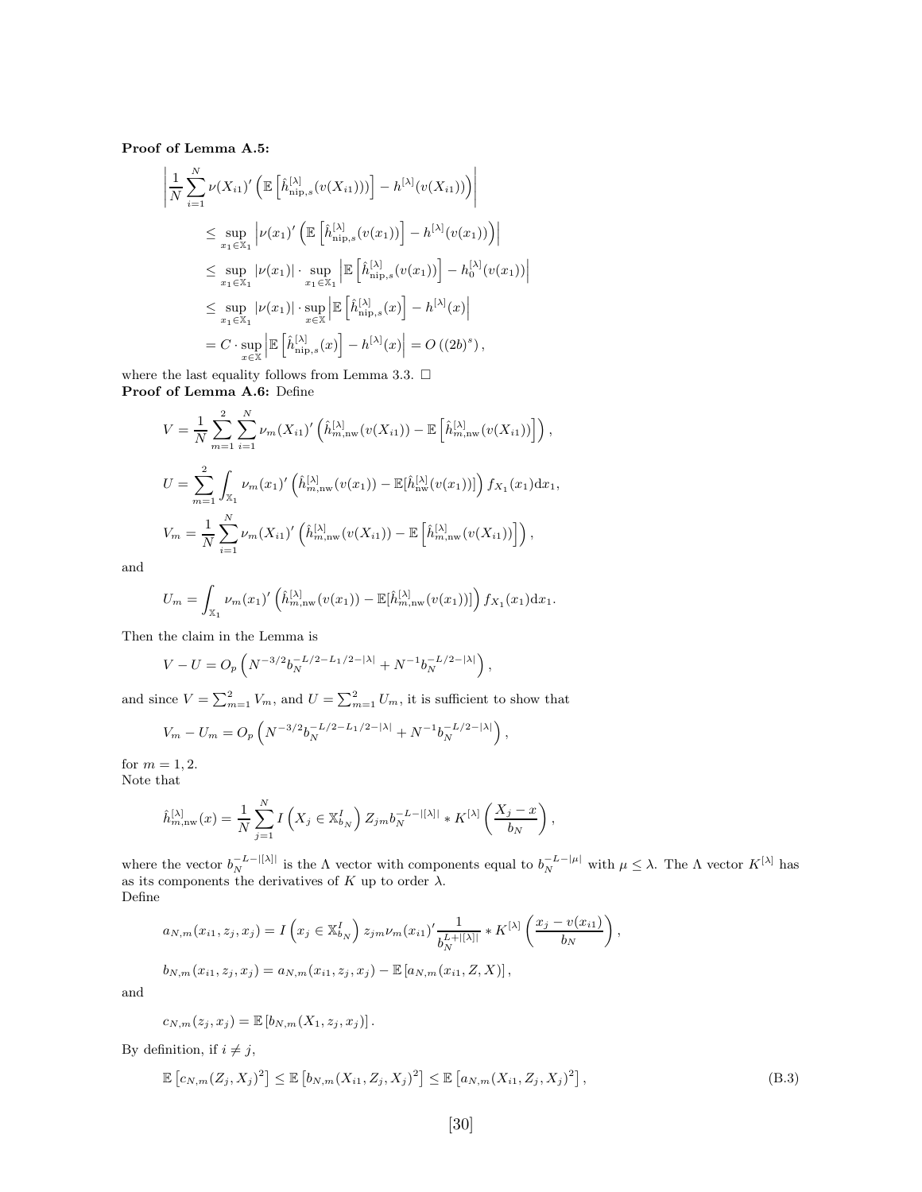**Proof of Lemma A.5:**

$$
\begin{aligned}
&\left|\frac{1}{N}\sum_{i=1}^{N}\nu(X_{i1})'\left(\mathbb{E}\left[\hat{h}^{[\lambda]}_{\text{nip},s}(v(X_{i1}))\right]-h^{[\lambda]}(v(X_{i1}))\right)\right| \\
&\quad\leq \sup_{x_1\in\mathbb{X}_1}\left|\nu(x_1)'\left(\mathbb{E}\left[\hat{h}^{[\lambda]}_{\text{nip},s}(v(x_1))\right]-h^{[\lambda]}(v(x_1))\right)\right| \\
&\quad\leq \sup_{x_1\in\mathbb{X}_1}|\nu(x_1)|\cdot\sup_{x_1\in\mathbb{X}_1}\left|\mathbb{E}\left[\hat{h}^{[\lambda]}_{\text{nip},s}(v(x_1))\right]-h_0^{[\lambda]}(v(x_1))\right| \\
&\quad\leq \sup_{x_1\in\mathbb{X}_1}|\nu(x_1)|\cdot\sup_{x\in\mathbb{X}}\left|\mathbb{E}\left[\hat{h}^{[\lambda]}_{\text{nip},s}(x)\right]-h^{[\lambda]}(x)\right| \\
&\quad= C\cdot\sup_{x\in\mathbb{X}}\left|\mathbb{E}\left[\hat{h}^{[\lambda]}_{\text{nip},s}(x)\right]-h^{[\lambda]}(x)\right| = O\left((2b)^s\right),
\end{aligned}
$$

where the last equality follows from Lemma 3.3. □

**Proof of Lemma A.6:** Define

$$
V=\frac{1}{N}\sum_{m=1}^{2}\sum_{i=1}^{N}\nu_m(X_{i1})'\left(\hat{h}^{[\lambda]}_{m,\text{nw}}(v(X_{i1}))-\mathbb{E}\left[\hat{h}^{[\lambda]}_{m,\text{nw}}(v(X_{i1}))\right]\right),
$$

$$
U=\sum_{m=1}^{2}\int_{\mathbb{X}_1}\nu_m(x_1)'\left(\hat{h}^{[\lambda]}_{m,\text{nw}}(v(x_1))-\mathbb{E}[\hat{h}^{[\lambda]}_{\text{nw}}(v(x_1))]\right)f_{X_1}(x_1)\mathrm{d}x_1,
$$

$$
V_m=\frac{1}{N}\sum_{i=1}^{N}\nu_m(X_{i1})'\left(\hat{h}^{[\lambda]}_{m,\text{nw}}(v(X_{i1}))-\mathbb{E}\left[\hat{h}^{[\lambda]}_{m,\text{nw}}(v(X_{i1}))\right]\right),
$$

and

$$
U_m=\int_{\mathbb{X}_1}\nu_m(x_1)'\left(\hat{h}^{[\lambda]}_{m,\text{nw}}(v(x_1))-\mathbb{E}[\hat{h}^{[\lambda]}_{m,\text{nw}}(v(x_1))]\right)f_{X_1}(x_1)\mathrm{d}x_1.
$$

Then the claim in the Lemma is

$$
V-U=O_p\left(N^{-3/2}b_N^{-L/2-L_1/2-|\lambda|}+N^{-1}b_N^{-L/2-|\lambda|}\right),
$$

and since $V=\sum_{m=1}^{2}V_m$, and $U=\sum_{m=1}^{2}U_m$, it is sufficient to show that

$$
V_m-U_m=O_p\left(N^{-3/2}b_N^{-L/2-L_1/2-|\lambda|}+N^{-1}b_N^{-L/2-|\lambda|}\right),
$$

for $m=1,2$.
Note that

$$
\hat{h}^{[\lambda]}_{m,\text{nw}}(x)=\frac{1}{N}\sum_{j=1}^{N}I\left(X_j\in\mathbb{X}^I_{b_N}\right)Z_{jm}b_N^{-L-|[\lambda]|}*K^{[\lambda]}\left(\frac{X_j-x}{b_N}\right),
$$

where the vector $b_N^{-L-|[\lambda]|}$ is the $\Lambda$ vector with components equal to $b_N^{-L-|\mu|}$ with $\mu\leq\lambda$. The $\Lambda$ vector $K^{[\lambda]}$ has as its components the derivatives of $K$ up to order $\lambda$.
Define

$$
a_{N,m}(x_{i1},z_j,x_j)=I\left(x_j\in\mathbb{X}^I_{b_N}\right)z_{jm}\nu_m(x_{i1})'\frac{1}{b_N^{L+|[\lambda]|}}*K^{[\lambda]}\left(\frac{x_j-v(x_{i1})}{b_N}\right),
$$

$$
b_{N,m}(x_{i1},z_j,x_j)=a_{N,m}(x_{i1},z_j,x_j)-\mathbb{E}\left[a_{N,m}(x_{i1},Z,X)\right],
$$

and

$$
c_{N,m}(z_j,x_j)=\mathbb{E}\left[b_{N,m}(X_1,z_j,x_j)\right].
$$

By definition, if $i\neq j$,

$$
\mathbb{E}\left[c_{N,m}(Z_j,X_j)^2\right]\leq\mathbb{E}\left[b_{N,m}(X_{i1},Z_j,X_j)^2\right]\leq\mathbb{E}\left[a_{N,m}(X_{i1},Z_j,X_j)^2\right], \tag{B.3}
$$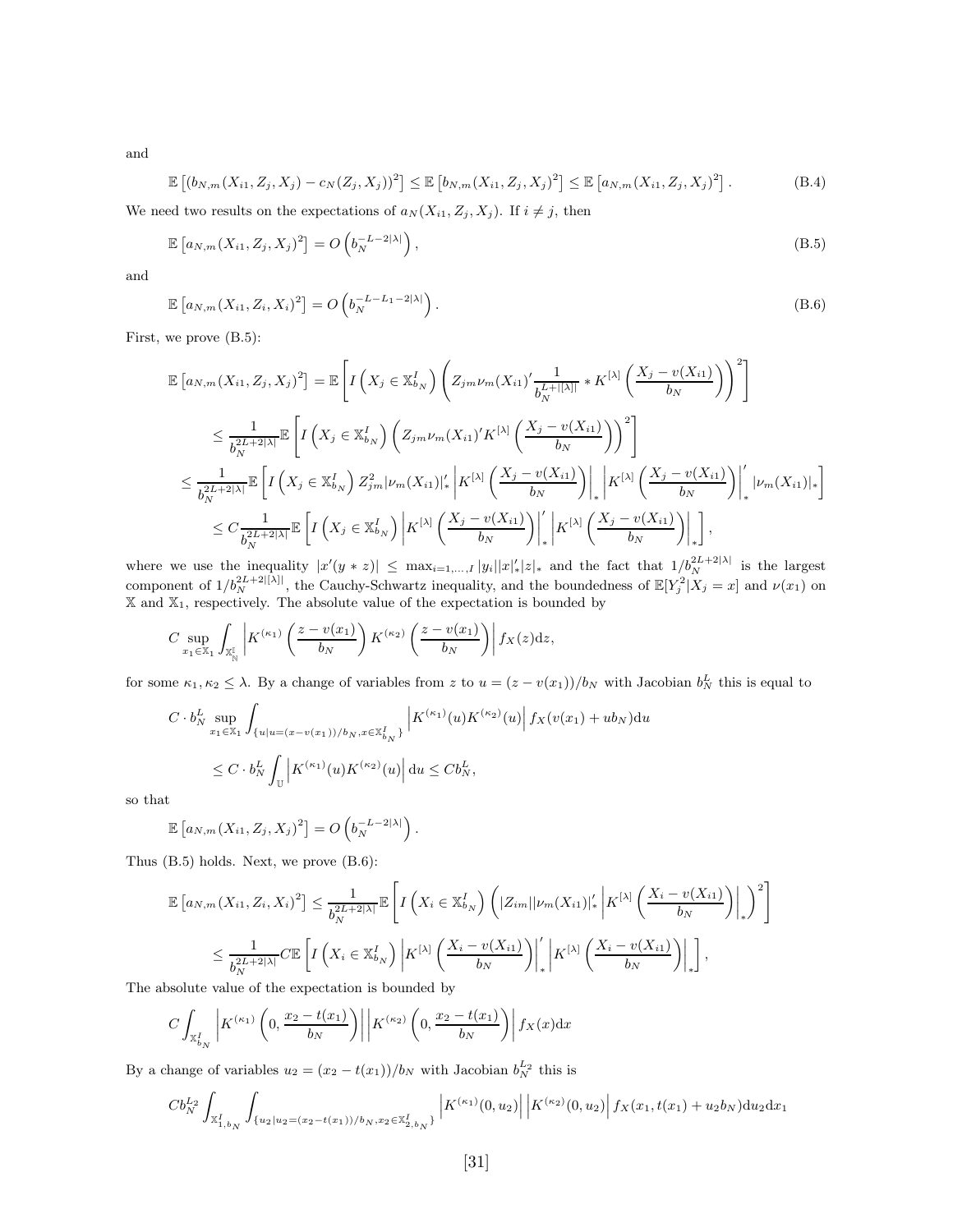and

$$\mathbb{E}\left[(b_{N,m}(X_{i1}, Z_j, X_j) - c_N(Z_j, X_j))^2\right] \leq \mathbb{E}\left[b_{N,m}(X_{i1}, Z_j, X_j)^2\right] \leq \mathbb{E}\left[a_{N,m}(X_{i1}, Z_j, X_j)^2\right]. \tag{B.4}$$

We need two results on the expectations of $a_N(X_{i1}, Z_j, X_j)$. If $i \neq j$, then

$$\mathbb{E}\left[a_{N,m}(X_{i1}, Z_j, X_j)^2\right] = O\left(b_N^{-L-2|\lambda|}\right), \tag{B.5}$$

and

$$\mathbb{E}\left[a_{N,m}(X_{i1}, Z_i, X_i)^2\right] = O\left(b_N^{-L-L_1-2|\lambda|}\right). \tag{B.6}$$

First, we prove (B.5):

$$\begin{aligned}
\mathbb{E}\left[a_{N,m}(X_{i1}, Z_j, X_j)^2\right] &= \mathbb{E}\left[I\left(X_j \in \mathbb{X}_{b_N}^I\right)\left(Z_{jm}\nu_m(X_{i1})'\frac{1}{b_N^{L+|[\lambda]|}} * K^{[\lambda]}\left(\frac{X_j - v(X_{i1})}{b_N}\right)\right)^2\right] \\
&\leq \frac{1}{b_N^{2L+2|\lambda|}}\mathbb{E}\left[I\left(X_j \in \mathbb{X}_{b_N}^I\right)\left(Z_{jm}\nu_m(X_{i1})'K^{[\lambda]}\left(\frac{X_j - v(X_{i1})}{b_N}\right)\right)^2\right] \\
&\leq \frac{1}{b_N^{2L+2|\lambda|}}\mathbb{E}\left[I\left(X_j \in \mathbb{X}_{b_N}^I\right)Z_{jm}^2|\nu_m(X_{i1})|_*'\left|K^{[\lambda]}\left(\frac{X_j - v(X_{i1})}{b_N}\right)\right|_*\left|K^{[\lambda]}\left(\frac{X_j - v(X_{i1})}{b_N}\right)\right|_*'|\nu_m(X_{i1})|_*\right] \\
&\leq C\frac{1}{b_N^{2L+2|\lambda|}}\mathbb{E}\left[I\left(X_j \in \mathbb{X}_{b_N}^I\right)\left|K^{[\lambda]}\left(\frac{X_j - v(X_{i1})}{b_N}\right)\right|_*'\left|K^{[\lambda]}\left(\frac{X_j - v(X_{i1})}{b_N}\right)\right|_*\right],
\end{aligned}$$

where we use the inequality $|x'(y * z)| \leq \max_{i=1,\ldots,I}|y_i||x|_*'|z|_*$ and the fact that $1/b_N^{2L+2|\lambda|}$ is the largest component of $1/b_N^{2L+2|[\lambda]|}$, the Cauchy-Schwartz inequality, and the boundedness of $\mathbb{E}[Y_j^2|X_j = x]$ and $\nu(x_1)$ on $\mathbb{X}$ and $\mathbb{X}_1$, respectively. The absolute value of the expectation is bounded by

$$C\sup_{x_1 \in \mathbb{X}_1}\int_{\mathbb{X}_{\mathbb{N}}^{\mathbb{I}}}\left|K^{(\kappa_1)}\left(\frac{z - v(x_1)}{b_N}\right)K^{(\kappa_2)}\left(\frac{z - v(x_1)}{b_N}\right)\right|f_X(z)\mathrm{d}z,$$

for some $\kappa_1, \kappa_2 \leq \lambda$. By a change of variables from $z$ to $u = (z - v(x_1))/b_N$ with Jacobian $b_N^L$ this is equal to

$$\begin{aligned}
&C \cdot b_N^L \sup_{x_1 \in \mathbb{X}_1}\int_{\{u|u=(x-v(x_1))/b_N, x \in \mathbb{X}_{b_N}^I\}}\left|K^{(\kappa_1)}(u)K^{(\kappa_2)}(u)\right|f_X(v(x_1) + ub_N)\mathrm{d}u \\
&\leq C \cdot b_N^L\int_{\mathbb{U}}\left|K^{(\kappa_1)}(u)K^{(\kappa_2)}(u)\right|\mathrm{d}u \leq Cb_N^L,
\end{aligned}$$

so that

$$\mathbb{E}\left[a_{N,m}(X_{i1}, Z_j, X_j)^2\right] = O\left(b_N^{-L-2|\lambda|}\right).$$

Thus (B.5) holds. Next, we prove (B.6):

$$\begin{aligned}
\mathbb{E}\left[a_{N,m}(X_{i1}, Z_i, X_i)^2\right] &\leq \frac{1}{b_N^{2L+2|\lambda|}}\mathbb{E}\left[I\left(X_i \in \mathbb{X}_{b_N}^I\right)\left(|Z_{im}||\nu_m(X_{i1})|_*'\left|K^{[\lambda]}\left(\frac{X_i - v(X_{i1})}{b_N}\right)\right|_*\right)^2\right] \\
&\leq \frac{1}{b_N^{2L+2|\lambda|}}C\mathbb{E}\left[I\left(X_i \in \mathbb{X}_{b_N}^I\right)\left|K^{[\lambda]}\left(\frac{X_i - v(X_{i1})}{b_N}\right)\right|_*'\left|K^{[\lambda]}\left(\frac{X_i - v(X_{i1})}{b_N}\right)\right|_*\right],
\end{aligned}$$

The absolute value of the expectation is bounded by

$$C\int_{\mathbb{X}_{b_N}^I}\left|K^{(\kappa_1)}\left(0, \frac{x_2 - t(x_1)}{b_N}\right)\right|\left|K^{(\kappa_2)}\left(0, \frac{x_2 - t(x_1)}{b_N}\right)\right|f_X(x)\mathrm{d}x$$

By a change of variables $u_2 = (x_2 - t(x_1))/b_N$ with Jacobian $b_N^{L_2}$ this is

$$Cb_N^{L_2}\int_{\mathbb{X}_{1,b_N}^I}\int_{\{u_2|u_2=(x_2-t(x_1))/b_N, x_2 \in \mathbb{X}_{2,b_N}^I\}}\left|K^{(\kappa_1)}(0, u_2)\right|\left|K^{(\kappa_2)}(0, u_2)\right|f_X(x_1, t(x_1) + u_2 b_N)\mathrm{d}u_2\mathrm{d}x_1$$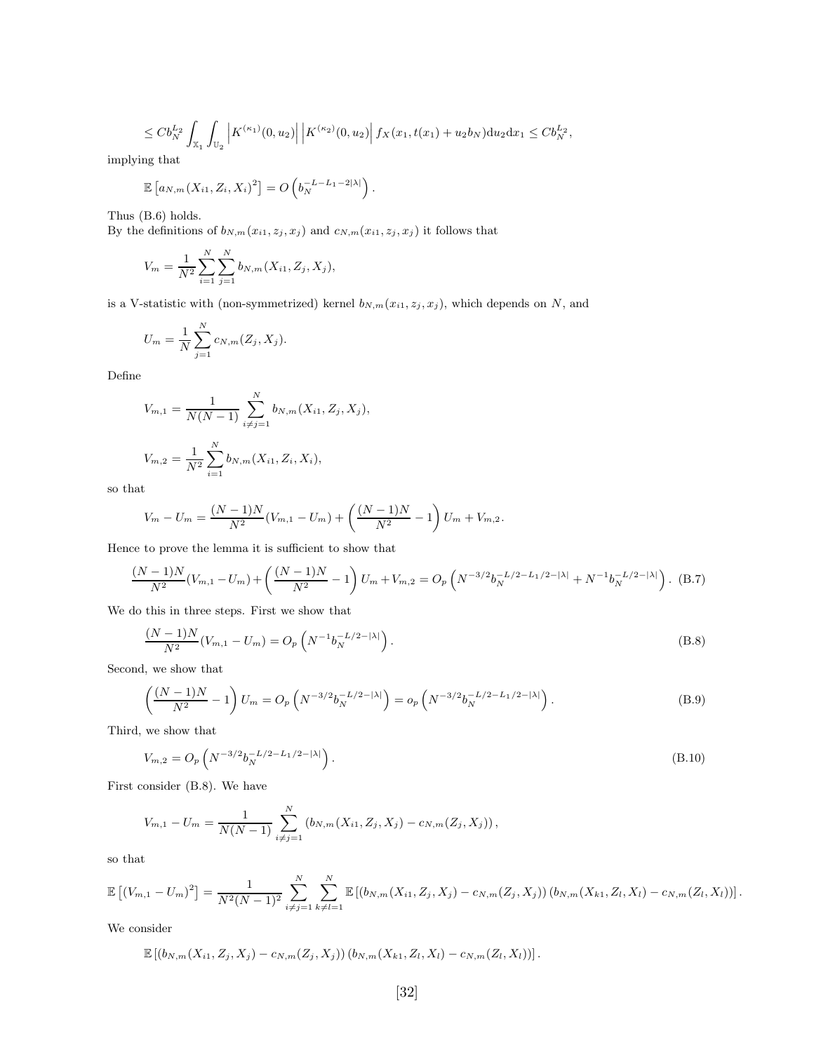$$\leq Cb_N^{L_2} \int_{\mathbb{X}_1} \int_{\mathbb{U}_2} \left| K^{(\kappa_1)}(0, u_2) \right| \left| K^{(\kappa_2)}(0, u_2) \right| f_X(x_1, t(x_1) + u_2 b_N) \mathrm{d}u_2 \mathrm{d}x_1 \leq Cb_N^{L_2},$$

implying that

$$\mathbb{E}\left[a_{N,m}(X_{i1}, Z_i, X_i)^2\right] = O\left(b_N^{-L-L_1-2|\lambda|}\right).$$

Thus (B.6) holds.
By the definitions of $b_{N,m}(x_{i1}, z_j, x_j)$ and $c_{N,m}(x_{i1}, z_j, x_j)$ it follows that

$$V_m = \frac{1}{N^2} \sum_{i=1}^{N} \sum_{j=1}^{N} b_{N,m}(X_{i1}, Z_j, X_j),$$

is a V-statistic with (non-symmetrized) kernel $b_{N,m}(x_{i1}, z_j, x_j)$, which depends on $N$, and

$$U_m = \frac{1}{N} \sum_{j=1}^{N} c_{N,m}(Z_j, X_j).$$

Define

$$V_{m,1} = \frac{1}{N(N-1)} \sum_{i \neq j=1}^{N} b_{N,m}(X_{i1}, Z_j, X_j),$$

$$V_{m,2} = \frac{1}{N^2} \sum_{i=1}^{N} b_{N,m}(X_{i1}, Z_i, X_i),$$

so that

$$V_m - U_m = \frac{(N-1)N}{N^2}(V_{m,1} - U_m) + \left(\frac{(N-1)N}{N^2} - 1\right) U_m + V_{m,2}.$$

Hence to prove the lemma it is sufficient to show that

$$\frac{(N-1)N}{N^2}(V_{m,1} - U_m) + \left(\frac{(N-1)N}{N^2} - 1\right) U_m + V_{m,2} = O_p\left(N^{-3/2} b_N^{-L/2-L_1/2-|\lambda|} + N^{-1} b_N^{-L/2-|\lambda|}\right). \quad \text{(B.7)}$$

We do this in three steps. First we show that

$$\frac{(N-1)N}{N^2}(V_{m,1} - U_m) = O_p\left(N^{-1} b_N^{-L/2-|\lambda|}\right). \quad \text{(B.8)}$$

Second, we show that

$$\left(\frac{(N-1)N}{N^2} - 1\right) U_m = O_p\left(N^{-3/2} b_N^{-L/2-|\lambda|}\right) = o_p\left(N^{-3/2} b_N^{-L/2-L_1/2-|\lambda|}\right). \quad \text{(B.9)}$$

Third, we show that

$$V_{m,2} = O_p\left(N^{-3/2} b_N^{-L/2-L_1/2-|\lambda|}\right). \quad \text{(B.10)}$$

First consider (B.8). We have

$$V_{m,1} - U_m = \frac{1}{N(N-1)} \sum_{i \neq j=1}^{N} \left(b_{N,m}(X_{i1}, Z_j, X_j) - c_{N,m}(Z_j, X_j)\right),$$

so that

$$\mathbb{E}\left[(V_{m,1} - U_m)^2\right] = \frac{1}{N^2(N-1)^2} \sum_{i \neq j=1}^{N} \sum_{k \neq l=1}^{N} \mathbb{E}\left[\left(b_{N,m}(X_{i1}, Z_j, X_j) - c_{N,m}(Z_j, X_j)\right)\left(b_{N,m}(X_{k1}, Z_l, X_l) - c_{N,m}(Z_l, X_l)\right)\right].$$

We consider

$$\mathbb{E}\left[\left(b_{N,m}(X_{i1}, Z_j, X_j) - c_{N,m}(Z_j, X_j)\right)\left(b_{N,m}(X_{k1}, Z_l, X_l) - c_{N,m}(Z_l, X_l)\right)\right].$$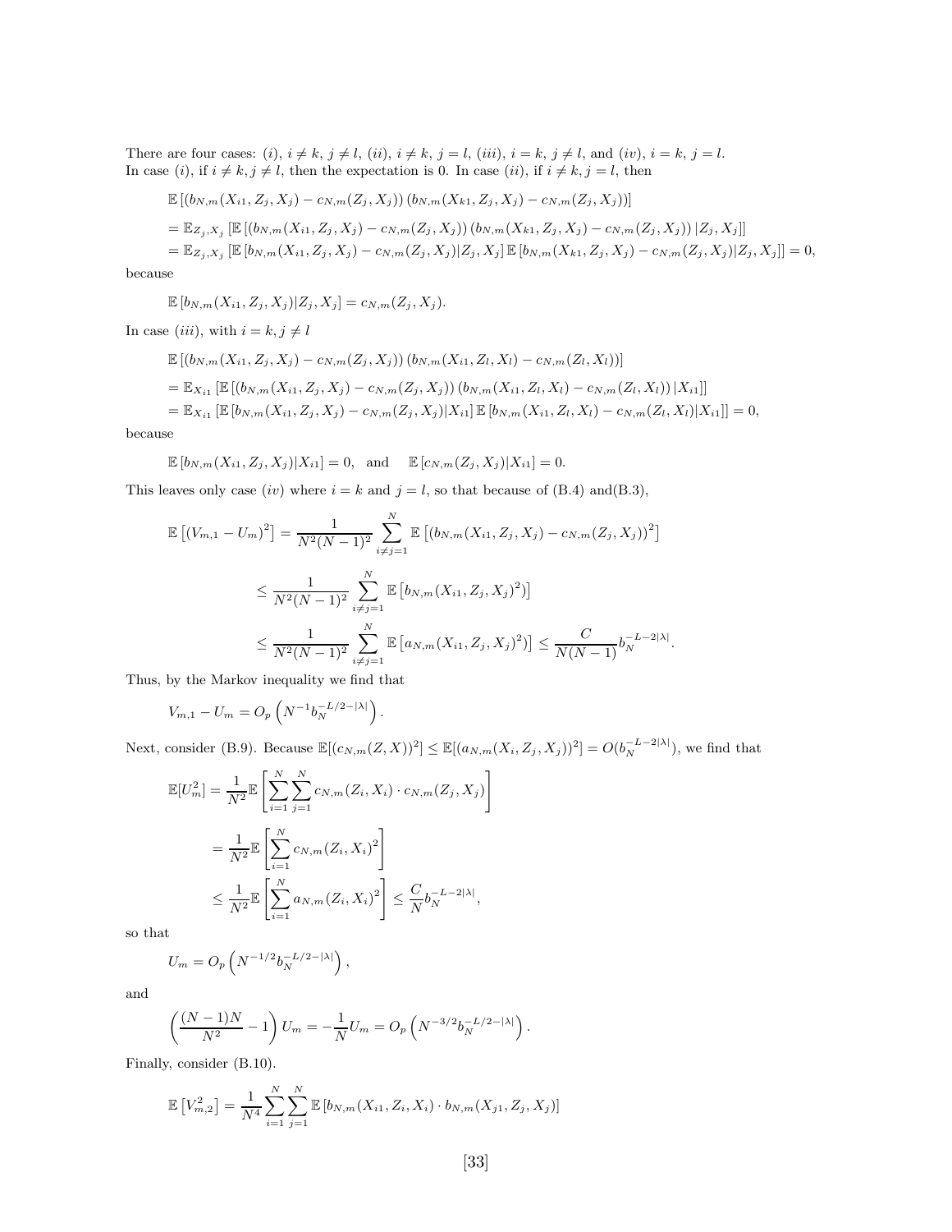There are four cases: $(i)$, $i \neq k$, $j \neq l$, $(ii)$, $i \neq k$, $j = l$, $(iii)$, $i = k$, $j \neq l$, and $(iv)$, $i = k$, $j = l$.
In case $(i)$, if $i \neq k, j \neq l$, then the expectation is 0. In case $(ii)$, if $i \neq k, j = l$, then

$$
\begin{aligned}
&\mathbb{E}\left[\left(b_{N,m}(X_{i1}, Z_j, X_j) - c_{N,m}(Z_j, X_j)\right)\left(b_{N,m}(X_{k1}, Z_j, X_j) - c_{N,m}(Z_j, X_j)\right)\right] \\
&= \mathbb{E}_{Z_j,X_j}\left[\mathbb{E}\left[\left(b_{N,m}(X_{i1}, Z_j, X_j) - c_{N,m}(Z_j, X_j)\right)\left(b_{N,m}(X_{k1}, Z_j, X_j) - c_{N,m}(Z_j, X_j)\right)|Z_j, X_j\right]\right] \\
&= \mathbb{E}_{Z_j,X_j}\left[\mathbb{E}\left[b_{N,m}(X_{i1}, Z_j, X_j) - c_{N,m}(Z_j, X_j)|Z_j, X_j\right]\mathbb{E}\left[b_{N,m}(X_{k1}, Z_j, X_j) - c_{N,m}(Z_j, X_j)|Z_j, X_j\right]\right] = 0,
\end{aligned}
$$

because

$$
\mathbb{E}\left[b_{N,m}(X_{i1}, Z_j, X_j)|Z_j, X_j\right] = c_{N,m}(Z_j, X_j).
$$

In case $(iii)$, with $i = k, j \neq l$

$$
\begin{aligned}
&\mathbb{E}\left[\left(b_{N,m}(X_{i1}, Z_j, X_j) - c_{N,m}(Z_j, X_j)\right)\left(b_{N,m}(X_{i1}, Z_l, X_l) - c_{N,m}(Z_l, X_l)\right)\right] \\
&= \mathbb{E}_{X_{i1}}\left[\mathbb{E}\left[\left(b_{N,m}(X_{i1}, Z_j, X_j) - c_{N,m}(Z_j, X_j)\right)\left(b_{N,m}(X_{i1}, Z_l, X_l) - c_{N,m}(Z_l, X_l)\right)|X_{i1}\right]\right] \\
&= \mathbb{E}_{X_{i1}}\left[\mathbb{E}\left[b_{N,m}(X_{i1}, Z_j, X_j) - c_{N,m}(Z_j, X_j)|X_{i1}\right]\mathbb{E}\left[b_{N,m}(X_{i1}, Z_l, X_l) - c_{N,m}(Z_l, X_l)|X_{i1}\right]\right] = 0,
\end{aligned}
$$

because

$$
\mathbb{E}\left[b_{N,m}(X_{i1}, Z_j, X_j)|X_{i1}\right] = 0, \quad \text{and} \quad \mathbb{E}\left[c_{N,m}(Z_j, X_j)|X_{i1}\right] = 0.
$$

This leaves only case $(iv)$ where $i = k$ and $j = l$, so that because of (B.4) and(B.3),

$$
\begin{aligned}
\mathbb{E}\left[(V_{m,1} - U_m)^2\right] &= \frac{1}{N^2(N-1)^2}\sum_{i \neq j = 1}^{N}\mathbb{E}\left[\left(b_{N,m}(X_{i1}, Z_j, X_j) - c_{N,m}(Z_j, X_j)\right)^2\right] \\
&\leq \frac{1}{N^2(N-1)^2}\sum_{i \neq j = 1}^{N}\mathbb{E}\left[b_{N,m}(X_{i1}, Z_j, X_j)^2)\right] \\
&\leq \frac{1}{N^2(N-1)^2}\sum_{i \neq j = 1}^{N}\mathbb{E}\left[a_{N,m}(X_{i1}, Z_j, X_j)^2)\right] \leq \frac{C}{N(N-1)}b_N^{-L-2|\lambda|}.
\end{aligned}
$$

Thus, by the Markov inequality we find that

$$
V_{m,1} - U_m = O_p\left(N^{-1}b_N^{-L/2-|\lambda|}\right).
$$

Next, consider (B.9). Because $\mathbb{E}[(c_{N,m}(Z, X))^2] \leq \mathbb{E}[(a_{N,m}(X_i, Z_j, X_j))^2] = O(b_N^{-L-2|\lambda|})$, we find that

$$
\begin{aligned}
\mathbb{E}[U_m^2] &= \frac{1}{N^2}\mathbb{E}\left[\sum_{i=1}^{N}\sum_{j=1}^{N}c_{N,m}(Z_i, X_i) \cdot c_{N,m}(Z_j, X_j)\right] \\
&= \frac{1}{N^2}\mathbb{E}\left[\sum_{i=1}^{N}c_{N,m}(Z_i, X_i)^2\right] \\
&\leq \frac{1}{N^2}\mathbb{E}\left[\sum_{i=1}^{N}a_{N,m}(Z_i, X_i)^2\right] \leq \frac{C}{N}b_N^{-L-2|\lambda|},
\end{aligned}
$$

so that

$$
U_m = O_p\left(N^{-1/2}b_N^{-L/2-|\lambda|}\right),
$$

and

$$
\left(\frac{(N-1)N}{N^2} - 1\right)U_m = -\frac{1}{N}U_m = O_p\left(N^{-3/2}b_N^{-L/2-|\lambda|}\right).
$$

Finally, consider (B.10).

$$
\mathbb{E}\left[V_{m,2}^2\right] = \frac{1}{N^4}\sum_{i=1}^{N}\sum_{j=1}^{N}\mathbb{E}\left[b_{N,m}(X_{i1}, Z_i, X_i) \cdot b_{N,m}(X_{j1}, Z_j, X_j)\right]
$$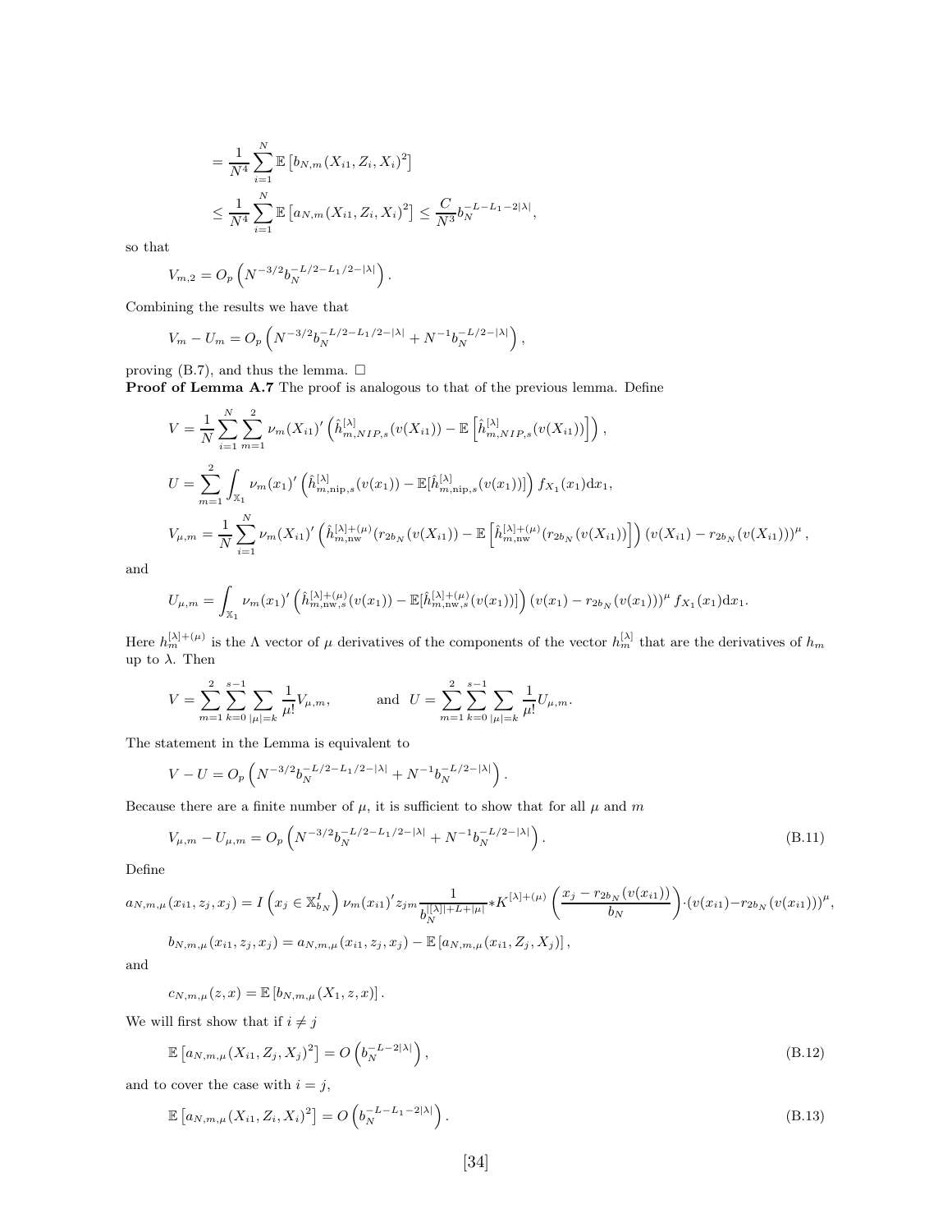$$= \frac{1}{N^4}\sum_{i=1}^{N}\mathbb{E}\left[b_{N,m}(X_{i1},Z_i,X_i)^2\right]$$

$$\leq \frac{1}{N^4}\sum_{i=1}^{N}\mathbb{E}\left[a_{N,m}(X_{i1},Z_i,X_i)^2\right] \leq \frac{C}{N^3} b_N^{-L-L_1-2|\lambda|},$$

so that

$$V_{m,2} = O_p\left(N^{-3/2} b_N^{-L/2-L_1/2-|\lambda|}\right).$$

Combining the results we have that

$$V_m - U_m = O_p\left(N^{-3/2} b_N^{-L/2-L_1/2-|\lambda|} + N^{-1} b_N^{-L/2-|\lambda|}\right),$$

proving (B.7), and thus the lemma. □

**Proof of Lemma A.7** The proof is analogous to that of the previous lemma. Define

$$V = \frac{1}{N}\sum_{i=1}^{N}\sum_{m=1}^{2}\nu_m(X_{i1})'\left(\hat{h}_{m,NIP,s}^{[\lambda]}(v(X_{i1})) - \mathbb{E}\left[\hat{h}_{m,NIP,s}^{[\lambda]}(v(X_{i1}))\right]\right),$$

$$U = \sum_{m=1}^{2}\int_{\mathbb{X}_1}\nu_m(x_1)'\left(\hat{h}_{m,\text{nip},s}^{[\lambda]}(v(x_1)) - \mathbb{E}[\hat{h}_{m,\text{nip},s}^{[\lambda]}(v(x_1))]\right)f_{X_1}(x_1)\mathrm{d}x_1,$$

$$V_{\mu,m} = \frac{1}{N}\sum_{i=1}^{N}\nu_m(X_{i1})'\left(\hat{h}_{m,\text{nw}}^{[\lambda]+(\mu)}(r_{2b_N}(v(X_{i1})) - \mathbb{E}\left[\hat{h}_{m,\text{nw}}^{[\lambda]+(\mu)}(r_{2b_N}(v(X_{i1}))\right]\right)(v(X_{i1}) - r_{2b_N}(v(X_{i1})))^{\mu},$$

and

$$U_{\mu,m} = \int_{\mathbb{X}_1}\nu_m(x_1)'\left(\hat{h}_{m,\text{nw},s}^{[\lambda]+(\mu)}(v(x_1)) - \mathbb{E}[\hat{h}_{m,\text{nw},s}^{[\lambda]+(\mu)}(v(x_1))]\right)(v(x_1) - r_{2b_N}(v(x_1)))^{\mu} f_{X_1}(x_1)\mathrm{d}x_1.$$

Here $h_m^{[\lambda]+(\mu)}$ is the $\Lambda$ vector of $\mu$ derivatives of the components of the vector $h_m^{[\lambda]}$ that are the derivatives of $h_m$ up to $\lambda$. Then

$$V = \sum_{m=1}^{2}\sum_{k=0}^{s-1}\sum_{|\mu|=k}\frac{1}{\mu!}V_{\mu,m}, \qquad \text{and } \; U = \sum_{m=1}^{2}\sum_{k=0}^{s-1}\sum_{|\mu|=k}\frac{1}{\mu!}U_{\mu,m}.$$

The statement in the Lemma is equivalent to

$$V - U = O_p\left(N^{-3/2} b_N^{-L/2-L_1/2-|\lambda|} + N^{-1} b_N^{-L/2-|\lambda|}\right).$$

Because there are a finite number of $\mu$, it is sufficient to show that for all $\mu$ and $m$

$$V_{\mu,m} - U_{\mu,m} = O_p\left(N^{-3/2} b_N^{-L/2-L_1/2-|\lambda|} + N^{-1} b_N^{-L/2-|\lambda|}\right). \tag{B.11}$$

Define

$$a_{N,m,\mu}(x_{i1},z_j,x_j) = I\left(x_j \in \mathbb{X}_{b_N}^I\right)\nu_m(x_{i1})' z_{jm}\frac{1}{b_N^{|[\lambda]|+L+|\mu|}} * K^{[\lambda]+(\mu)}\left(\frac{x_j - r_{2b_N}(v(x_{i1}))}{b_N}\right)\cdot(v(x_{i1}) - r_{2b_N}(v(x_{i1})))^{\mu},$$

$$b_{N,m,\mu}(x_{i1},z_j,x_j) = a_{N,m,\mu}(x_{i1},z_j,x_j) - \mathbb{E}\left[a_{N,m,\mu}(x_{i1},Z_j,X_j)\right],$$

and

$$c_{N,m,\mu}(z,x) = \mathbb{E}\left[b_{N,m,\mu}(X_1,z,x)\right].$$

We will first show that if $i \neq j$

$$\mathbb{E}\left[a_{N,m,\mu}(X_{i1},Z_j,X_j)^2\right] = O\left(b_N^{-L-2|\lambda|}\right), \tag{B.12}$$

and to cover the case with $i = j$,

$$\mathbb{E}\left[a_{N,m,\mu}(X_{i1},Z_i,X_i)^2\right] = O\left(b_N^{-L-L_1-2|\lambda|}\right). \tag{B.13}$$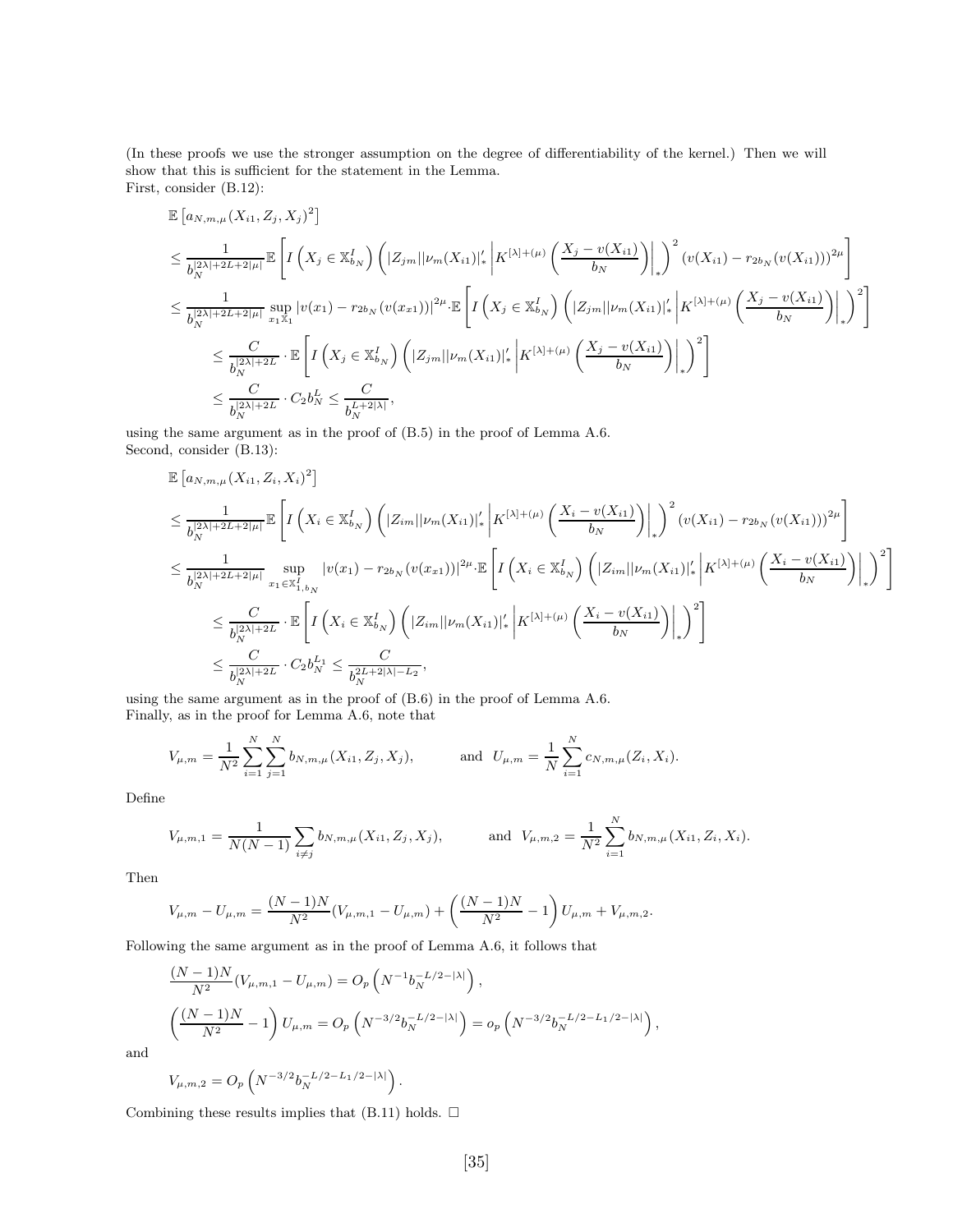(In these proofs we use the stronger assumption on the degree of differentiability of the kernel.) Then we will show that this is sufficient for the statement in the Lemma.
First, consider (B.12):

$$
\begin{aligned}
&\mathbb{E}\left[a_{N,m,\mu}(X_{i1}, Z_j, X_j)^2\right] \\
&\leq \frac{1}{b_N^{|2\lambda|+2L+2|\mu|}}\mathbb{E}\left[I\left(X_j \in \mathbb{X}^I_{b_N}\right)\left(|Z_{jm}||\nu_m(X_{i1})|'_*\left|K^{[\lambda]+(\mu)}\left(\frac{X_j - v(X_{i1})}{b_N}\right)\right|_*\right)^2 (v(X_{i1}) - r_{2b_N}(v(X_{i1})))^{2\mu}\right] \\
&\leq \frac{1}{b_N^{|2\lambda|+2L+2|\mu|}} \sup_{x_1 \mathbb{X}_1} |v(x_1) - r_{2b_N}(v(x_{x1}))|^{2\mu} \cdot \mathbb{E}\left[I\left(X_j \in \mathbb{X}^I_{b_N}\right)\left(|Z_{jm}||\nu_m(X_{i1})|'_*\left|K^{[\lambda]+(\mu)}\left(\frac{X_j - v(X_{i1})}{b_N}\right)\right|_*\right)^2\right] \\
&\qquad \leq \frac{C}{b_N^{|2\lambda|+2L}} \cdot \mathbb{E}\left[I\left(X_j \in \mathbb{X}^I_{b_N}\right)\left(|Z_{jm}||\nu_m(X_{i1})|'_*\left|K^{[\lambda]+(\mu)}\left(\frac{X_j - v(X_{i1})}{b_N}\right)\right|_*\right)^2\right] \\
&\qquad \leq \frac{C}{b_N^{|2\lambda|+2L}} \cdot C_2 b_N^L \leq \frac{C}{b_N^{L+2|\lambda|}},
\end{aligned}
$$

using the same argument as in the proof of (B.5) in the proof of Lemma A.6.
Second, consider (B.13):

$$
\begin{aligned}
&\mathbb{E}\left[a_{N,m,\mu}(X_{i1}, Z_i, X_i)^2\right] \\
&\leq \frac{1}{b_N^{|2\lambda|+2L+2|\mu|}}\mathbb{E}\left[I\left(X_i \in \mathbb{X}^I_{b_N}\right)\left(|Z_{im}||\nu_m(X_{i1})|'_*\left|K^{[\lambda]+(\mu)}\left(\frac{X_i - v(X_{i1})}{b_N}\right)\right|_*\right)^2 (v(X_{i1}) - r_{2b_N}(v(X_{i1})))^{2\mu}\right] \\
&\leq \frac{1}{b_N^{|2\lambda|+2L+2|\mu|}} \sup_{x_1 \in \mathbb{X}^I_{1,b_N}} |v(x_1) - r_{2b_N}(v(x_{x1}))|^{2\mu} \cdot \mathbb{E}\left[I\left(X_i \in \mathbb{X}^I_{b_N}\right)\left(|Z_{im}||\nu_m(X_{i1})|'_*\left|K^{[\lambda]+(\mu)}\left(\frac{X_i - v(X_{i1})}{b_N}\right)\right|_*\right)^2\right] \\
&\qquad \leq \frac{C}{b_N^{|2\lambda|+2L}} \cdot \mathbb{E}\left[I\left(X_i \in \mathbb{X}^I_{b_N}\right)\left(|Z_{im}||\nu_m(X_{i1})|'_*\left|K^{[\lambda]+(\mu)}\left(\frac{X_i - v(X_{i1})}{b_N}\right)\right|_*\right)^2\right] \\
&\qquad \leq \frac{C}{b_N^{|2\lambda|+2L}} \cdot C_2 b_N^{L_1} \leq \frac{C}{b_N^{2L+2|\lambda|-L_2}},
\end{aligned}
$$

using the same argument as in the proof of (B.6) in the proof of Lemma A.6.
Finally, as in the proof for Lemma A.6, note that

$$
V_{\mu,m} = \frac{1}{N^2}\sum_{i=1}^{N}\sum_{j=1}^{N} b_{N,m,\mu}(X_{i1}, Z_j, X_j), \qquad \text{and } \ U_{\mu,m} = \frac{1}{N}\sum_{i=1}^{N} c_{N,m,\mu}(Z_i, X_i).
$$

Define

$$
V_{\mu,m,1} = \frac{1}{N(N-1)}\sum_{i \neq j} b_{N,m,\mu}(X_{i1}, Z_j, X_j), \qquad \text{and } \ V_{\mu,m,2} = \frac{1}{N^2}\sum_{i=1}^{N} b_{N,m,\mu}(X_{i1}, Z_i, X_i).
$$

Then

$$
V_{\mu,m} - U_{\mu,m} = \frac{(N-1)N}{N^2}(V_{\mu,m,1} - U_{\mu,m}) + \left(\frac{(N-1)N}{N^2} - 1\right)U_{\mu,m} + V_{\mu,m,2}.
$$

Following the same argument as in the proof of Lemma A.6, it follows that

$$
\begin{aligned}
&\frac{(N-1)N}{N^2}(V_{\mu,m,1} - U_{\mu,m}) = O_p\left(N^{-1}b_N^{-L/2-|\lambda|}\right), \\
&\left(\frac{(N-1)N}{N^2} - 1\right)U_{\mu,m} = O_p\left(N^{-3/2}b_N^{-L/2-|\lambda|}\right) = o_p\left(N^{-3/2}b_N^{-L/2-L_1/2-|\lambda|}\right),
\end{aligned}
$$

and

$$
V_{\mu,m,2} = O_p\left(N^{-3/2}b_N^{-L/2-L_1/2-|\lambda|}\right).
$$

Combining these results implies that (B.11) holds. □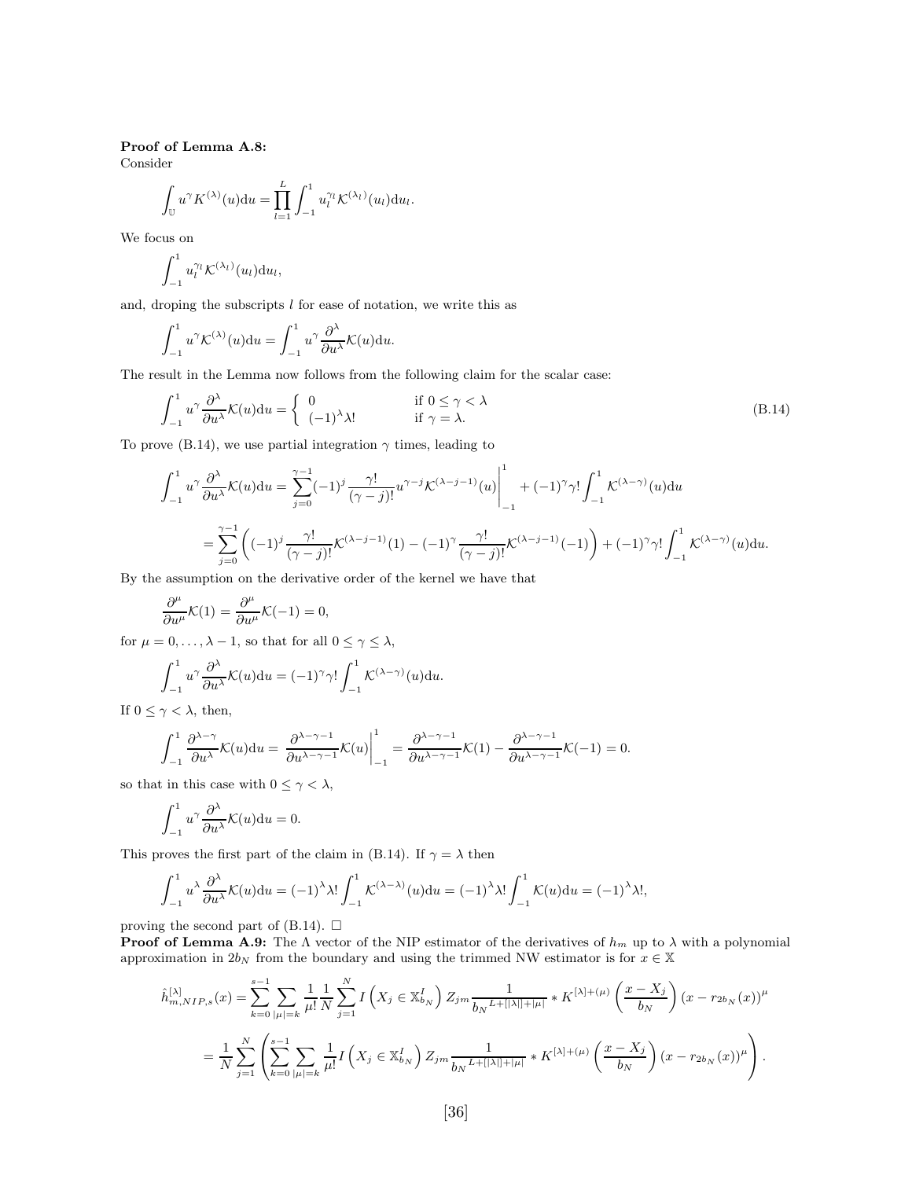**Proof of Lemma A.8:**
Consider

$$\int_{\mathbb{U}} u^{\gamma} K^{(\lambda)}(u)\mathrm{d}u = \prod_{l=1}^{L} \int_{-1}^{1} u_l^{\gamma_l} \mathcal{K}^{(\lambda_l)}(u_l)\mathrm{d}u_l.$$

We focus on

$$\int_{-1}^{1} u_l^{\gamma_l} \mathcal{K}^{(\lambda_l)}(u_l)\mathrm{d}u_l,$$

and, droping the subscripts $l$ for ease of notation, we write this as

$$\int_{-1}^{1} u^{\gamma} \mathcal{K}^{(\lambda)}(u)\mathrm{d}u = \int_{-1}^{1} u^{\gamma} \frac{\partial^{\lambda}}{\partial u^{\lambda}} \mathcal{K}(u)\mathrm{d}u.$$

The result in the Lemma now follows from the following claim for the scalar case:

$$\int_{-1}^{1} u^{\gamma} \frac{\partial^{\lambda}}{\partial u^{\lambda}} \mathcal{K}(u)\mathrm{d}u = \begin{cases} 0 & \text{if } 0 \leq \gamma < \lambda \\ (-1)^{\lambda}\lambda! & \text{if } \gamma = \lambda. \end{cases} \tag{B.14}$$

To prove (B.14), we use partial integration $\gamma$ times, leading to

$$\int_{-1}^{1} u^{\gamma} \frac{\partial^{\lambda}}{\partial u^{\lambda}} \mathcal{K}(u)\mathrm{d}u = \sum_{j=0}^{\gamma-1} (-1)^{j} \frac{\gamma!}{(\gamma-j)!} u^{\gamma-j} \mathcal{K}^{(\lambda-j-1)}(u) \Big|_{-1}^{1} + (-1)^{\gamma}\gamma! \int_{-1}^{1} \mathcal{K}^{(\lambda-\gamma)}(u)\mathrm{d}u$$

$$= \sum_{j=0}^{\gamma-1} \left( (-1)^{j} \frac{\gamma!}{(\gamma-j)!} \mathcal{K}^{(\lambda-j-1)}(1) - (-1)^{\gamma} \frac{\gamma!}{(\gamma-j)!} \mathcal{K}^{(\lambda-j-1)}(-1) \right) + (-1)^{\gamma}\gamma! \int_{-1}^{1} \mathcal{K}^{(\lambda-\gamma)}(u)\mathrm{d}u.$$

By the assumption on the derivative order of the kernel we have that

$$\frac{\partial^{\mu}}{\partial u^{\mu}} \mathcal{K}(1) = \frac{\partial^{\mu}}{\partial u^{\mu}} \mathcal{K}(-1) = 0,$$

for $\mu = 0, \ldots, \lambda - 1$, so that for all $0 \leq \gamma \leq \lambda$,

$$\int_{-1}^{1} u^{\gamma} \frac{\partial^{\lambda}}{\partial u^{\lambda}} \mathcal{K}(u)\mathrm{d}u = (-1)^{\gamma}\gamma! \int_{-1}^{1} \mathcal{K}^{(\lambda-\gamma)}(u)\mathrm{d}u.$$

If $0 \leq \gamma < \lambda$, then,

$$\int_{-1}^{1} \frac{\partial^{\lambda-\gamma}}{\partial u^{\lambda}} \mathcal{K}(u)\mathrm{d}u = \frac{\partial^{\lambda-\gamma-1}}{\partial u^{\lambda-\gamma-1}} \mathcal{K}(u) \Big|_{-1}^{1} = \frac{\partial^{\lambda-\gamma-1}}{\partial u^{\lambda-\gamma-1}} \mathcal{K}(1) - \frac{\partial^{\lambda-\gamma-1}}{\partial u^{\lambda-\gamma-1}} \mathcal{K}(-1) = 0.$$

so that in this case with $0 \leq \gamma < \lambda$,

$$\int_{-1}^{1} u^{\gamma} \frac{\partial^{\lambda}}{\partial u^{\lambda}} \mathcal{K}(u)\mathrm{d}u = 0.$$

This proves the first part of the claim in (B.14). If $\gamma = \lambda$ then

$$\int_{-1}^{1} u^{\lambda} \frac{\partial^{\lambda}}{\partial u^{\lambda}} \mathcal{K}(u)\mathrm{d}u = (-1)^{\lambda}\lambda! \int_{-1}^{1} \mathcal{K}^{(\lambda-\lambda)}(u)\mathrm{d}u = (-1)^{\lambda}\lambda! \int_{-1}^{1} \mathcal{K}(u)\mathrm{d}u = (-1)^{\lambda}\lambda!,$$

proving the second part of (B.14). $\square$

**Proof of Lemma A.9:** The $\Lambda$ vector of the NIP estimator of the derivatives of $h_m$ up to $\lambda$ with a polynomial approximation in $2b_N$ from the boundary and using the trimmed NW estimator is for $x \in \mathbb{X}$

$$\hat{h}_{m,NIP,s}^{[\lambda]}(x) = \sum_{k=0}^{s-1} \sum_{|\mu|=k} \frac{1}{\mu!} \frac{1}{N} \sum_{j=1}^{N} I\left(X_j \in \mathbb{X}_{b_N}^{I}\right) Z_{jm} \frac{1}{b_N{}^{L+[|\lambda|]+|\mu|}} * K^{[\lambda]+(\mu)}\left(\frac{x-X_j}{b_N}\right)(x - r_{2b_N}(x))^{\mu}$$

$$= \frac{1}{N} \sum_{j=1}^{N} \left( \sum_{k=0}^{s-1} \sum_{|\mu|=k} \frac{1}{\mu!} I\left(X_j \in \mathbb{X}_{b_N}^{I}\right) Z_{jm} \frac{1}{b_N{}^{L+[|\lambda|]+|\mu|}} * K^{[\lambda]+(\mu)}\left(\frac{x-X_j}{b_N}\right)(x - r_{2b_N}(x))^{\mu} \right).$$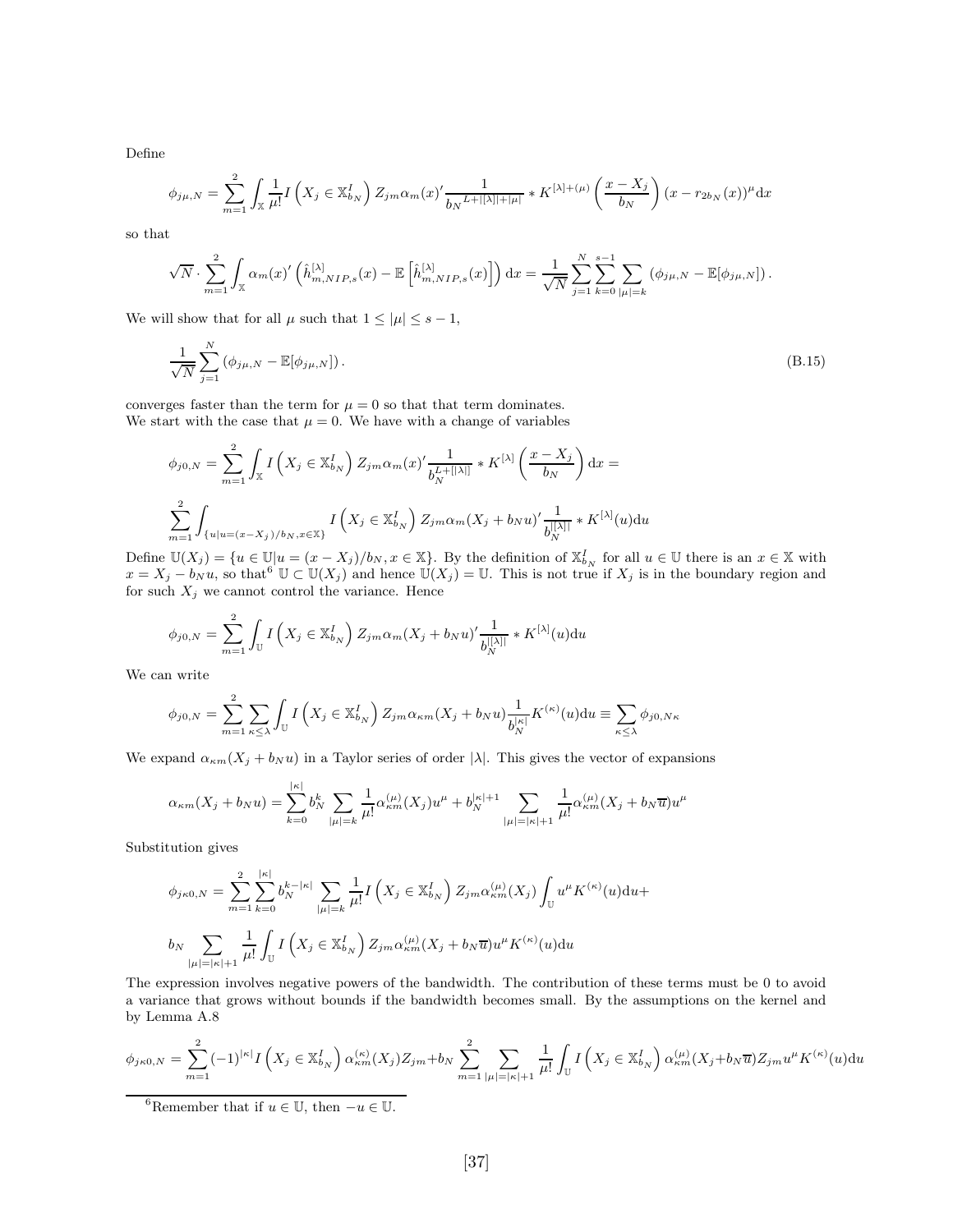Define

$$\phi_{j\mu,N} = \sum_{m=1}^{2} \int_{\mathbb{X}} \frac{1}{\mu!} I\left(X_j \in \mathbb{X}^I_{b_N}\right) Z_{jm} \alpha_m(x)' \frac{1}{b_N{}^{L+|[\lambda]|+|\mu|}} * K^{[\lambda]+(\mu)}\left(\frac{x - X_j}{b_N}\right)(x - r_{2b_N}(x))^{\mu} \mathrm{d}x$$

so that

$$\sqrt{N} \cdot \sum_{m=1}^{2} \int_{\mathbb{X}} \alpha_m(x)' \left(\hat{h}^{[\lambda]}_{m,NIP,s}(x) - \mathbb{E}\left[\hat{h}^{[\lambda]}_{m,NIP,s}(x)\right]\right) \mathrm{d}x = \frac{1}{\sqrt{N}} \sum_{j=1}^{N} \sum_{k=0}^{s-1} \sum_{|\mu|=k} \left(\phi_{j\mu,N} - \mathbb{E}[\phi_{j\mu,N}]\right).$$

We will show that for all $\mu$ such that $1 \leq |\mu| \leq s-1$,

$$\frac{1}{\sqrt{N}} \sum_{j=1}^{N} \left(\phi_{j\mu,N} - \mathbb{E}[\phi_{j\mu,N}]\right). \tag{B.15}$$

converges faster than the term for $\mu = 0$ so that that term dominates.
We start with the case that $\mu = 0$. We have with a change of variables

$$\phi_{j0,N} = \sum_{m=1}^{2} \int_{\mathbb{X}} I\left(X_j \in \mathbb{X}^I_{b_N}\right) Z_{jm} \alpha_m(x)' \frac{1}{b_N^{L+|[\lambda]|}} * K^{[\lambda]}\left(\frac{x - X_j}{b_N}\right) \mathrm{d}x =$$

$$\sum_{m=1}^{2} \int_{\{u|u=(x-X_j)/b_N, x \in \mathbb{X}\}} I\left(X_j \in \mathbb{X}^I_{b_N}\right) Z_{jm} \alpha_m(X_j + b_N u)' \frac{1}{b_N^{|[\lambda]|}} * K^{[\lambda]}(u) \mathrm{d}u$$

Define $\mathbb{U}(X_j) = \{u \in \mathbb{U} | u = (x - X_j)/b_N, x \in \mathbb{X}\}$. By the definition of $\mathbb{X}^I_{b_N}$ for all $u \in \mathbb{U}$ there is an $x \in \mathbb{X}$ with $x = X_j - b_N u$, so that[6] $\mathbb{U} \subset \mathbb{U}(X_j)$ and hence $\mathbb{U}(X_j) = \mathbb{U}$. This is not true if $X_j$ is in the boundary region and for such $X_j$ we cannot control the variance. Hence

$$\phi_{j0,N} = \sum_{m=1}^{2} \int_{\mathbb{U}} I\left(X_j \in \mathbb{X}^I_{b_N}\right) Z_{jm} \alpha_m(X_j + b_N u)' \frac{1}{b_N^{|[\lambda]|}} * K^{[\lambda]}(u) \mathrm{d}u$$

We can write

$$\phi_{j0,N} = \sum_{m=1}^{2} \sum_{\kappa \leq \lambda} \int_{\mathbb{U}} I\left(X_j \in \mathbb{X}^I_{b_N}\right) Z_{jm} \alpha_{\kappa m}(X_j + b_N u) \frac{1}{b_N^{|\kappa|}} K^{(\kappa)}(u) \mathrm{d}u \equiv \sum_{\kappa \leq \lambda} \phi_{j0,N\kappa}$$

We expand $\alpha_{\kappa m}(X_j + b_N u)$ in a Taylor series of order $|\lambda|$. This gives the vector of expansions

$$\alpha_{\kappa m}(X_j + b_N u) = \sum_{k=0}^{|\kappa|} b_N^k \sum_{|\mu|=k} \frac{1}{\mu!} \alpha^{(\mu)}_{\kappa m}(X_j) u^{\mu} + b_N^{|\kappa|+1} \sum_{|\mu|=|\kappa|+1} \frac{1}{\mu!} \alpha^{(\mu)}_{\kappa m}(X_j + b_N \overline{u}) u^{\mu}$$

Substitution gives

$$\phi_{j\kappa 0,N} = \sum_{m=1}^{2} \sum_{k=0}^{|\kappa|} b_N^{k-|\kappa|} \sum_{|\mu|=k} \frac{1}{\mu!} I\left(X_j \in \mathbb{X}^I_{b_N}\right) Z_{jm} \alpha^{(\mu)}_{\kappa m}(X_j) \int_{\mathbb{U}} u^{\mu} K^{(\kappa)}(u) \mathrm{d}u +$$

$$b_N \sum_{|\mu|=|\kappa|+1} \frac{1}{\mu!} \int_{\mathbb{U}} I\left(X_j \in \mathbb{X}^I_{b_N}\right) Z_{jm} \alpha^{(\mu)}_{\kappa m}(X_j + b_N \overline{u}) u^{\mu} K^{(\kappa)}(u) \mathrm{d}u$$

The expression involves negative powers of the bandwidth. The contribution of these terms must be 0 to avoid a variance that grows without bounds if the bandwidth becomes small. By the assumptions on the kernel and by Lemma A.8

$$\phi_{j\kappa 0,N} = \sum_{m=1}^{2} (-1)^{|\kappa|} I\left(X_j \in \mathbb{X}^I_{b_N}\right) \alpha^{(\kappa)}_{\kappa m}(X_j) Z_{jm} + b_N \sum_{m=1}^{2} \sum_{|\mu|=|\kappa|+1} \frac{1}{\mu!} \int_{\mathbb{U}} I\left(X_j \in \mathbb{X}^I_{b_N}\right) \alpha^{(\mu)}_{\kappa m}(X_j + b_N \overline{u}) Z_{jm} u^{\mu} K^{(\kappa)}(u) \mathrm{d}u$$

[6] Remember that if $u \in \mathbb{U}$, then $-u \in \mathbb{U}$.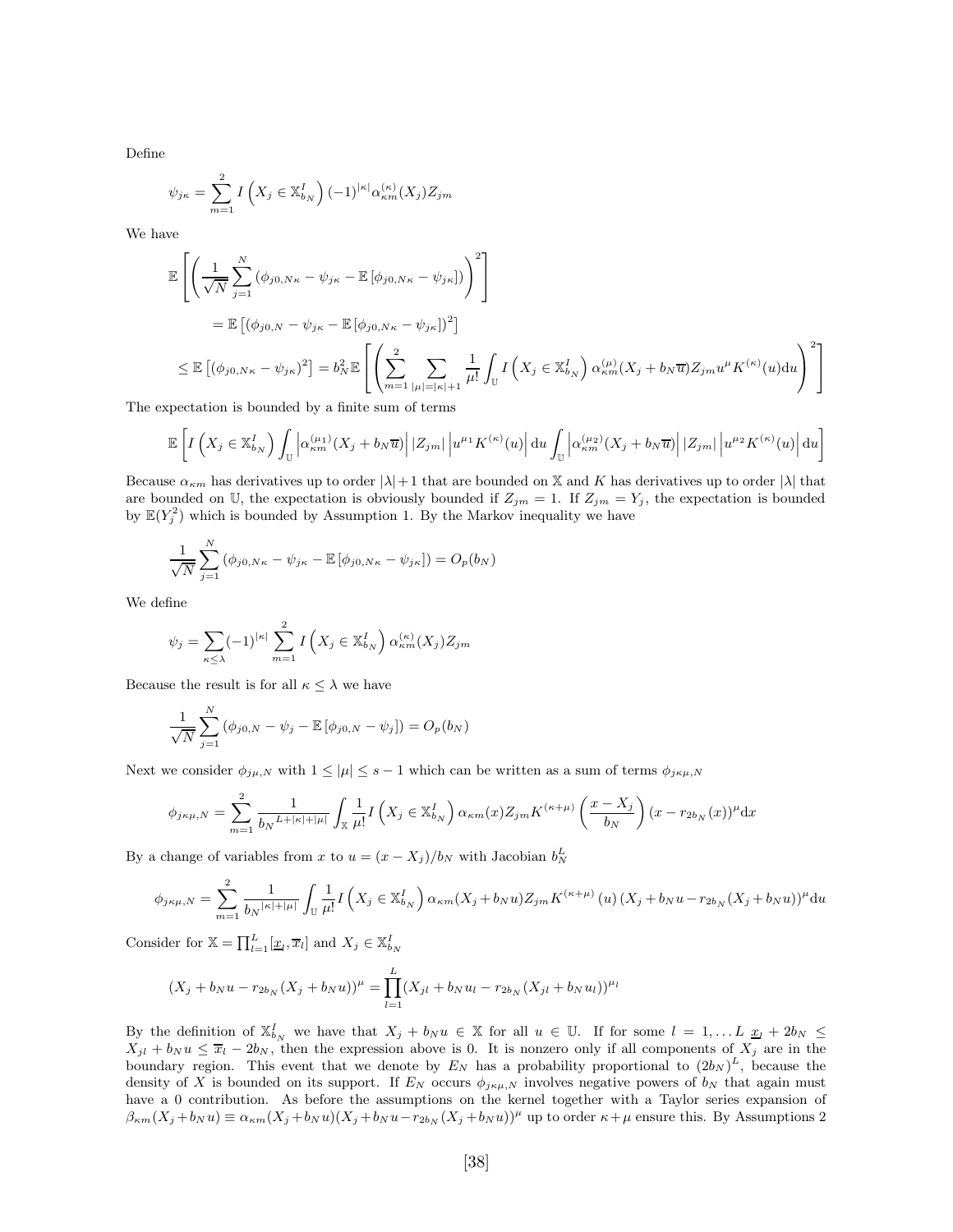Define

$$\psi_{j\kappa} = \sum_{m=1}^{2} I\left(X_j \in \mathbb{X}_{b_N}^I\right)(-1)^{|\kappa|}\alpha_{\kappa m}^{(\kappa)}(X_j)Z_{jm}$$

We have

$$\begin{aligned}
&\mathbb{E}\left[\left(\frac{1}{\sqrt{N}}\sum_{j=1}^{N}\left(\phi_{j0,N\kappa} - \psi_{j\kappa} - \mathbb{E}\left[\phi_{j0,N\kappa} - \psi_{j\kappa}\right]\right)\right)^2\right] \\
&\qquad = \mathbb{E}\left[\left(\phi_{j0,N} - \psi_{j\kappa} - \mathbb{E}\left[\phi_{j0,N\kappa} - \psi_{j\kappa}\right]\right)^2\right] \\
&\leq \mathbb{E}\left[\left(\phi_{j0,N\kappa} - \psi_{j\kappa}\right)^2\right] = b_N^2 \mathbb{E}\left[\left(\sum_{m=1}^{2}\sum_{|\mu|=|\kappa|+1}\frac{1}{\mu!}\int_{\mathbb{U}} I\left(X_j \in \mathbb{X}_{b_N}^I\right)\alpha_{\kappa m}^{(\mu)}(X_j + b_N\overline{u})Z_{jm}u^{\mu}K^{(\kappa)}(u)\mathrm{d}u\right)^2\right]
\end{aligned}$$

The expectation is bounded by a finite sum of terms

$$\mathbb{E}\left[I\left(X_j \in \mathbb{X}_{b_N}^I\right)\int_{\mathbb{U}}\left|\alpha_{\kappa m}^{(\mu_1)}(X_j + b_N\overline{u})\right||Z_{jm}|\left|u^{\mu_1}K^{(\kappa)}(u)\right|\mathrm{d}u\int_{\mathbb{U}}\left|\alpha_{\kappa m}^{(\mu_2)}(X_j + b_N\overline{u})\right||Z_{jm}|\left|u^{\mu_2}K^{(\kappa)}(u)\right|\mathrm{d}u\right]$$

Because $\alpha_{\kappa m}$ has derivatives up to order $|\lambda|+1$ that are bounded on $\mathbb{X}$ and $K$ has derivatives up to order $|\lambda|$ that are bounded on $\mathbb{U}$, the expectation is obviously bounded if $Z_{jm} = 1$. If $Z_{jm} = Y_j$, the expectation is bounded by $\mathbb{E}(Y_j^2)$ which is bounded by Assumption 1. By the Markov inequality we have

$$\frac{1}{\sqrt{N}}\sum_{j=1}^{N}\left(\phi_{j0,N\kappa} - \psi_{j\kappa} - \mathbb{E}\left[\phi_{j0,N\kappa} - \psi_{j\kappa}\right]\right) = O_p(b_N)$$

We define

$$\psi_j = \sum_{\kappa \leq \lambda}(-1)^{|\kappa|}\sum_{m=1}^{2} I\left(X_j \in \mathbb{X}_{b_N}^I\right)\alpha_{\kappa m}^{(\kappa)}(X_j)Z_{jm}$$

Because the result is for all $\kappa \leq \lambda$ we have

$$\frac{1}{\sqrt{N}}\sum_{j=1}^{N}\left(\phi_{j0,N} - \psi_j - \mathbb{E}\left[\phi_{j0,N} - \psi_j\right]\right) = O_p(b_N)$$

Next we consider $\phi_{j\mu,N}$ with $1 \leq |\mu| \leq s-1$ which can be written as a sum of terms $\phi_{j\kappa\mu,N}$

$$\phi_{j\kappa\mu,N} = \sum_{m=1}^{2}\frac{1}{b_N{}^{L+|\kappa|+|\mu|}}\int_{\mathbb{X}}\frac{1}{\mu!}I\left(X_j \in \mathbb{X}_{b_N}^I\right)\alpha_{\kappa m}(x)Z_{jm}K^{(\kappa+\mu)}\left(\frac{x - X_j}{b_N}\right)(x - r_{2b_N}(x))^{\mu}\mathrm{d}x$$

By a change of variables from $x$ to $u = (x - X_j)/b_N$ with Jacobian $b_N^L$

$$\phi_{j\kappa\mu,N} = \sum_{m=1}^{2}\frac{1}{b_N{}^{|\kappa|+|\mu|}}\int_{\mathbb{U}}\frac{1}{\mu!}I\left(X_j \in \mathbb{X}_{b_N}^I\right)\alpha_{\kappa m}(X_j + b_N u)Z_{jm}K^{(\kappa+\mu)}(u)(X_j + b_N u - r_{2b_N}(X_j + b_N u))^{\mu}\mathrm{d}u$$

Consider for $\mathbb{X} = \prod_{l=1}^{L}[\underline{x}_l, \overline{x}_l]$ and $X_j \in \mathbb{X}_{b_N}^I$

$$(X_j + b_N u - r_{2b_N}(X_j + b_N u))^{\mu} = \prod_{l=1}^{L}(X_{jl} + b_N u_l - r_{2b_N}(X_{jl} + b_N u_l))^{\mu_l}$$

By the definition of $\mathbb{X}_{b_N}^I$ we have that $X_j + b_N u \in \mathbb{X}$ for all $u \in \mathbb{U}$. If for some $l = 1, \ldots L$ $\underline{x}_l + 2b_N \leq X_{jl} + b_N u \leq \overline{x}_l - 2b_N$, then the expression above is 0. It is nonzero only if all components of $X_j$ are in the boundary region. This event that we denote by $E_N$ has a probability proportional to $(2b_N)^L$, because the density of $X$ is bounded on its support. If $E_N$ occurs $\phi_{j\kappa\mu,N}$ involves negative powers of $b_N$ that again must have a 0 contribution. As before the assumptions on the kernel together with a Taylor series expansion of $\beta_{\kappa m}(X_j + b_N u) \equiv \alpha_{\kappa m}(X_j + b_N u)(X_j + b_N u - r_{2b_N}(X_j + b_N u))^{\mu}$ up to order $\kappa + \mu$ ensure this. By Assumptions 2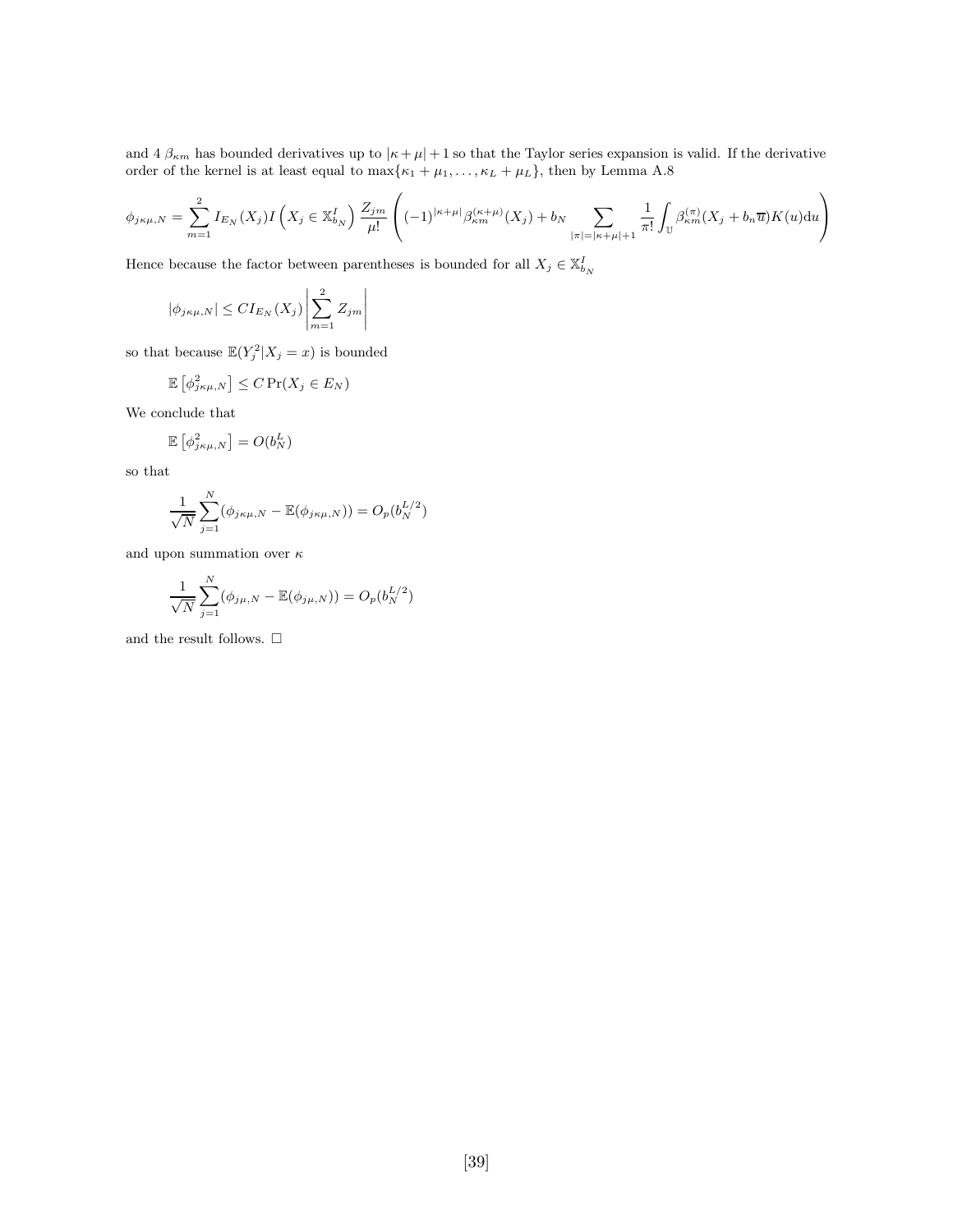and 4 $\beta_{\kappa m}$ has bounded derivatives up to $|\kappa+\mu|+1$ so that the Taylor series expansion is valid. If the derivative order of the kernel is at least equal to $\max\{\kappa_1+\mu_1,\ldots,\kappa_L+\mu_L\}$, then by Lemma A.8

$$\phi_{j\kappa\mu,N} = \sum_{m=1}^{2} I_{E_N}(X_j) I\left(X_j \in \mathbb{X}^I_{b_N}\right) \frac{Z_{jm}}{\mu!}\left((-1)^{|\kappa+\mu|}\beta^{(\kappa+\mu)}_{\kappa m}(X_j) + b_N \sum_{|\pi|=|\kappa+\mu|+1} \frac{1}{\pi!}\int_{\mathbb{U}} \beta^{(\pi)}_{\kappa m}(X_j + b_n\overline{u})K(u)\mathrm{d}u\right)$$

Hence because the factor between parentheses is bounded for all $X_j \in \mathbb{X}^I_{b_N}$

$$|\phi_{j\kappa\mu,N}| \leq C I_{E_N}(X_j)\left|\sum_{m=1}^{2} Z_{jm}\right|$$

so that because $\mathbb{E}(Y_j^2|X_j=x)$ is bounded

$$\mathbb{E}\left[\phi^2_{j\kappa\mu,N}\right] \leq C\Pr(X_j \in E_N)$$

We conclude that

$$\mathbb{E}\left[\phi^2_{j\kappa\mu,N}\right] = O(b_N^L)$$

so that

$$\frac{1}{\sqrt{N}}\sum_{j=1}^{N}(\phi_{j\kappa\mu,N} - \mathbb{E}(\phi_{j\kappa\mu,N})) = O_p(b_N^{L/2})$$

and upon summation over $\kappa$

$$\frac{1}{\sqrt{N}}\sum_{j=1}^{N}(\phi_{j\mu,N} - \mathbb{E}(\phi_{j\mu,N})) = O_p(b_N^{L/2})$$

and the result follows. □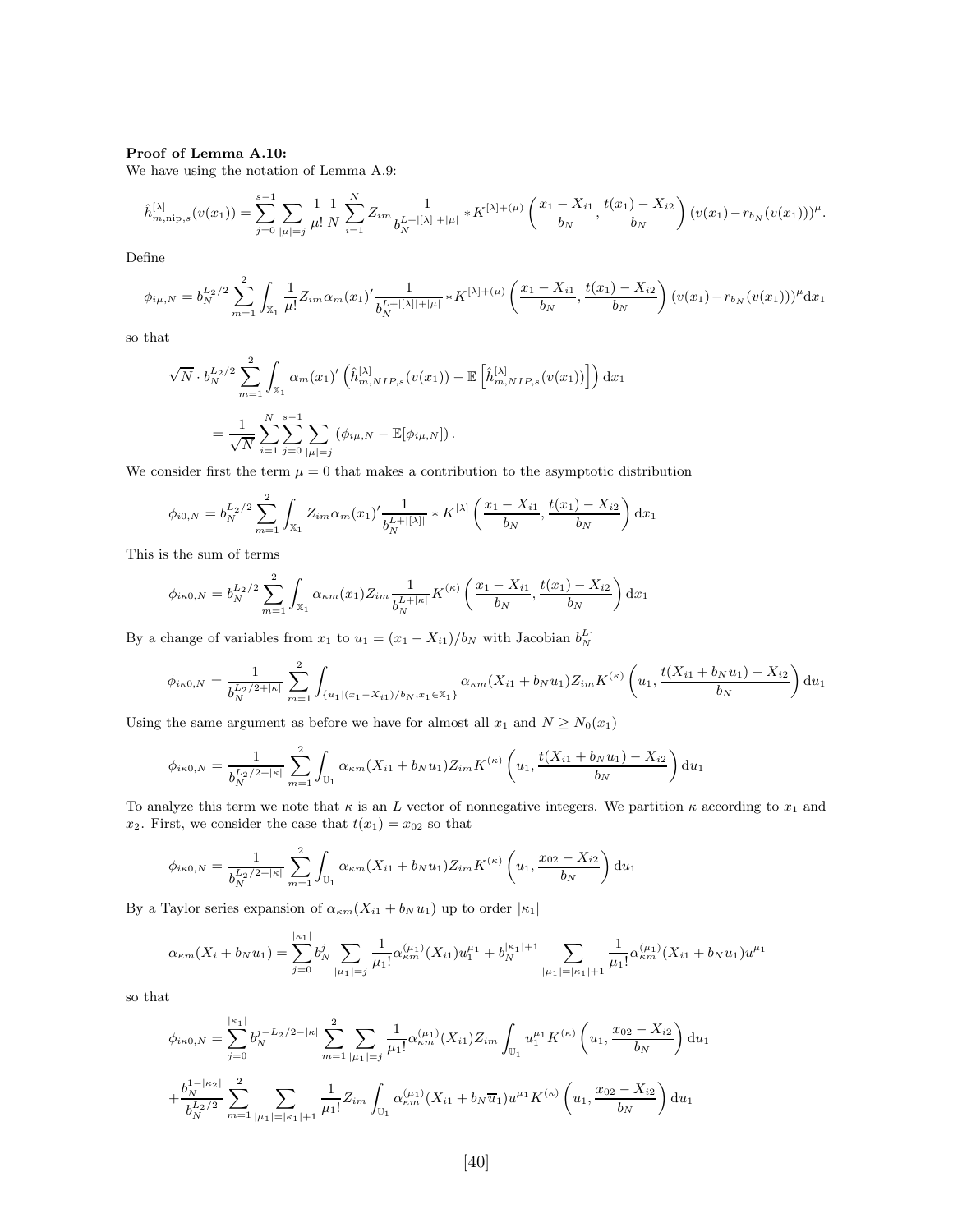**Proof of Lemma A.10:**
We have using the notation of Lemma A.9:

$$\hat{h}^{[\lambda]}_{m,\text{nip},s}(v(x_1)) = \sum_{j=0}^{s-1}\sum_{|\mu|=j}\frac{1}{\mu!}\frac{1}{N}\sum_{i=1}^{N} Z_{im}\frac{1}{b_N^{L+|[\lambda]|+|\mu|}} * K^{[\lambda]+(\mu)}\left(\frac{x_1-X_{i1}}{b_N},\frac{t(x_1)-X_{i2}}{b_N}\right)(v(x_1)-r_{b_N}(v(x_1)))^{\mu}.$$

Define

$$\phi_{i\mu,N} = b_N^{L_2/2}\sum_{m=1}^{2}\int_{\mathbb{X}_1}\frac{1}{\mu!}Z_{im}\alpha_m(x_1)'\frac{1}{b_N^{L+|[\lambda]|+|\mu|}} * K^{[\lambda]+(\mu)}\left(\frac{x_1-X_{i1}}{b_N},\frac{t(x_1)-X_{i2}}{b_N}\right)(v(x_1)-r_{b_N}(v(x_1)))^{\mu}\mathrm{d}x_1$$

so that

$$\sqrt{N}\cdot b_N^{L_2/2}\sum_{m=1}^{2}\int_{\mathbb{X}_1}\alpha_m(x_1)'\left(\hat{h}^{[\lambda]}_{m,NIP,s}(v(x_1)) - \mathbb{E}\left[\hat{h}^{[\lambda]}_{m,NIP,s}(v(x_1))\right]\right)\mathrm{d}x_1$$

$$= \frac{1}{\sqrt{N}}\sum_{i=1}^{N}\sum_{j=0}^{s-1}\sum_{|\mu|=j}\left(\phi_{i\mu,N} - \mathbb{E}[\phi_{i\mu,N}]\right).$$

We consider first the term $\mu=0$ that makes a contribution to the asymptotic distribution

$$\phi_{i0,N} = b_N^{L_2/2}\sum_{m=1}^{2}\int_{\mathbb{X}_1} Z_{im}\alpha_m(x_1)'\frac{1}{b_N^{L+|[\lambda]|}} * K^{[\lambda]}\left(\frac{x_1-X_{i1}}{b_N},\frac{t(x_1)-X_{i2}}{b_N}\right)\mathrm{d}x_1$$

This is the sum of terms

$$\phi_{i\kappa 0,N} = b_N^{L_2/2}\sum_{m=1}^{2}\int_{\mathbb{X}_1}\alpha_{\kappa m}(x_1)Z_{im}\frac{1}{b_N^{L+|\kappa|}}K^{(\kappa)}\left(\frac{x_1-X_{i1}}{b_N},\frac{t(x_1)-X_{i2}}{b_N}\right)\mathrm{d}x_1$$

By a change of variables from $x_1$ to $u_1 = (x_1 - X_{i1})/b_N$ with Jacobian $b_N^{L_1}$

$$\phi_{i\kappa 0,N} = \frac{1}{b_N^{L_2/2+|\kappa|}}\sum_{m=1}^{2}\int_{\{u_1|(x_1-X_{i1})/b_N, x_1\in\mathbb{X}_1\}}\alpha_{\kappa m}(X_{i1}+b_N u_1)Z_{im}K^{(\kappa)}\left(u_1,\frac{t(X_{i1}+b_N u_1)-X_{i2}}{b_N}\right)\mathrm{d}u_1$$

Using the same argument as before we have for almost all $x_1$ and $N \geq N_0(x_1)$

$$\phi_{i\kappa 0,N} = \frac{1}{b_N^{L_2/2+|\kappa|}}\sum_{m=1}^{2}\int_{\mathbb{U}_1}\alpha_{\kappa m}(X_{i1}+b_N u_1)Z_{im}K^{(\kappa)}\left(u_1,\frac{t(X_{i1}+b_N u_1)-X_{i2}}{b_N}\right)\mathrm{d}u_1$$

To analyze this term we note that $\kappa$ is an $L$ vector of nonnegative integers. We partition $\kappa$ according to $x_1$ and $x_2$. First, we consider the case that $t(x_1) = x_{02}$ so that

$$\phi_{i\kappa 0,N} = \frac{1}{b_N^{L_2/2+|\kappa|}}\sum_{m=1}^{2}\int_{\mathbb{U}_1}\alpha_{\kappa m}(X_{i1}+b_N u_1)Z_{im}K^{(\kappa)}\left(u_1,\frac{x_{02}-X_{i2}}{b_N}\right)\mathrm{d}u_1$$

By a Taylor series expansion of $\alpha_{\kappa m}(X_{i1}+b_N u_1)$ up to order $|\kappa_1|$

$$\alpha_{\kappa m}(X_i + b_N u_1) = \sum_{j=0}^{|\kappa_1|} b_N^j \sum_{|\mu_1|=j}\frac{1}{\mu_1!}\alpha_{\kappa m}^{(\mu_1)}(X_{i1})u_1^{\mu_1} + b_N^{|\kappa_1|+1}\sum_{|\mu_1|=|\kappa_1|+1}\frac{1}{\mu_1!}\alpha_{\kappa m}^{(\mu_1)}(X_{i1}+b_N\overline{u}_1)u^{\mu_1}$$

so that

$$\phi_{i\kappa 0,N} = \sum_{j=0}^{|\kappa_1|} b_N^{j-L_2/2-|\kappa|}\sum_{m=1}^{2}\sum_{|\mu_1|=j}\frac{1}{\mu_1!}\alpha_{\kappa m}^{(\mu_1)}(X_{i1})Z_{im}\int_{\mathbb{U}_1}u_1^{\mu_1}K^{(\kappa)}\left(u_1,\frac{x_{02}-X_{i2}}{b_N}\right)\mathrm{d}u_1$$

$$+\frac{b_N^{1-|\kappa_2|}}{b_N^{L_2/2}}\sum_{m=1}^{2}\sum_{|\mu_1|=|\kappa_1|+1}\frac{1}{\mu_1!}Z_{im}\int_{\mathbb{U}_1}\alpha_{\kappa m}^{(\mu_1)}(X_{i1}+b_N\overline{u}_1)u^{\mu_1}K^{(\kappa)}\left(u_1,\frac{x_{02}-X_{i2}}{b_N}\right)\mathrm{d}u_1$$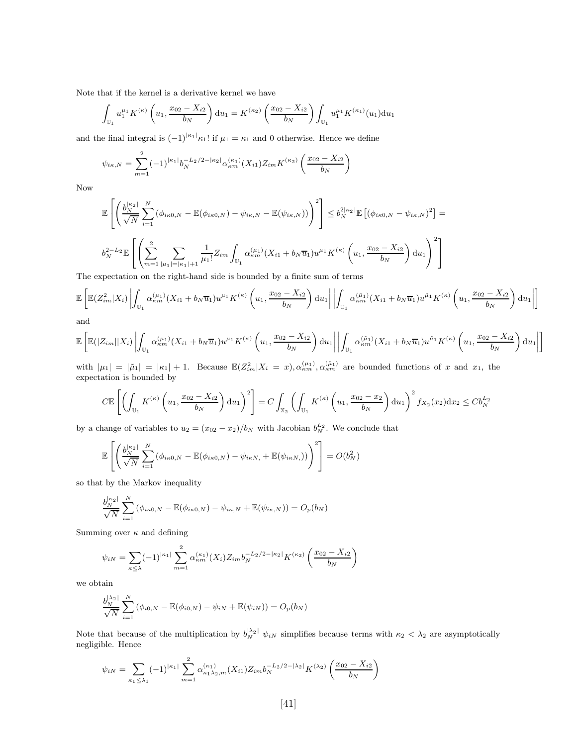Note that if the kernel is a derivative kernel we have

$$\int_{\mathbb{U}_1} u_1^{\mu_1} K^{(\kappa)}\left(u_1, \frac{x_{02}-X_{i2}}{b_N}\right) \mathrm{d}u_1 = K^{(\kappa_2)}\left(\frac{x_{02}-X_{i2}}{b_N}\right) \int_{\mathbb{U}_1} u_1^{\mu_1} K^{(\kappa_1)}(u_1) \mathrm{d}u_1$$

and the final integral is $(-1)^{|\kappa_1|}\kappa_1!$ if $\mu_1 = \kappa_1$ and 0 otherwise. Hence we define

$$\psi_{i\kappa,N} = \sum_{m=1}^{2} (-1)^{|\kappa_1|} b_N^{-L_2/2-|\kappa_2|} \alpha_{\kappa m}^{(\kappa_1)}(X_{i1}) Z_{im} K^{(\kappa_2)}\left(\frac{x_{02}-X_{i2}}{b_N}\right)$$

Now

$$\mathbb{E}\left[\left(\frac{b_N^{|\kappa_2|}}{\sqrt{N}} \sum_{i=1}^{N} (\phi_{i\kappa 0,N} - \mathbb{E}(\phi_{i\kappa 0,N}) - \psi_{i\kappa,N} - \mathbb{E}(\psi_{i\kappa,N}))\right)^2\right] \leq b_N^{2|\kappa_2|} \mathbb{E}\left[(\phi_{i\kappa 0,N} - \psi_{i\kappa,N})^2\right] =$$

$$b_N^{2-L_2} \mathbb{E}\left[\left(\sum_{m=1}^{2} \sum_{|\mu_1|=|\kappa_1|+1} \frac{1}{\mu_1!} Z_{im} \int_{\mathbb{U}_1} \alpha_{\kappa m}^{(\mu_1)}(X_{i1} + b_N \overline{u}_1) u^{\mu_1} K^{(\kappa)}\left(u_1, \frac{x_{02}-X_{i2}}{b_N}\right) \mathrm{d}u_1\right)^2\right]$$

The expectation on the right-hand side is bounded by a finite sum of terms

$$\mathbb{E}\left[\mathbb{E}(Z_{im}^2|X_i) \left|\int_{\mathbb{U}_1} \alpha_{\kappa m}^{(\mu_1)}(X_{i1} + b_N \overline{u}_1) u^{\mu_1} K^{(\kappa)}\left(u_1, \frac{x_{02}-X_{i2}}{b_N}\right) \mathrm{d}u_1\right| \left|\int_{\mathbb{U}_1} \alpha_{\kappa m}^{(\tilde{\mu}_1)}(X_{i1} + b_N \overline{u}_1) u^{\tilde{\mu}_1} K^{(\kappa)}\left(u_1, \frac{x_{02}-X_{i2}}{b_N}\right) \mathrm{d}u_1\right|\right]$$

and

$$\mathbb{E}\left[\mathbb{E}(|Z_{im}||X_i) \left|\int_{\mathbb{U}_1} \alpha_{\kappa m}^{(\mu_1)}(X_{i1} + b_N \overline{u}_1) u^{\mu_1} K^{(\kappa)}\left(u_1, \frac{x_{02}-X_{i2}}{b_N}\right) \mathrm{d}u_1\right| \left|\int_{\mathbb{U}_1} \alpha_{\kappa m}^{(\tilde{\mu}_1)}(X_{i1} + b_N \overline{u}_1) u^{\tilde{\mu}_1} K^{(\kappa)}\left(u_1, \frac{x_{02}-X_{i2}}{b_N}\right) \mathrm{d}u_1\right|\right]$$

with $|\mu_1| = |\tilde{\mu}_1| = |\kappa_1| + 1$. Because $\mathbb{E}(Z_{im}^2|X_i = x), \alpha_{\kappa m}^{(\mu_1)}, \alpha_{\kappa m}^{(\tilde{\mu}_1)}$ are bounded functions of $x$ and $x_1$, the expectation is bounded by

$$C\mathbb{E}\left[\left(\int_{\mathbb{U}_1} K^{(\kappa)}\left(u_1, \frac{x_{02}-X_{i2}}{b_N}\right) \mathrm{d}u_1\right)^2\right] = C\int_{\mathbb{X}_2} \left(\int_{\mathbb{U}_1} K^{(\kappa)}\left(u_1, \frac{x_{02}-x_2}{b_N}\right) \mathrm{d}u_1\right)^2 f_{X_2}(x_2) \mathrm{d}x_2 \leq C b_N^{L_2}$$

by a change of variables to $u_2 = (x_{02} - x_2)/b_N$ with Jacobian $b_N^{L_2}$. We conclude that

$$\mathbb{E}\left[\left(\frac{b_N^{|\kappa_2|}}{\sqrt{N}} \sum_{i=1}^{N} (\phi_{i\kappa 0,N} - \mathbb{E}(\phi_{i\kappa 0,N}) - \psi_{i\kappa N,} + \mathbb{E}(\psi_{i\kappa N,}))\right)^2\right] = O(b_N^2)$$

so that by the Markov inequality

$$\frac{b_N^{|\kappa_2|}}{\sqrt{N}} \sum_{i=1}^{N} (\phi_{i\kappa 0,N} - \mathbb{E}(\phi_{i\kappa 0,N}) - \psi_{i\kappa,N} + \mathbb{E}(\psi_{i\kappa,N})) = O_p(b_N)$$

Summing over $\kappa$ and defining

$$\psi_{iN} = \sum_{\kappa \leq \lambda} (-1)^{|\kappa_1|} \sum_{m=1}^{2} \alpha_{\kappa m}^{(\kappa_1)}(X_i) Z_{im} b_N^{-L_2/2-|\kappa_2|} K^{(\kappa_2)}\left(\frac{x_{02}-X_{i2}}{b_N}\right)$$

we obtain

$$\frac{b_N^{|\lambda_2|}}{\sqrt{N}} \sum_{i=1}^{N} (\phi_{i0,N} - \mathbb{E}(\phi_{i0,N}) - \psi_{iN} + \mathbb{E}(\psi_{iN})) = O_p(b_N)$$

Note that because of the multiplication by $b_N^{|\lambda_2|}$ $\psi_{iN}$ simplifies because terms with $\kappa_2 < \lambda_2$ are asymptotically negligible. Hence

$$\psi_{iN} = \sum_{\kappa_1 \leq \lambda_1} (-1)^{|\kappa_1|} \sum_{m=1}^{2} \alpha_{\kappa_1 \lambda_2, m}^{(\kappa_1)}(X_{i1}) Z_{im} b_N^{-L_2/2-|\lambda_2|} K^{(\lambda_2)}\left(\frac{x_{02}-X_{i2}}{b_N}\right)$$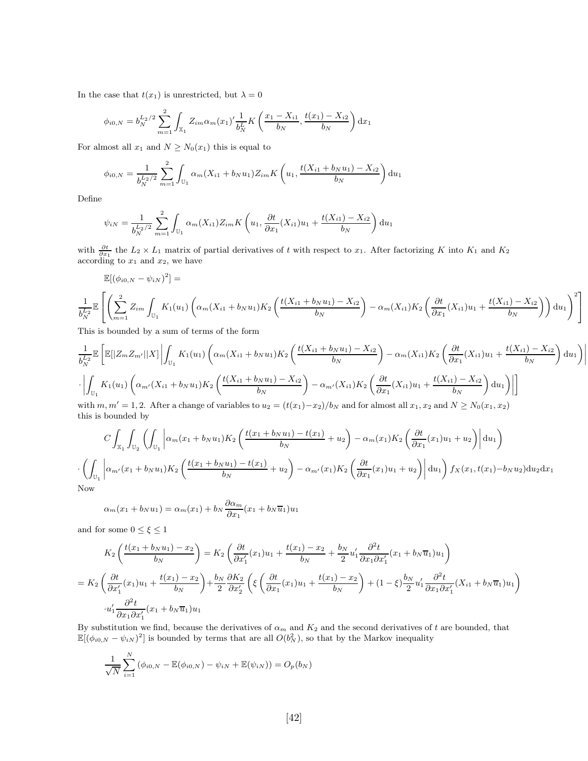In the case that $t(x_1)$ is unrestricted, but $\lambda = 0$

$$\phi_{i0,N} = b_N^{L_2/2} \sum_{m=1}^{2} \int_{\mathbb{X}_1} Z_{im} \alpha_m(x_1)' \frac{1}{b_N^L} K\left( \frac{x_1 - X_{i1}}{b_N}, \frac{t(x_1) - X_{i2}}{b_N} \right) \mathrm{d}x_1$$

For almost all $x_1$ and $N \geq N_0(x_1)$ this is equal to

$$\phi_{i0,N} = \frac{1}{b_N^{L_2/2}} \sum_{m=1}^{2} \int_{\mathbb{U}_1} \alpha_m(X_{i1} + b_N u_1) Z_{im} K\left( u_1, \frac{t(X_{i1} + b_N u_1) - X_{i2}}{b_N} \right) \mathrm{d}u_1$$

Define

$$\psi_{iN} = \frac{1}{b_N^{L_2/2}} \sum_{m=1}^{2} \int_{\mathbb{U}_1} \alpha_m(X_{i1}) Z_{im} K\left( u_1, \frac{\partial t}{\partial x_1}(X_{i1}) u_1 + \frac{t(X_{i1}) - X_{i2}}{b_N} \right) \mathrm{d}u_1$$

with $\frac{\partial t}{\partial x_1}$ the $L_2 \times L_1$ matrix of partial derivatives of $t$ with respect to $x_1$. After factorizing $K$ into $K_1$ and $K_2$ according to $x_1$ and $x_2$, we have

$$\mathbb{E}[(\phi_{i0,N} - \psi_{iN})^2] =$$

$$\frac{1}{b_N^{L_2}} \mathbb{E}\left[ \left( \sum_{m=1}^{2} Z_{im} \int_{\mathbb{U}_1} K_1(u_1) \left( \alpha_m(X_{i1} + b_N u_1) K_2\left( \frac{t(X_{i1} + b_N u_1) - X_{i2}}{b_N} \right) - \alpha_m(X_{i1}) K_2\left( \frac{\partial t}{\partial x_1}(X_{i1}) u_1 + \frac{t(X_{i1}) - X_{i2}}{b_N} \right) \right) \mathrm{d}u_1 \right)^2 \right]$$

This is bounded by a sum of terms of the form

$$\frac{1}{b_N^{L_2}} \mathbb{E}\left[ \mathbb{E}[|Z_m Z_{m'}||X] \left| \int_{\mathbb{U}_1} K_1(u_1) \left( \alpha_m(X_{i1} + b_N u_1) K_2\left( \frac{t(X_{i1} + b_N u_1) - X_{i2}}{b_N} \right) - \alpha_m(X_{i1}) K_2\left( \frac{\partial t}{\partial x_1}(X_{i1}) u_1 + \frac{t(X_{i1}) - X_{i2}}{b_N} \right) \mathrm{d}u_1 \right) \right| \right.$$

$$\left. \cdot \left| \int_{\mathbb{U}_1} K_1(u_1) \left( \alpha_{m'}(X_{i1} + b_N u_1) K_2\left( \frac{t(X_{i1} + b_N u_1) - X_{i2}}{b_N} \right) - \alpha_{m'}(X_{i1}) K_2\left( \frac{\partial t}{\partial x_1}(X_{i1}) u_1 + \frac{t(X_{i1}) - X_{i2}}{b_N} \right) \mathrm{d}u_1 \right) \right| \right]$$

with $m, m' = 1, 2$. After a change of variables to $u_2 = (t(x_1) - x_2)/b_N$ and for almost all $x_1, x_2$ and $N \geq N_0(x_1, x_2)$ this is bounded by

$$C \int_{\mathbb{X}_1} \int_{\mathbb{U}_2} \left( \int_{\mathbb{U}_1} \left| \alpha_m(x_1 + b_N u_1) K_2\left( \frac{t(x_1 + b_N u_1) - t(x_1)}{b_N} + u_2 \right) - \alpha_m(x_1) K_2\left( \frac{\partial t}{\partial x_1}(x_1) u_1 + u_2 \right) \right| \mathrm{d}u_1 \right)$$

$$\cdot \left( \int_{\mathbb{U}_1} \left| \alpha_{m'}(x_1 + b_N u_1) K_2\left( \frac{t(x_1 + b_N u_1) - t(x_1)}{b_N} + u_2 \right) - \alpha_{m'}(x_1) K_2\left( \frac{\partial t}{\partial x_1}(x_1) u_1 + u_2 \right) \right| \mathrm{d}u_1 \right) f_X(x_1, t(x_1) - b_N u_2) \mathrm{d}u_2 \mathrm{d}x_1$$

Now

$$\alpha_m(x_1 + b_N u_1) = \alpha_m(x_1) + b_N \frac{\partial \alpha_m}{\partial x_1}(x_1 + b_N \overline{u}_1) u_1$$

and for some $0 \leq \xi \leq 1$

$$K_2\left( \frac{t(x_1 + b_N u_1) - x_2}{b_N} \right) = K_2\left( \frac{\partial t}{\partial x_1'}(x_1) u_1 + \frac{t(x_1) - x_2}{b_N} + \frac{b_N}{2} u_1' \frac{\partial^2 t}{\partial x_1 \partial x_1'}(x_1 + b_N \overline{u}_1) u_1 \right)$$

$$= K_2\left( \frac{\partial t}{\partial x_1'}(x_1) u_1 + \frac{t(x_1) - x_2}{b_N} \right) + \frac{b_N}{2} \frac{\partial K_2}{\partial x_2'} \left( \xi \left( \frac{\partial t}{\partial x_1}(x_1) u_1 + \frac{t(x_1) - x_2}{b_N} \right) + (1 - \xi) \frac{b_N}{2} u_1' \frac{\partial^2 t}{\partial x_1 \partial x_1'}(X_{i1} + b_N \overline{u}_1) u_1 \right)$$

$$\cdot u_1' \frac{\partial^2 t}{\partial x_1 \partial x_1'}(x_1 + b_N \overline{u}_1) u_1$$

By substitution we find, because the derivatives of $\alpha_m$ and $K_2$ and the second derivatives of $t$ are bounded, that $\mathbb{E}[(\phi_{i0,N} - \psi_{iN})^2]$ is bounded by terms that are all $O(b_N^2)$, so that by the Markov inequality

$$\frac{1}{\sqrt{N}} \sum_{i=1}^{N} (\phi_{i0,N} - \mathbb{E}(\phi_{i0,N}) - \psi_{iN} + \mathbb{E}(\psi_{iN})) = O_p(b_N)$$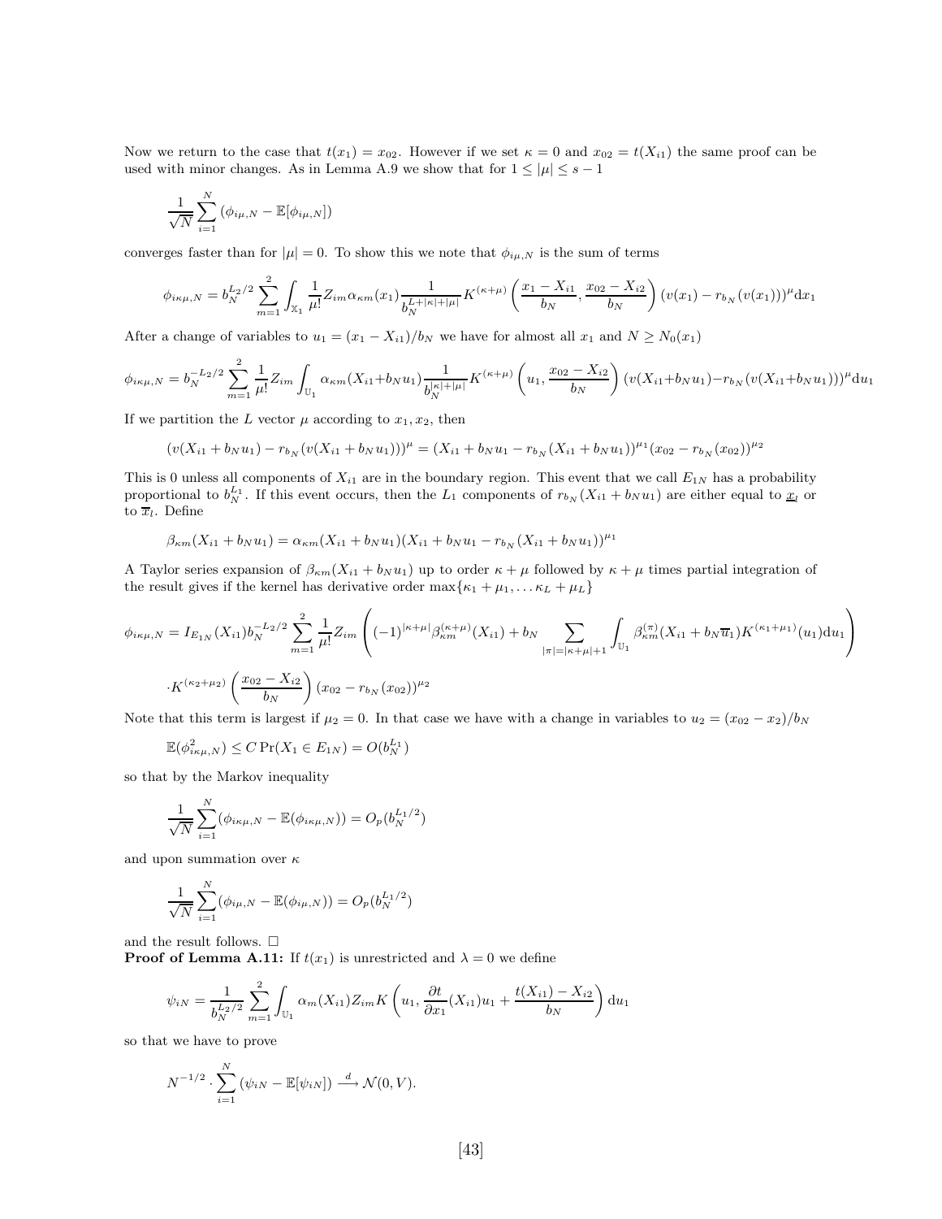Now we return to the case that $t(x_1) = x_{02}$. However if we set $\kappa = 0$ and $x_{02} = t(X_{i1})$ the same proof can be used with minor changes. As in Lemma A.9 we show that for $1 \leq |\mu| \leq s-1$

$$\frac{1}{\sqrt{N}} \sum_{i=1}^{N} \left(\phi_{i\mu,N} - \mathbb{E}[\phi_{i\mu,N}]\right)$$

converges faster than for $|\mu| = 0$. To show this we note that $\phi_{i\mu,N}$ is the sum of terms

$$\phi_{i\kappa\mu,N} = b_N^{L_2/2} \sum_{m=1}^{2} \int_{\mathbb{X}_1} \frac{1}{\mu!} Z_{im} \alpha_{\kappa m}(x_1) \frac{1}{b_N^{L+|\kappa|+|\mu|}} K^{(\kappa+\mu)}\left(\frac{x_1 - X_{i1}}{b_N}, \frac{x_{02} - X_{i2}}{b_N}\right) (v(x_1) - r_{b_N}(v(x_1)))^{\mu} \mathrm{d}x_1$$

After a change of variables to $u_1 = (x_1 - X_{i1})/b_N$ we have for almost all $x_1$ and $N \geq N_0(x_1)$

$$\phi_{i\kappa\mu,N} = b_N^{-L_2/2} \sum_{m=1}^{2} \frac{1}{\mu!} Z_{im} \int_{\mathbb{U}_1} \alpha_{\kappa m}(X_{i1} + b_N u_1) \frac{1}{b_N^{|\kappa|+|\mu|}} K^{(\kappa+\mu)}\left(u_1, \frac{x_{02} - X_{i2}}{b_N}\right) (v(X_{i1} + b_N u_1) - r_{b_N}(v(X_{i1} + b_N u_1)))^{\mu} \mathrm{d}u_1$$

If we partition the $L$ vector $\mu$ according to $x_1, x_2$, then

$$(v(X_{i1} + b_N u_1) - r_{b_N}(v(X_{i1} + b_N u_1)))^{\mu} = (X_{i1} + b_N u_1 - r_{b_N}(X_{i1} + b_N u_1))^{\mu_1} (x_{02} - r_{b_N}(x_{02}))^{\mu_2}$$

This is 0 unless all components of $X_{i1}$ are in the boundary region. This event that we call $E_{1N}$ has a probability proportional to $b_N^{L_1}$. If this event occurs, then the $L_1$ components of $r_{b_N}(X_{i1} + b_N u_1)$ are either equal to $\underline{x}_l$ or to $\overline{x}_l$. Define

$$\beta_{\kappa m}(X_{i1} + b_N u_1) = \alpha_{\kappa m}(X_{i1} + b_N u_1)(X_{i1} + b_N u_1 - r_{b_N}(X_{i1} + b_N u_1))^{\mu_1}$$

A Taylor series expansion of $\beta_{\kappa m}(X_{i1} + b_N u_1)$ up to order $\kappa + \mu$ followed by $\kappa + \mu$ times partial integration of the result gives if the kernel has derivative order $\max\{\kappa_1 + \mu_1, \ldots \kappa_L + \mu_L\}$

$$\phi_{i\kappa\mu,N} = I_{E_{1N}}(X_{i1}) b_N^{-L_2/2} \sum_{m=1}^{2} \frac{1}{\mu!} Z_{im} \left( (-1)^{|\kappa+\mu|} \beta_{\kappa m}^{(\kappa+\mu)}(X_{i1}) + b_N \sum_{|\pi|=|\kappa+\mu|+1} \int_{\mathbb{U}_1} \beta_{\kappa m}^{(\pi)}(X_{i1} + b_N \overline{u}_1) K^{(\kappa_1+\mu_1)}(u_1) \mathrm{d}u_1 \right)$$

$$\cdot K^{(\kappa_2+\mu_2)}\left(\frac{x_{02} - X_{i2}}{b_N}\right) (x_{02} - r_{b_N}(x_{02}))^{\mu_2}$$

Note that this term is largest if $\mu_2 = 0$. In that case we have with a change in variables to $u_2 = (x_{02} - x_2)/b_N$

$$\mathbb{E}(\phi_{i\kappa\mu,N}^2) \leq C \Pr(X_1 \in E_{1N}) = O(b_N^{L_1})$$

so that by the Markov inequality

$$\frac{1}{\sqrt{N}} \sum_{i=1}^{N} (\phi_{i\kappa\mu,N} - \mathbb{E}(\phi_{i\kappa\mu,N})) = O_p(b_N^{L_1/2})$$

and upon summation over $\kappa$

$$\frac{1}{\sqrt{N}} \sum_{i=1}^{N} (\phi_{i\mu,N} - \mathbb{E}(\phi_{i\mu,N})) = O_p(b_N^{L_1/2})$$

and the result follows. □

**Proof of Lemma A.11:** If $t(x_1)$ is unrestricted and $\lambda = 0$ we define

$$\psi_{iN} = \frac{1}{b_N^{L_2/2}} \sum_{m=1}^{2} \int_{\mathbb{U}_1} \alpha_m(X_{i1}) Z_{im} K\left(u_1, \frac{\partial t}{\partial x_1}(X_{i1}) u_1 + \frac{t(X_{i1}) - X_{i2}}{b_N}\right) \mathrm{d}u_1$$

so that we have to prove

$$N^{-1/2} \cdot \sum_{i=1}^{N} \left(\psi_{iN} - \mathbb{E}[\psi_{iN}]\right) \xrightarrow{d} \mathcal{N}(0, V).$$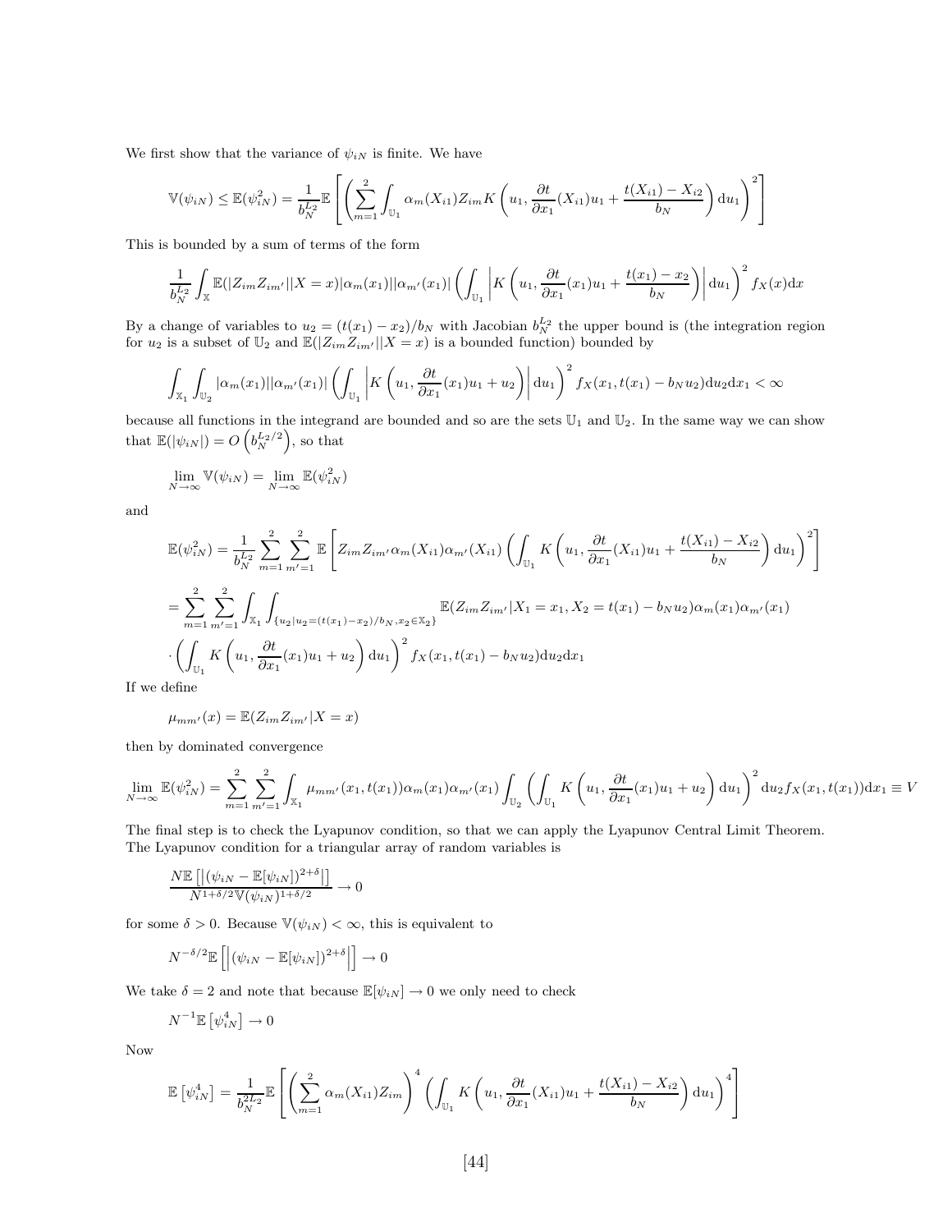We first show that the variance of $\psi_{iN}$ is finite. We have

$$\mathbb{V}(\psi_{iN}) \leq \mathbb{E}(\psi_{iN}^2) = \frac{1}{b_N^{L_2}}\mathbb{E}\left[\left(\sum_{m=1}^{2}\int_{\mathbb{U}_1}\alpha_m(X_{i1})Z_{im}K\left(u_1, \frac{\partial t}{\partial x_1}(X_{i1})u_1 + \frac{t(X_{i1})-X_{i2}}{b_N}\right)\mathrm{d}u_1\right)^2\right]$$

This is bounded by a sum of terms of the form

$$\frac{1}{b_N^{L_2}}\int_{\mathbb{X}}\mathbb{E}(|Z_{im}Z_{im'}||X=x)|\alpha_m(x_1)||\alpha_{m'}(x_1)|\left(\int_{\mathbb{U}_1}\left|K\left(u_1, \frac{\partial t}{\partial x_1}(x_1)u_1 + \frac{t(x_1)-x_2}{b_N}\right)\right|\mathrm{d}u_1\right)^2 f_X(x)\mathrm{d}x$$

By a change of variables to $u_2 = (t(x_1)-x_2)/b_N$ with Jacobian $b_N^{L_2}$ the upper bound is (the integration region for $u_2$ is a subset of $\mathbb{U}_2$ and $\mathbb{E}(|Z_{im}Z_{im'}||X=x)$ is a bounded function) bounded by

$$\int_{\mathbb{X}_1}\int_{\mathbb{U}_2}|\alpha_m(x_1)||\alpha_{m'}(x_1)|\left(\int_{\mathbb{U}_1}\left|K\left(u_1, \frac{\partial t}{\partial x_1}(x_1)u_1 + u_2\right)\right|\mathrm{d}u_1\right)^2 f_X(x_1, t(x_1)-b_Nu_2)\mathrm{d}u_2\mathrm{d}x_1 < \infty$$

because all functions in the integrand are bounded and so are the sets $\mathbb{U}_1$ and $\mathbb{U}_2$. In the same way we can show that $\mathbb{E}(|\psi_{iN}|) = O\left(b_N^{L_2/2}\right)$, so that

$$\lim_{N\to\infty}\mathbb{V}(\psi_{iN}) = \lim_{N\to\infty}\mathbb{E}(\psi_{iN}^2)$$

and

$$\begin{aligned}
\mathbb{E}(\psi_{iN}^2) &= \frac{1}{b_N^{L_2}}\sum_{m=1}^{2}\sum_{m'=1}^{2}\mathbb{E}\left[Z_{im}Z_{im'}\alpha_m(X_{i1})\alpha_{m'}(X_{i1})\left(\int_{\mathbb{U}_1}K\left(u_1, \frac{\partial t}{\partial x_1}(X_{i1})u_1 + \frac{t(X_{i1})-X_{i2}}{b_N}\right)\mathrm{d}u_1\right)^2\right] \\
&= \sum_{m=1}^{2}\sum_{m'=1}^{2}\int_{\mathbb{X}_1}\int_{\{u_2|u_2=(t(x_1)-x_2)/b_N, x_2\in\mathbb{X}_2\}}\mathbb{E}(Z_{im}Z_{im'}|X_1=x_1, X_2=t(x_1)-b_Nu_2)\alpha_m(x_1)\alpha_{m'}(x_1) \\
&\cdot\left(\int_{\mathbb{U}_1}K\left(u_1, \frac{\partial t}{\partial x_1}(x_1)u_1 + u_2\right)\mathrm{d}u_1\right)^2 f_X(x_1, t(x_1)-b_Nu_2)\mathrm{d}u_2\mathrm{d}x_1
\end{aligned}$$

If we define

$$\mu_{mm'}(x) = \mathbb{E}(Z_{im}Z_{im'}|X=x)$$

then by dominated convergence

$$\lim_{N\to\infty}\mathbb{E}(\psi_{iN}^2) = \sum_{m=1}^{2}\sum_{m'=1}^{2}\int_{\mathbb{X}_1}\mu_{mm'}(x_1,t(x_1))\alpha_m(x_1)\alpha_{m'}(x_1)\int_{\mathbb{U}_2}\left(\int_{\mathbb{U}_1}K\left(u_1, \frac{\partial t}{\partial x_1}(x_1)u_1 + u_2\right)\mathrm{d}u_1\right)^2\mathrm{d}u_2 f_X(x_1,t(x_1))\mathrm{d}x_1 \equiv V$$

The final step is to check the Lyapunov condition, so that we can apply the Lyapunov Central Limit Theorem. The Lyapunov condition for a triangular array of random variables is

$$\frac{N\mathbb{E}\left[|(\psi_{iN}-\mathbb{E}[\psi_{iN}])^{2+\delta}|\right]}{N^{1+\delta/2}\mathbb{V}(\psi_{iN})^{1+\delta/2}} \to 0$$

for some $\delta > 0$. Because $\mathbb{V}(\psi_{iN}) < \infty$, this is equivalent to

$$N^{-\delta/2}\mathbb{E}\left[\left|(\psi_{iN}-\mathbb{E}[\psi_{iN}])^{2+\delta}\right|\right] \to 0$$

We take $\delta = 2$ and note that because $\mathbb{E}[\psi_{iN}] \to 0$ we only need to check

$$N^{-1}\mathbb{E}\left[\psi_{iN}^4\right] \to 0$$

Now

$$\mathbb{E}\left[\psi_{iN}^4\right] = \frac{1}{b_N^{2L_2}}\mathbb{E}\left[\left(\sum_{m=1}^{2}\alpha_m(X_{i1})Z_{im}\right)^4\left(\int_{\mathbb{U}_1}K\left(u_1, \frac{\partial t}{\partial x_1}(X_{i1})u_1 + \frac{t(X_{i1})-X_{i2}}{b_N}\right)\mathrm{d}u_1\right)^4\right]$$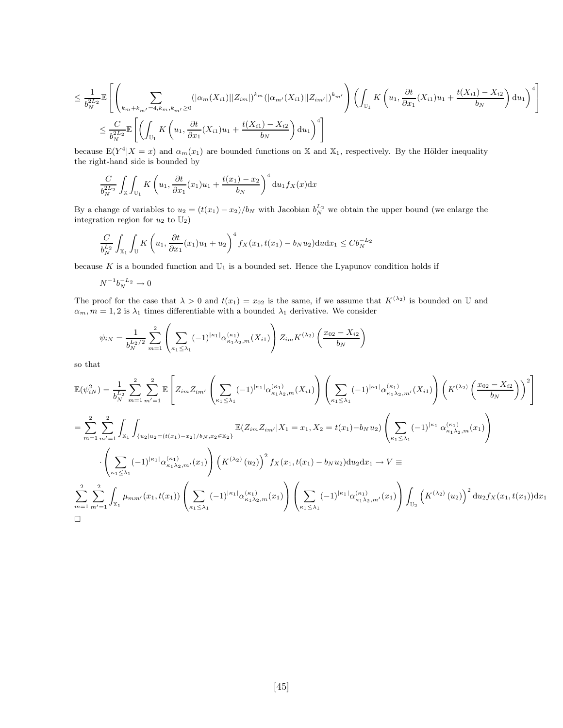$$\leq \frac{1}{b_N^{2L_2}} \mathbb{E}\left[\left(\sum_{k_m+k_{m'}=4, k_m, k_{m'}\geq 0} (|\alpha_m(X_{i1})||Z_{im}|)^{k_m} (|\alpha_{m'}(X_{i1})||Z_{im'}|)^{k_{m'}}\right)\left(\int_{\mathbb{U}_1} K\left(u_1, \frac{\partial t}{\partial x_1}(X_{i1})u_1 + \frac{t(X_{i1}) - X_{i2}}{b_N}\right) \mathrm{d}u_1\right)^4\right]$$

$$\leq \frac{C}{b_N^{2L_2}} \mathbb{E}\left[\left(\int_{\mathbb{U}_1} K\left(u_1, \frac{\partial t}{\partial x_1}(X_{i1})u_1 + \frac{t(X_{i1}) - X_{i2}}{b_N}\right) \mathrm{d}u_1\right)^4\right]$$

because $\mathrm{E}(Y^4|X=x)$ and $\alpha_m(x_1)$ are bounded functions on $\mathbb{X}$ and $\mathbb{X}_1$, respectively. By the Hölder inequality the right-hand side is bounded by

$$\frac{C}{b_N^{2L_2}} \int_{\mathbb{X}} \int_{\mathbb{U}_1} K\left(u_1, \frac{\partial t}{\partial x_1}(x_1)u_1 + \frac{t(x_1) - x_2}{b_N}\right)^4 \mathrm{d}u_1 f_X(x)\mathrm{d}x$$

By a change of variables to $u_2 = (t(x_1) - x_2)/b_N$ with Jacobian $b_N^{L_2}$ we obtain the upper bound (we enlarge the integration region for $u_2$ to $\mathbb{U}_2$)

$$\frac{C}{b_N^{L_2}} \int_{\mathbb{X}_1} \int_{\mathbb{U}} K\left(u_1, \frac{\partial t}{\partial x_1}(x_1)u_1 + u_2\right)^4 f_X(x_1, t(x_1) - b_N u_2)\mathrm{d}u\mathrm{d}x_1 \leq C b_N^{-L_2}$$

because $K$ is a bounded function and $\mathbb{U}_1$ is a bounded set. Hence the Lyapunov condition holds if

$$N^{-1} b_N^{-L_2} \to 0$$

The proof for the case that $\lambda > 0$ and $t(x_1) = x_{02}$ is the same, if we assume that $K^{(\lambda_2)}$ is bounded on $\mathbb{U}$ and $\alpha_m, m = 1, 2$ is $\lambda_1$ times differentiable with a bounded $\lambda_1$ derivative. We consider

$$\psi_{iN} = \frac{1}{b_N^{L_2/2}} \sum_{m=1}^{2} \left(\sum_{\kappa_1 \leq \lambda_1} (-1)^{|\kappa_1|} \alpha_{\kappa_1 \lambda_2, m}^{(\kappa_1)}(X_{i1})\right) Z_{im} K^{(\lambda_2)}\left(\frac{x_{02} - X_{i2}}{b_N}\right)$$

so that

$$\mathbb{E}(\psi_{iN}^2) = \frac{1}{b_N^{L_2}} \sum_{m=1}^{2} \sum_{m'=1}^{2} \mathbb{E}\left[Z_{im} Z_{im'} \left(\sum_{\kappa_1 \leq \lambda_1} (-1)^{|\kappa_1|} \alpha_{\kappa_1 \lambda_2, m}^{(\kappa_1)}(X_{i1})\right)\left(\sum_{\kappa_1 \leq \lambda_1} (-1)^{|\kappa_1|} \alpha_{\kappa_1 \lambda_2, m'}^{(\kappa_1)}(X_{i1})\right)\left(K^{(\lambda_2)}\left(\frac{x_{02} - X_{i2}}{b_N}\right)\right)^2\right]$$

$$= \sum_{m=1}^{2} \sum_{m'=1}^{2} \int_{\mathbb{X}_1} \int_{\{u_2 | u_2 = (t(x_1) - x_2)/b_N, x_2 \in \mathbb{X}_2\}} \mathbb{E}(Z_{im} Z_{im'} | X_1 = x_1, X_2 = t(x_1) - b_N u_2) \left(\sum_{\kappa_1 \leq \lambda_1} (-1)^{|\kappa_1|} \alpha_{\kappa_1 \lambda_2, m}^{(\kappa_1)}(x_1)\right)$$

$$\cdot \left(\sum_{\kappa_1 \leq \lambda_1} (-1)^{|\kappa_1|} \alpha_{\kappa_1 \lambda_2, m'}^{(\kappa_1)}(x_1)\right)\left(K^{(\lambda_2)}(u_2)\right)^2 f_X(x_1, t(x_1) - b_N u_2)\mathrm{d}u_2 \mathrm{d}x_1 \to V \equiv$$

$$\sum_{m=1}^{2} \sum_{m'=1}^{2} \int_{\mathbb{X}_1} \mu_{mm'}(x_1, t(x_1)) \left(\sum_{\kappa_1 \leq \lambda_1} (-1)^{|\kappa_1|} \alpha_{\kappa_1 \lambda_2, m}^{(\kappa_1)}(x_1)\right)\left(\sum_{\kappa_1 \leq \lambda_1} (-1)^{|\kappa_1|} \alpha_{\kappa_1 \lambda_2, m'}^{(\kappa_1)}(x_1)\right) \int_{\mathbb{U}_2} \left(K^{(\lambda_2)}(u_2)\right)^2 \mathrm{d}u_2 f_X(x_1, t(x_1))\mathrm{d}x_1$$

$\square$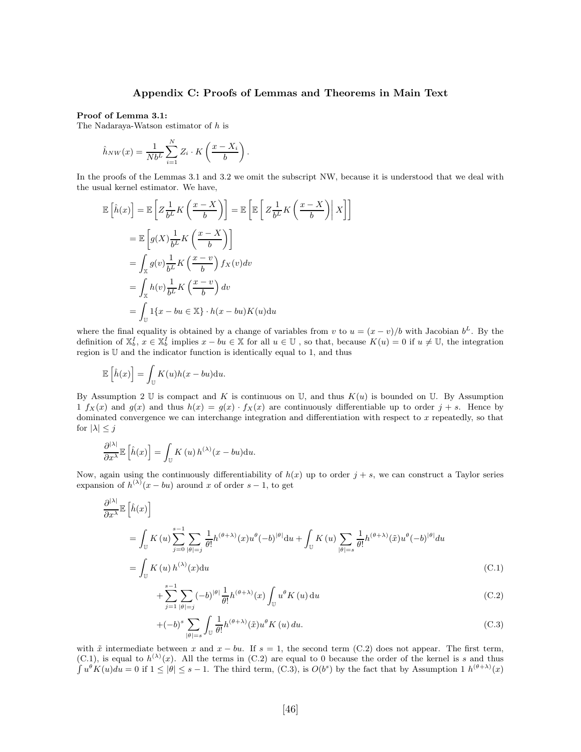## Appendix C: Proofs of Lemmas and Theorems in Main Text

**Proof of Lemma 3.1:**
The Nadaraya-Watson estimator of $h$ is

$$\hat{h}_{NW}(x) = \frac{1}{Nb^L}\sum_{i=1}^{N} Z_i \cdot K\left(\frac{x - X_i}{b}\right).$$

In the proofs of the Lemmas 3.1 and 3.2 we omit the subscript NW, because it is understood that we deal with the usual kernel estimator. We have,

$$\begin{aligned}
\mathbb{E}\left[\hat{h}(x)\right] &= \mathbb{E}\left[Z\frac{1}{b^L}K\left(\frac{x-X}{b}\right)\right] = \mathbb{E}\left[\mathbb{E}\left[\left. Z\frac{1}{b^L}K\left(\frac{x-X}{b}\right)\right| X\right]\right] \\
&= \mathbb{E}\left[g(X)\frac{1}{b^L}K\left(\frac{x-X}{b}\right)\right] \\
&= \int_{\mathbb{X}} g(v)\frac{1}{b^L}K\left(\frac{x-v}{b}\right)f_X(v)dv \\
&= \int_{\mathbb{X}} h(v)\frac{1}{b^L}K\left(\frac{x-v}{b}\right)dv \\
&= \int_{\mathbb{U}} 1\{x - bu \in \mathbb{X}\} \cdot h(x-bu)K(u)\mathrm{d}u
\end{aligned}$$

where the final equality is obtained by a change of variables from $v$ to $u = (x-v)/b$ with Jacobian $b^L$. By the definition of $\mathbb{X}_b^I$, $x \in \mathbb{X}_b^I$ implies $x - bu \in \mathbb{X}$ for all $u \in \mathbb{U}$ , so that, because $K(u) = 0$ if $u \neq \mathbb{U}$, the integration region is $\mathbb{U}$ and the indicator function is identically equal to 1, and thus

$$\mathbb{E}\left[\hat{h}(x)\right] = \int_{\mathbb{U}} K(u)h(x-bu)\mathrm{d}u.$$

By Assumption 2 $\mathbb{U}$ is compact and $K$ is continuous on $\mathbb{U}$, and thus $K(u)$ is bounded on $\mathbb{U}$. By Assumption 1 $f_X(x)$ and $g(x)$ and thus $h(x) = g(x) \cdot f_X(x)$ are continuously differentiable up to order $j+s$. Hence by dominated convergence we can interchange integration and differentiation with respect to $x$ repeatedly, so that for $|\lambda| \leq j$

$$\frac{\partial^{|\lambda|}}{\partial x^{\lambda}}\mathbb{E}\left[\hat{h}(x)\right] = \int_{\mathbb{U}} K(u)\, h^{(\lambda)}(x-bu)\mathrm{d}u.$$

Now, again using the continuously differentiability of $h(x)$ up to order $j+s$, we can construct a Taylor series expansion of $h^{(\lambda)}(x-bu)$ around $x$ of order $s-1$, to get

$$\begin{aligned}
&\frac{\partial^{|\lambda|}}{\partial x^{\lambda}}\mathbb{E}\left[\hat{h}(x)\right] \\
&= \int_{\mathbb{U}} K(u)\sum_{j=0}^{s-1}\sum_{|\theta|=j}\frac{1}{\theta!}h^{(\theta+\lambda)}(x)u^{\theta}(-b)^{|\theta|}\mathrm{d}u + \int_{\mathbb{U}} K(u)\sum_{|\theta|=s}\frac{1}{\theta!}h^{(\theta+\lambda)}(\tilde{x})u^{\theta}(-b)^{|\theta|}du \\
&= \int_{\mathbb{U}} K(u)\, h^{(\lambda)}(x)\mathrm{d}u \qquad \text{(C.1)} \\
&\quad + \sum_{j=1}^{s-1}\sum_{|\theta|=j}(-b)^{|\theta|}\frac{1}{\theta!}h^{(\theta+\lambda)}(x)\int_{\mathbb{U}} u^{\theta}K(u)\,\mathrm{d}u \qquad \text{(C.2)} \\
&\quad + (-b)^{s}\sum_{|\theta|=s}\int_{\mathbb{U}}\frac{1}{\theta!}h^{(\theta+\lambda)}(\tilde{x})u^{\theta}K(u)\,du. \qquad \text{(C.3)}
\end{aligned}$$

with $\tilde{x}$ intermediate between $x$ and $x - bu$. If $s = 1$, the second term (C.2) does not appear. The first term, (C.1), is equal to $h^{(\lambda)}(x)$. All the terms in (C.2) are equal to 0 because the order of the kernel is $s$ and thus $\int u^{\theta}K(u)du = 0$ if $1 \leq |\theta| \leq s-1$. The third term, (C.3), is $O(b^s)$ by the fact that by Assumption 1 $h^{(\theta+\lambda)}(x)$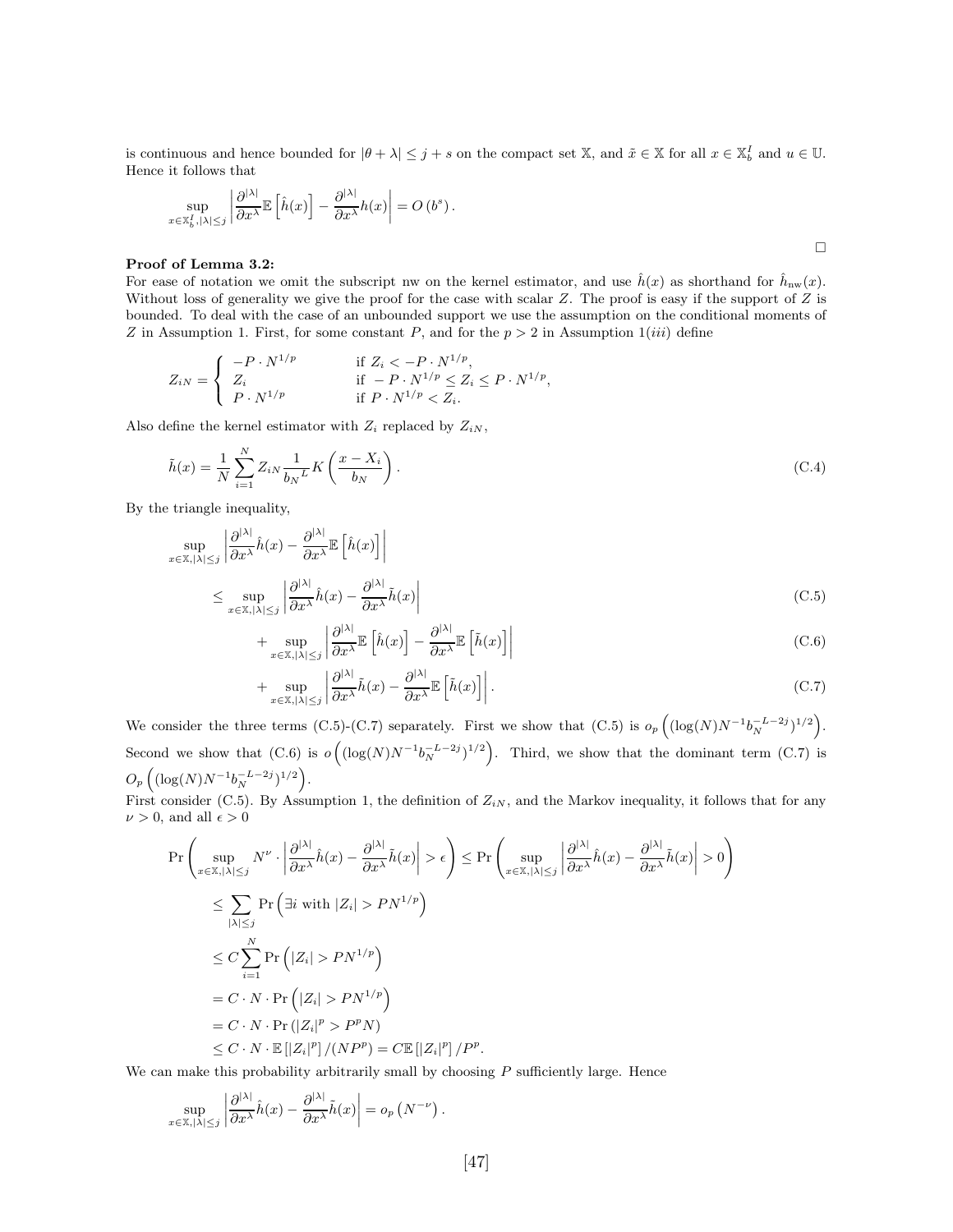is continuous and hence bounded for $|\theta + \lambda| \leq j + s$ on the compact set $\mathbb{X}$, and $\tilde{x} \in \mathbb{X}$ for all $x \in \mathbb{X}_b^I$ and $u \in \mathbb{U}$. Hence it follows that

$$\sup_{x \in \mathbb{X}_b^I, |\lambda| \leq j} \left| \frac{\partial^{|\lambda|}}{\partial x^\lambda} \mathbb{E}\left[\hat{h}(x)\right] - \frac{\partial^{|\lambda|}}{\partial x^\lambda} h(x) \right| = O\left(b^s\right).$$

□

**Proof of Lemma 3.2:**
For ease of notation we omit the subscript nw on the kernel estimator, and use $\hat{h}(x)$ as shorthand for $\hat{h}_{\text{nw}}(x)$. Without loss of generality we give the proof for the case with scalar $Z$. The proof is easy if the support of $Z$ is bounded. To deal with the case of an unbounded support we use the assumption on the conditional moments of $Z$ in Assumption 1. First, for some constant $P$, and for the $p > 2$ in Assumption 1$(iii)$ define

$$Z_{iN} = \begin{cases} -P \cdot N^{1/p} & \text{if } Z_i < -P \cdot N^{1/p}, \\ Z_i & \text{if } -P \cdot N^{1/p} \leq Z_i \leq P \cdot N^{1/p}, \\ P \cdot N^{1/p} & \text{if } P \cdot N^{1/p} < Z_i. \end{cases}$$

Also define the kernel estimator with $Z_i$ replaced by $Z_{iN}$,

$$\tilde{h}(x) = \frac{1}{N} \sum_{i=1}^{N} Z_{iN} \frac{1}{{b_N}^L} K\left(\frac{x - X_i}{b_N}\right). \tag{C.4}$$

By the triangle inequality,

$$\sup_{x \in \mathbb{X}, |\lambda| \leq j} \left| \frac{\partial^{|\lambda|}}{\partial x^\lambda} \hat{h}(x) - \frac{\partial^{|\lambda|}}{\partial x^\lambda} \mathbb{E}\left[\hat{h}(x)\right] \right|$$

$$\leq \sup_{x \in \mathbb{X}, |\lambda| \leq j} \left| \frac{\partial^{|\lambda|}}{\partial x^\lambda} \hat{h}(x) - \frac{\partial^{|\lambda|}}{\partial x^\lambda} \tilde{h}(x) \right| \tag{C.5}$$

$$+ \sup_{x \in \mathbb{X}, |\lambda| \leq j} \left| \frac{\partial^{|\lambda|}}{\partial x^\lambda} \mathbb{E}\left[\hat{h}(x)\right] - \frac{\partial^{|\lambda|}}{\partial x^\lambda} \mathbb{E}\left[\tilde{h}(x)\right] \right| \tag{C.6}$$

$$+ \sup_{x \in \mathbb{X}, |\lambda| \leq j} \left| \frac{\partial^{|\lambda|}}{\partial x^\lambda} \tilde{h}(x) - \frac{\partial^{|\lambda|}}{\partial x^\lambda} \mathbb{E}\left[\tilde{h}(x)\right] \right|. \tag{C.7}$$

We consider the three terms (C.5)-(C.7) separately. First we show that (C.5) is $o_p\left((\log(N) N^{-1} b_N^{-L-2j})^{1/2}\right)$. Second we show that (C.6) is $o\left((\log(N) N^{-1} b_N^{-L-2j})^{1/2}\right)$. Third, we show that the dominant term (C.7) is $O_p\left((\log(N) N^{-1} b_N^{-L-2j})^{1/2}\right)$.
First consider (C.5). By Assumption 1, the definition of $Z_{iN}$, and the Markov inequality, it follows that for any $\nu > 0$, and all $\epsilon > 0$

$$\Pr\left(\sup_{x \in \mathbb{X}, |\lambda| \leq j} N^\nu \cdot \left| \frac{\partial^{|\lambda|}}{\partial x^\lambda} \hat{h}(x) - \frac{\partial^{|\lambda|}}{\partial x^\lambda} \tilde{h}(x) \right| > \epsilon\right) \leq \Pr\left(\sup_{x \in \mathbb{X}, |\lambda| \leq j} \left| \frac{\partial^{|\lambda|}}{\partial x^\lambda} \hat{h}(x) - \frac{\partial^{|\lambda|}}{\partial x^\lambda} \tilde{h}(x) \right| > 0\right)$$

$$\leq \sum_{|\lambda| \leq j} \Pr\left(\exists i \text{ with } |Z_i| > P N^{1/p}\right)$$

$$\leq C \sum_{i=1}^{N} \Pr\left(|Z_i| > P N^{1/p}\right)$$

$$= C \cdot N \cdot \Pr\left(|Z_i| > P N^{1/p}\right)$$

$$= C \cdot N \cdot \Pr\left(|Z_i|^p > P^p N\right)$$

$$\leq C \cdot N \cdot \mathbb{E}\left[|Z_i|^p\right] / (N P^p) = C \mathbb{E}\left[|Z_i|^p\right] / P^p.$$

We can make this probability arbitrarily small by choosing $P$ sufficiently large. Hence

$$\sup_{x \in \mathbb{X}, |\lambda| \leq j} \left| \frac{\partial^{|\lambda|}}{\partial x^\lambda} \hat{h}(x) - \frac{\partial^{|\lambda|}}{\partial x^\lambda} \tilde{h}(x) \right| = o_p\left(N^{-\nu}\right).$$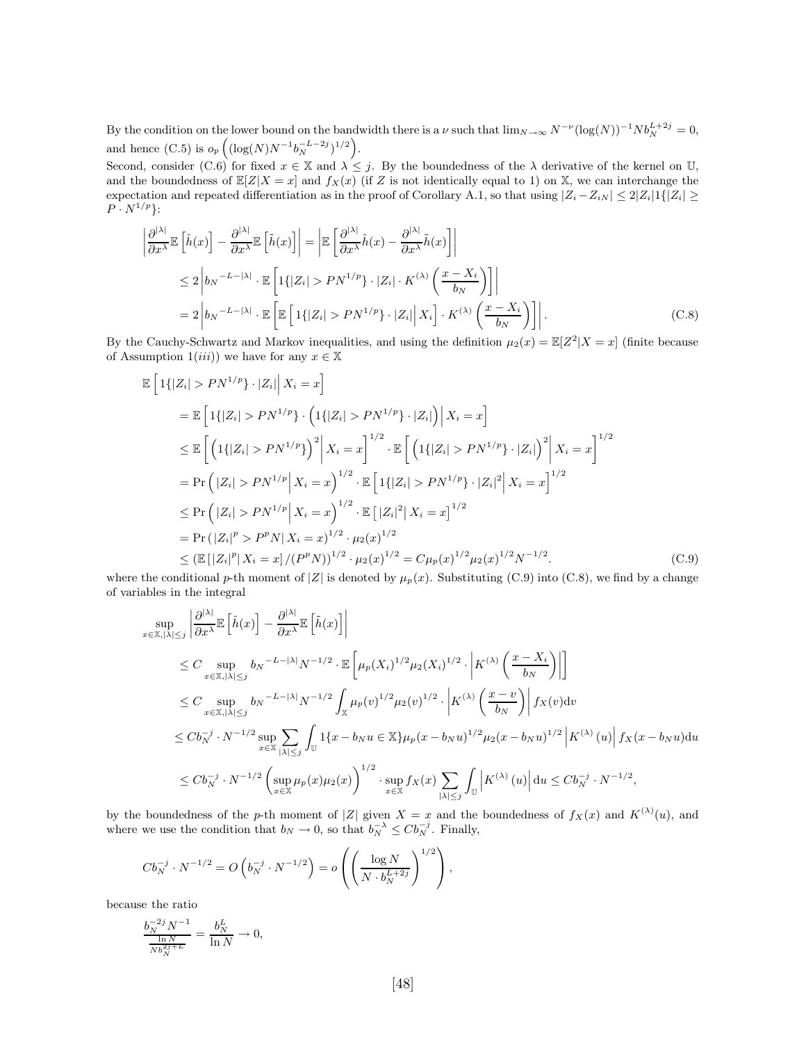By the condition on the lower bound on the bandwidth there is a $\nu$ such that $\lim_{N\to\infty} N^{-\nu}(\log(N))^{-1}Nb_N^{L+2j} = 0$, and hence (C.5) is $o_p\left((\log(N)N^{-1}b_N^{-L-2j})^{1/2}\right)$.

Second, consider (C.6) for fixed $x \in \mathbb{X}$ and $\lambda \leq j$. By the boundedness of the $\lambda$ derivative of the kernel on $\mathbb{U}$, and the boundedness of $\mathbb{E}[Z|X=x]$ and $f_X(x)$ (if $Z$ is not identically equal to 1) on $\mathbb{X}$, we can interchange the expectation and repeated differentiation as in the proof of Corollary A.1, so that using $|Z_i - Z_{iN}| \leq 2|Z_i|1\{|Z_i| \geq P \cdot N^{1/p}\}$:

$$
\begin{aligned}
\left|\frac{\partial^{|\lambda|}}{\partial x^\lambda}\mathbb{E}\left[\hat{h}(x)\right] - \frac{\partial^{|\lambda|}}{\partial x^\lambda}\mathbb{E}\left[\tilde{h}(x)\right]\right| &= \left|\mathbb{E}\left[\frac{\partial^{|\lambda|}}{\partial x^\lambda}\hat{h}(x) - \frac{\partial^{|\lambda|}}{\partial x^\lambda}\tilde{h}(x)\right]\right| \\
&\leq 2\left|{b_N}^{-L-|\lambda|} \cdot \mathbb{E}\left[1\{|Z_i| > PN^{1/p}\} \cdot |Z_i| \cdot K^{(\lambda)}\left(\frac{x - X_i}{b_N}\right)\right]\right| \\
&= 2\left|{b_N}^{-L-|\lambda|} \cdot \mathbb{E}\left[\mathbb{E}\left[1\{|Z_i| > PN^{1/p}\} \cdot |Z_i|\Big| X_i\right] \cdot K^{(\lambda)}\left(\frac{x - X_i}{b_N}\right)\right]\right|. \qquad \text{(C.8)}
\end{aligned}
$$

By the Cauchy-Schwartz and Markov inequalities, and using the definition $\mu_2(x) = \mathbb{E}[Z^2|X=x]$ (finite because of Assumption 1($iii$)) we have for any $x \in \mathbb{X}$

$$
\begin{aligned}
&\mathbb{E}\left[1\{|Z_i| > PN^{1/p}\} \cdot |Z_i|\Big| X_i = x\right] \\
&= \mathbb{E}\left[1\{|Z_i| > PN^{1/p}\} \cdot \left(1\{|Z_i| > PN^{1/p}\} \cdot |Z_i|\right)\Big| X_i = x\right] \\
&\leq \mathbb{E}\left[\left(1\{|Z_i| > PN^{1/p}\}\right)^2\Big| X_i = x\right]^{1/2} \cdot \mathbb{E}\left[\left(1\{|Z_i| > PN^{1/p}\} \cdot |Z_i|\right)^2\Big| X_i = x\right]^{1/2} \\
&= \Pr\left(|Z_i| > PN^{1/p}\Big| X_i = x\right)^{1/2} \cdot \mathbb{E}\left[1\{|Z_i| > PN^{1/p}\} \cdot |Z_i|^2\Big| X_i = x\right]^{1/2} \\
&\leq \Pr\left(|Z_i| > PN^{1/p}\Big| X_i = x\right)^{1/2} \cdot \mathbb{E}\left[|Z_i|^2\big| X_i = x\right]^{1/2} \\
&= \Pr\left(|Z_i|^p > P^pN\big| X_i = x\right)^{1/2} \cdot \mu_2(x)^{1/2} \\
&\leq \left(\mathbb{E}\left[|Z_i|^p\big| X_i = x\right]/(P^pN)\right)^{1/2} \cdot \mu_2(x)^{1/2} = C\mu_p(x)^{1/2}\mu_2(x)^{1/2}N^{-1/2}. \qquad \text{(C.9)}
\end{aligned}
$$

where the conditional $p$-th moment of $|Z|$ is denoted by $\mu_p(x)$. Substituting (C.9) into (C.8), we find by a change of variables in the integral

$$
\begin{aligned}
&\sup_{x\in\mathbb{X},|\lambda|\leq j}\left|\frac{\partial^{|\lambda|}}{\partial x^\lambda}\mathbb{E}\left[\hat{h}(x)\right] - \frac{\partial^{|\lambda|}}{\partial x^\lambda}\mathbb{E}\left[\tilde{h}(x)\right]\right| \\
&\leq C\sup_{x\in\mathbb{X},|\lambda|\leq j} {b_N}^{-L-|\lambda|}N^{-1/2} \cdot \mathbb{E}\left[\mu_p(X_i)^{1/2}\mu_2(X_i)^{1/2} \cdot \left|K^{(\lambda)}\left(\frac{x - X_i}{b_N}\right)\right|\right] \\
&\leq C\sup_{x\in\mathbb{X},|\lambda|\leq j} {b_N}^{-L-|\lambda|}N^{-1/2}\int_{\mathbb{X}}\mu_p(v)^{1/2}\mu_2(v)^{1/2} \cdot \left|K^{(\lambda)}\left(\frac{x - v}{b_N}\right)\right| f_X(v)\mathrm{d}v \\
&\leq Cb_N^{-j} \cdot N^{-1/2}\sup_{x\in\mathbb{X}}\sum_{|\lambda|\leq j}\int_{\mathbb{U}} 1\{x - b_Nu \in \mathbb{X}\}\mu_p(x - b_Nu)^{1/2}\mu_2(x - b_Nu)^{1/2}\left|K^{(\lambda)}(u)\right| f_X(x - b_Nu)\mathrm{d}u \\
&\leq Cb_N^{-j} \cdot N^{-1/2}\left(\sup_{x\in\mathbb{X}}\mu_p(x)\mu_2(x)\right)^{1/2} \cdot \sup_{x\in\mathbb{X}} f_X(x)\sum_{|\lambda|\leq j}\int_{\mathbb{U}}\left|K^{(\lambda)}(u)\right|\mathrm{d}u \leq Cb_N^{-j} \cdot N^{-1/2},
\end{aligned}
$$

by the boundedness of the $p$-th moment of $|Z|$ given $X = x$ and the boundedness of $f_X(x)$ and $K^{(\lambda)}(u)$, and where we use the condition that $b_N \to 0$, so that $b_N^{-\lambda} \leq Cb_N^{-j}$. Finally,

$$
Cb_N^{-j} \cdot N^{-1/2} = O\left(b_N^{-j} \cdot N^{-1/2}\right) = o\left(\left(\frac{\log N}{N \cdot b_N^{L+2j}}\right)^{1/2}\right),
$$

because the ratio

$$
\frac{b_N^{-2j}N^{-1}}{\frac{\ln N}{Nb_N^{2j+L}}} = \frac{b_N^L}{\ln N} \to 0,
$$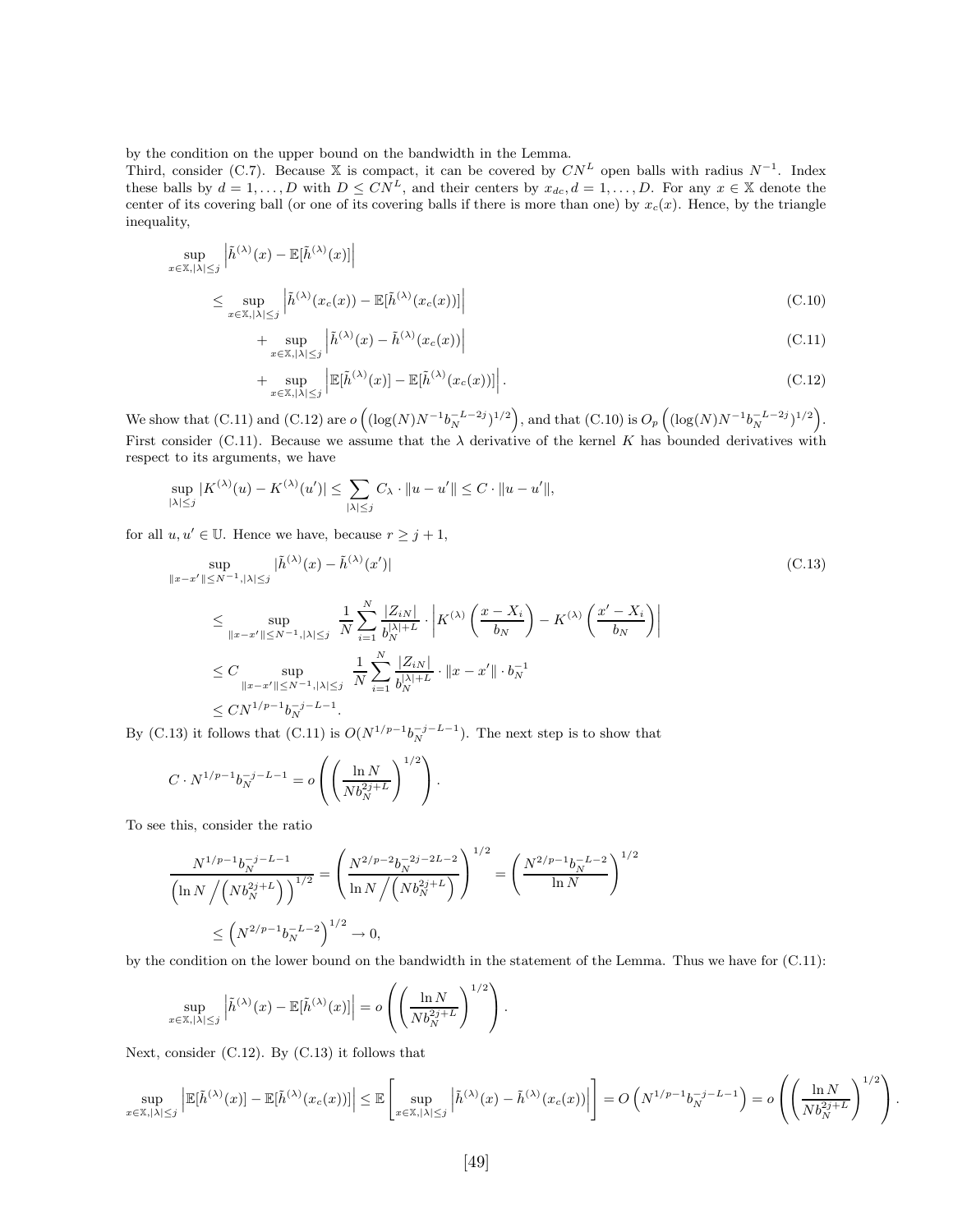by the condition on the upper bound on the bandwidth in the Lemma.

Third, consider (C.7). Because $\mathbb{X}$ is compact, it can be covered by $CN^L$ open balls with radius $N^{-1}$. Index these balls by $d = 1, \ldots, D$ with $D \leq CN^L$, and their centers by $x_{dc}, d = 1, \ldots, D$. For any $x \in \mathbb{X}$ denote the center of its covering ball (or one of its covering balls if there is more than one) by $x_c(x)$. Hence, by the triangle inequality,

$$\sup_{x \in \mathbb{X}, |\lambda| \leq j} \left| \tilde{h}^{(\lambda)}(x) - \mathbb{E}[\tilde{h}^{(\lambda)}(x)] \right|$$

$$\leq \sup_{x \in \mathbb{X}, |\lambda| \leq j} \left| \tilde{h}^{(\lambda)}(x_c(x)) - \mathbb{E}[\tilde{h}^{(\lambda)}(x_c(x))] \right| \tag{C.10}$$

$$+ \sup_{x \in \mathbb{X}, |\lambda| \leq j} \left| \tilde{h}^{(\lambda)}(x) - \tilde{h}^{(\lambda)}(x_c(x)) \right| \tag{C.11}$$

$$+ \sup_{x \in \mathbb{X}, |\lambda| \leq j} \left| \mathbb{E}[\tilde{h}^{(\lambda)}(x)] - \mathbb{E}[\tilde{h}^{(\lambda)}(x_c(x))] \right|. \tag{C.12}$$

We show that (C.11) and (C.12) are $o\left((\log(N) N^{-1} b_N^{-L-2j})^{1/2}\right)$, and that (C.10) is $O_p\left((\log(N) N^{-1} b_N^{-L-2j})^{1/2}\right)$.

First consider (C.11). Because we assume that the $\lambda$ derivative of the kernel $K$ has bounded derivatives with respect to its arguments, we have

$$\sup_{|\lambda| \leq j} |K^{(\lambda)}(u) - K^{(\lambda)}(u')| \leq \sum_{|\lambda| \leq j} C_\lambda \cdot \|u - u'\| \leq C \cdot \|u - u'\|,$$

for all $u, u' \in \mathbb{U}$. Hence we have, because $r \geq j + 1$,

$$\sup_{\|x - x'\| \leq N^{-1}, |\lambda| \leq j} |\tilde{h}^{(\lambda)}(x) - \tilde{h}^{(\lambda)}(x')| \tag{C.13}$$

$$\leq \sup_{\|x - x'\| \leq N^{-1}, |\lambda| \leq j} \frac{1}{N} \sum_{i=1}^{N} \frac{|Z_{iN}|}{b_N^{|\lambda| + L}} \cdot \left| K^{(\lambda)}\left(\frac{x - X_i}{b_N}\right) - K^{(\lambda)}\left(\frac{x' - X_i}{b_N}\right) \right|$$

$$\leq C \sup_{\|x - x'\| \leq N^{-1}, |\lambda| \leq j} \frac{1}{N} \sum_{i=1}^{N} \frac{|Z_{iN}|}{b_N^{|\lambda| + L}} \cdot \|x - x'\| \cdot b_N^{-1}$$

$$\leq C N^{1/p - 1} b_N^{-j - L - 1}.$$

By (C.13) it follows that (C.11) is $O(N^{1/p-1} b_N^{-j-L-1})$. The next step is to show that

$$C \cdot N^{1/p-1} b_N^{-j-L-1} = o\left(\left(\frac{\ln N}{N b_N^{2j+L}}\right)^{1/2}\right).$$

To see this, consider the ratio

$$\frac{N^{1/p-1} b_N^{-j-L-1}}{\left(\ln N \Big/ \left(N b_N^{2j+L}\right)\right)^{1/2}} = \left(\frac{N^{2/p-2} b_N^{-2j-2L-2}}{\ln N \Big/ \left(N b_N^{2j+L}\right)}\right)^{1/2} = \left(\frac{N^{2/p-1} b_N^{-L-2}}{\ln N}\right)^{1/2}$$

$$\leq \left(N^{2/p-1} b_N^{-L-2}\right)^{1/2} \to 0,$$

by the condition on the lower bound on the bandwidth in the statement of the Lemma. Thus we have for (C.11):

$$\sup_{x \in \mathbb{X}, |\lambda| \leq j} \left| \tilde{h}^{(\lambda)}(x) - \mathbb{E}[\tilde{h}^{(\lambda)}(x)] \right| = o\left(\left(\frac{\ln N}{N b_N^{2j+L}}\right)^{1/2}\right).$$

Next, consider (C.12). By (C.13) it follows that

$$\sup_{x \in \mathbb{X}, |\lambda| \leq j} \left| \mathbb{E}[\tilde{h}^{(\lambda)}(x)] - \mathbb{E}[\tilde{h}^{(\lambda)}(x_c(x))] \right| \leq \mathbb{E}\left[\sup_{x \in \mathbb{X}, |\lambda| \leq j} \left| \tilde{h}^{(\lambda)}(x) - \tilde{h}^{(\lambda)}(x_c(x)) \right|\right] = O\left(N^{1/p-1} b_N^{-j-L-1}\right) = o\left(\left(\frac{\ln N}{N b_N^{2j+L}}\right)^{1/2}\right).$$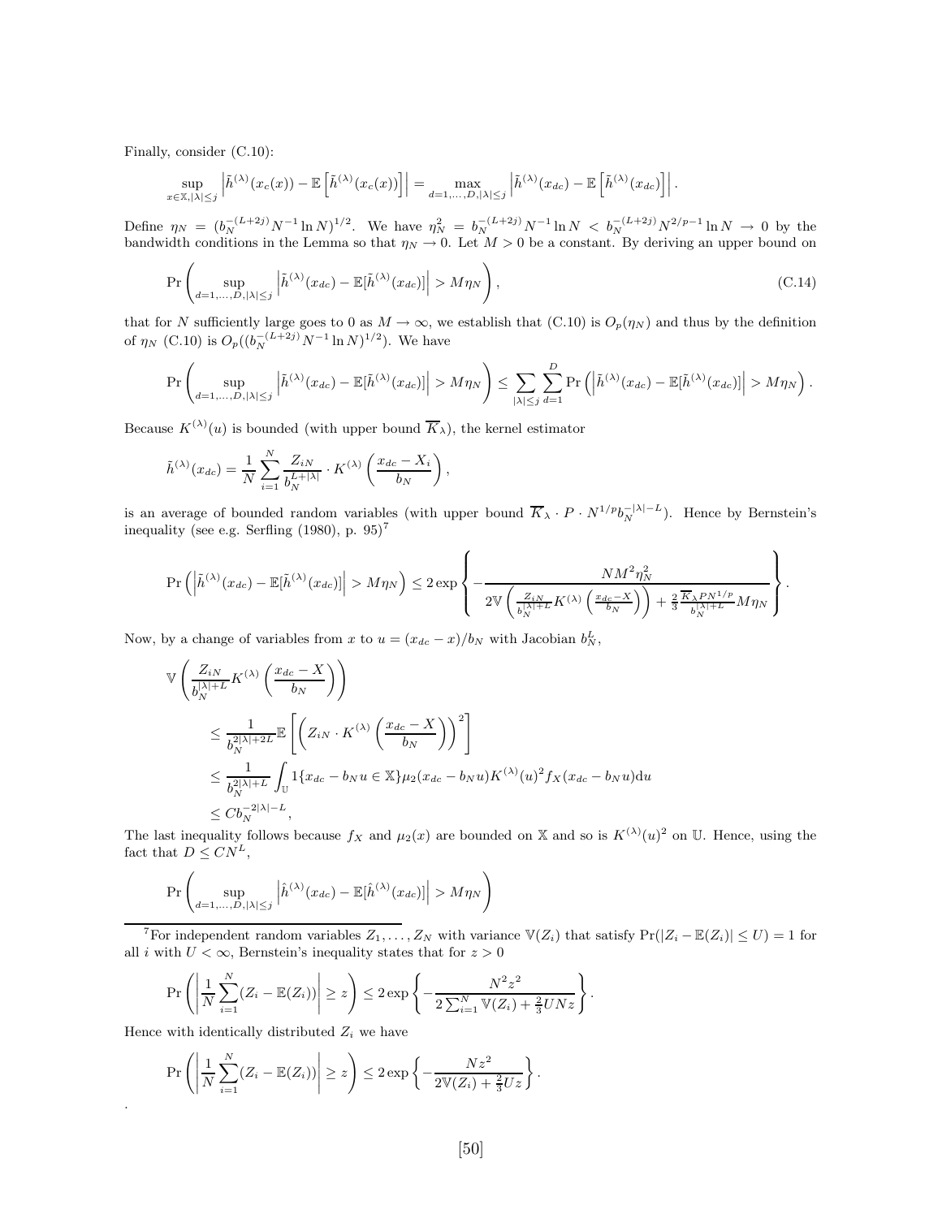Finally, consider (C.10):

$$\sup_{x \in \mathbb{X}, |\lambda| \leq j} \left| \tilde{h}^{(\lambda)}(x_c(x)) - \mathbb{E}\left[\tilde{h}^{(\lambda)}(x_c(x))\right] \right| = \max_{d=1,\ldots,D, |\lambda| \leq j} \left| \tilde{h}^{(\lambda)}(x_{dc}) - \mathbb{E}\left[\tilde{h}^{(\lambda)}(x_{dc})\right] \right|.$$

Define $\eta_N = (b_N^{-(L+2j)} N^{-1} \ln N)^{1/2}$. We have $\eta_N^2 = b_N^{-(L+2j)} N^{-1} \ln N < b_N^{-(L+2j)} N^{2/p-1} \ln N \to 0$ by the bandwidth conditions in the Lemma so that $\eta_N \to 0$. Let $M > 0$ be a constant. By deriving an upper bound on

$$\Pr\left( \sup_{d=1,\ldots,D, |\lambda| \leq j} \left| \tilde{h}^{(\lambda)}(x_{dc}) - \mathbb{E}[\tilde{h}^{(\lambda)}(x_{dc})] \right| > M \eta_N \right), \tag{C.14}$$

that for $N$ sufficiently large goes to 0 as $M \to \infty$, we establish that (C.10) is $O_p(\eta_N)$ and thus by the definition of $\eta_N$ (C.10) is $O_p((b_N^{-(L+2j)} N^{-1} \ln N)^{1/2})$. We have

$$\Pr\left( \sup_{d=1,\ldots,D, |\lambda| \leq j} \left| \tilde{h}^{(\lambda)}(x_{dc}) - \mathbb{E}[\tilde{h}^{(\lambda)}(x_{dc})] \right| > M \eta_N \right) \leq \sum_{|\lambda| \leq j} \sum_{d=1}^{D} \Pr\left( \left| \tilde{h}^{(\lambda)}(x_{dc}) - \mathbb{E}[\tilde{h}^{(\lambda)}(x_{dc})] \right| > M \eta_N \right).$$

Because $K^{(\lambda)}(u)$ is bounded (with upper bound $\overline{K}_\lambda$), the kernel estimator

$$\tilde{h}^{(\lambda)}(x_{dc}) = \frac{1}{N} \sum_{i=1}^{N} \frac{Z_{iN}}{b_N^{L+|\lambda|}} \cdot K^{(\lambda)}\left( \frac{x_{dc} - X_i}{b_N} \right),$$

is an average of bounded random variables (with upper bound $\overline{K}_\lambda \cdot P \cdot N^{1/p} b_N^{-|\lambda|-L}$). Hence by Bernstein's inequality (see e.g. Serfling (1980), p. 95)[7]

$$\Pr\left( \left| \tilde{h}^{(\lambda)}(x_{dc}) - \mathbb{E}[\tilde{h}^{(\lambda)}(x_{dc})] \right| > M \eta_N \right) \leq 2 \exp\left\{ - \frac{N M^2 \eta_N^2}{2 \mathbb{V}\left( \frac{Z_{iN}}{b_N^{|\lambda|+L}} K^{(\lambda)}\left( \frac{x_{dc} - X}{b_N} \right) \right) + \frac{2}{3} \frac{\overline{K}_\lambda P N^{1/p}}{b_N^{|\lambda|+L}} M \eta_N} \right\}.$$

Now, by a change of variables from $x$ to $u = (x_{dc} - x)/b_N$ with Jacobian $b_N^L$,

$$\begin{aligned}
&\mathbb{V}\left( \frac{Z_{iN}}{b_N^{|\lambda|+L}} K^{(\lambda)}\left( \frac{x_{dc} - X}{b_N} \right) \right) \\
&\quad \leq \frac{1}{b_N^{2|\lambda|+2L}} \mathbb{E}\left[ \left( Z_{iN} \cdot K^{(\lambda)}\left( \frac{x_{dc} - X}{b_N} \right) \right)^2 \right] \\
&\quad \leq \frac{1}{b_N^{2|\lambda|+L}} \int_{\mathbb{U}} 1\{x_{dc} - b_N u \in \mathbb{X}\} \mu_2(x_{dc} - b_N u) K^{(\lambda)}(u)^2 f_X(x_{dc} - b_N u) \mathrm{d}u \\
&\quad \leq C b_N^{-2|\lambda|-L},
\end{aligned}$$

The last inequality follows because $f_X$ and $\mu_2(x)$ are bounded on $\mathbb{X}$ and so is $K^{(\lambda)}(u)^2$ on $\mathbb{U}$. Hence, using the fact that $D \leq C N^L$,

$$\Pr\left( \sup_{d=1,\ldots,D, |\lambda| \leq j} \left| \hat{h}^{(\lambda)}(x_{dc}) - \mathbb{E}[\hat{h}^{(\lambda)}(x_{dc})] \right| > M \eta_N \right)$$

---

[7] For independent random variables $Z_1, \ldots, Z_N$ with variance $\mathbb{V}(Z_i)$ that satisfy $\Pr(|Z_i - \mathbb{E}(Z_i)| \leq U) = 1$ for all $i$ with $U < \infty$, Bernstein's inequality states that for $z > 0$

$$\Pr\left( \left| \frac{1}{N} \sum_{i=1}^{N} (Z_i - \mathbb{E}(Z_i)) \right| \geq z \right) \leq 2 \exp\left\{ - \frac{N^2 z^2}{2 \sum_{i=1}^{N} \mathbb{V}(Z_i) + \frac{2}{3} U N z} \right\}.$$

Hence with identically distributed $Z_i$ we have

$$\Pr\left( \left| \frac{1}{N} \sum_{i=1}^{N} (Z_i - \mathbb{E}(Z_i)) \right| \geq z \right) \leq 2 \exp\left\{ - \frac{N z^2}{2 \mathbb{V}(Z_i) + \frac{2}{3} U z} \right\}.$$

.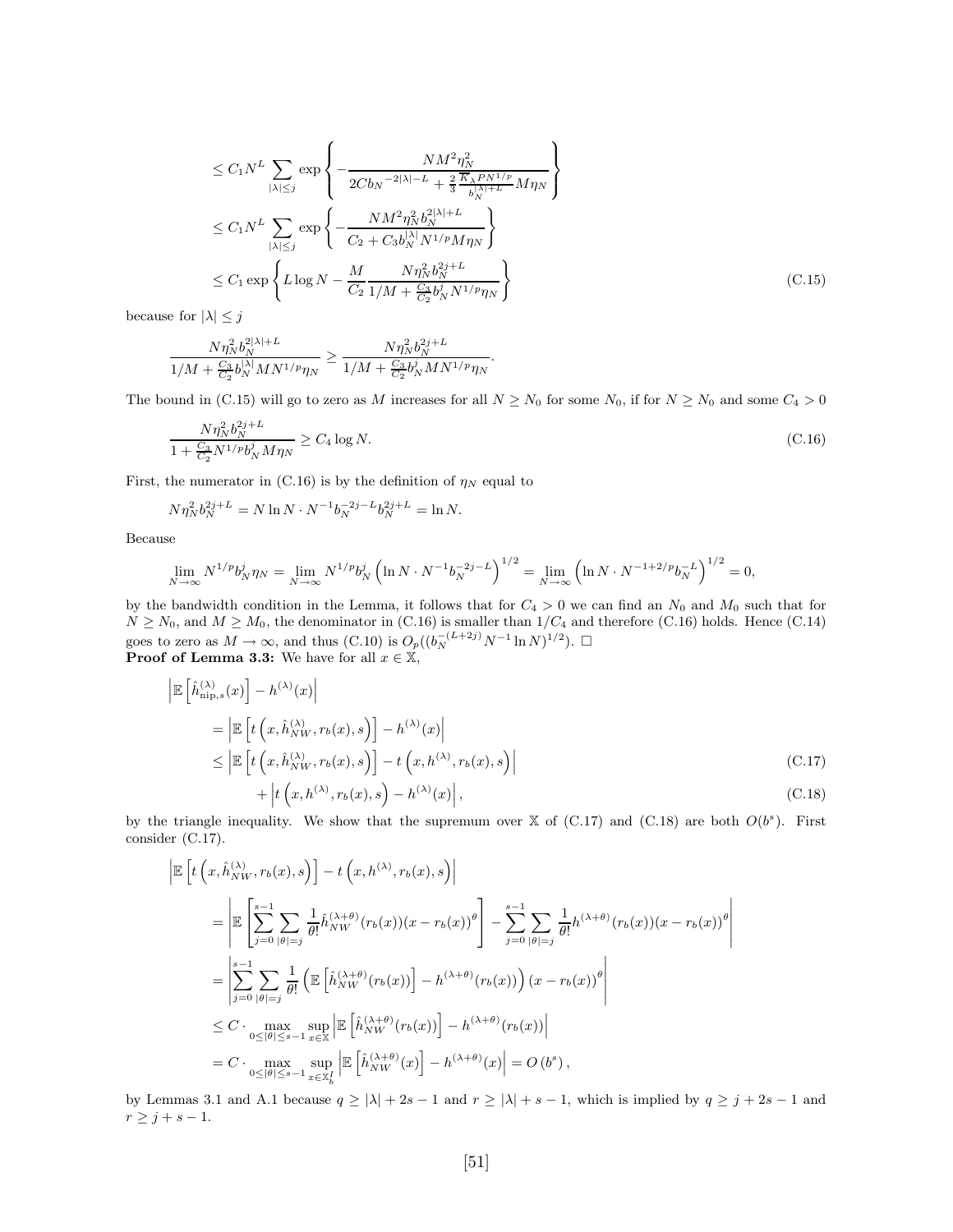$$
\begin{aligned}
&\leq C_1 N^L \sum_{|\lambda| \leq j} \exp\left\{ -\frac{N M^2 \eta_N^2}{2C {b_N}^{-2|\lambda|-L} + \frac{2}{3} \frac{\overline{K}_\lambda P N^{1/p}}{b_N^{|\lambda|+L}} M \eta_N} \right\} \\
&\leq C_1 N^L \sum_{|\lambda| \leq j} \exp\left\{ -\frac{N M^2 \eta_N^2 b_N^{2|\lambda|+L}}{C_2 + C_3 b_N^{|\lambda|} N^{1/p} M \eta_N} \right\} \\
&\leq C_1 \exp\left\{ L \log N - \frac{M}{C_2} \frac{N \eta_N^2 b_N^{2j+L}}{1/M + \frac{C_3}{C_2} b_N^j N^{1/p} \eta_N} \right\}
\end{aligned} \tag{C.15}
$$

because for $|\lambda| \leq j$

$$
\frac{N \eta_N^2 b_N^{2|\lambda|+L}}{1/M + \frac{C_3}{C_2} b_N^{|\lambda|} M N^{1/p} \eta_N} \geq \frac{N \eta_N^2 b_N^{2j+L}}{1/M + \frac{C_3}{C_2} b_N^j M N^{1/p} \eta_N}.
$$

The bound in (C.15) will go to zero as $M$ increases for all $N \geq N_0$ for some $N_0$, if for $N \geq N_0$ and some $C_4 > 0$

$$
\frac{N \eta_N^2 b_N^{2j+L}}{1 + \frac{C_3}{C_2} N^{1/p} b_N^j M \eta_N} \geq C_4 \log N. \tag{C.16}
$$

First, the numerator in (C.16) is by the definition of $\eta_N$ equal to

$$
N \eta_N^2 b_N^{2j+L} = N \ln N \cdot N^{-1} b_N^{-2j-L} b_N^{2j+L} = \ln N.
$$

Because

$$
\lim_{N\to\infty} N^{1/p} b_N^j \eta_N = \lim_{N\to\infty} N^{1/p} b_N^j \left( \ln N \cdot N^{-1} b_N^{-2j-L} \right)^{1/2} = \lim_{N\to\infty} \left( \ln N \cdot N^{-1+2/p} b_N^{-L} \right)^{1/2} = 0,
$$

by the bandwidth condition in the Lemma, it follows that for $C_4 > 0$ we can find an $N_0$ and $M_0$ such that for $N \geq N_0$, and $M \geq M_0$, the denominator in (C.16) is smaller than $1/C_4$ and therefore (C.16) holds. Hence (C.14) goes to zero as $M \to \infty$, and thus (C.10) is $O_p((b_N^{-(L+2j)} N^{-1} \ln N)^{1/2})$. □

**Proof of Lemma 3.3:** We have for all $x \in \mathbb{X}$,

$$
\begin{aligned}
&\left| \mathbb{E}\left[ \hat{h}^{(\lambda)}_{\text{nip},s}(x) \right] - h^{(\lambda)}(x) \right| \\
&\quad = \left| \mathbb{E}\left[ t\left(x, \hat{h}^{(\lambda)}_{NW}, r_b(x), s\right) \right] - h^{(\lambda)}(x) \right| \\
&\quad \leq \left| \mathbb{E}\left[ t\left(x, \hat{h}^{(\lambda)}_{NW}, r_b(x), s\right) \right] - t\left(x, h^{(\lambda)}, r_b(x), s\right) \right| && \text{(C.17)} \\
&\qquad + \left| t\left(x, h^{(\lambda)}, r_b(x), s\right) - h^{(\lambda)}(x) \right|, && \text{(C.18)}
\end{aligned}
$$

by the triangle inequality. We show that the supremum over $\mathbb{X}$ of (C.17) and (C.18) are both $O(b^s)$. First consider (C.17).

$$
\begin{aligned}
&\left| \mathbb{E}\left[ t\left(x, \hat{h}^{(\lambda)}_{NW}, r_b(x), s\right) \right] - t\left(x, h^{(\lambda)}, r_b(x), s\right) \right| \\
&\quad = \left| \mathbb{E}\left[ \sum_{j=0}^{s-1} \sum_{|\theta|=j} \frac{1}{\theta!} \hat{h}^{(\lambda+\theta)}_{NW}(r_b(x))(x - r_b(x))^\theta \right] - \sum_{j=0}^{s-1} \sum_{|\theta|=j} \frac{1}{\theta!} h^{(\lambda+\theta)}(r_b(x))(x - r_b(x))^\theta \right| \\
&\quad = \left| \sum_{j=0}^{s-1} \sum_{|\theta|=j} \frac{1}{\theta!} \left( \mathbb{E}\left[ \hat{h}^{(\lambda+\theta)}_{NW}(r_b(x)) \right] - h^{(\lambda+\theta)}(r_b(x)) \right) (x - r_b(x))^\theta \right| \\
&\quad \leq C \cdot \max_{0 \leq |\theta| \leq s-1} \sup_{x \in \mathbb{X}} \left| \mathbb{E}\left[ \hat{h}^{(\lambda+\theta)}_{NW}(r_b(x)) \right] - h^{(\lambda+\theta)}(r_b(x)) \right| \\
&\quad = C \cdot \max_{0 \leq |\theta| \leq s-1} \sup_{x \in \mathbb{X}^I_b} \left| \mathbb{E}\left[ \hat{h}^{(\lambda+\theta)}_{NW}(x) \right] - h^{(\lambda+\theta)}(x) \right| = O\left(b^s\right),
\end{aligned}
$$

by Lemmas 3.1 and A.1 because $q \geq |\lambda| + 2s - 1$ and $r \geq |\lambda| + s - 1$, which is implied by $q \geq j + 2s - 1$ and $r \geq j + s - 1$.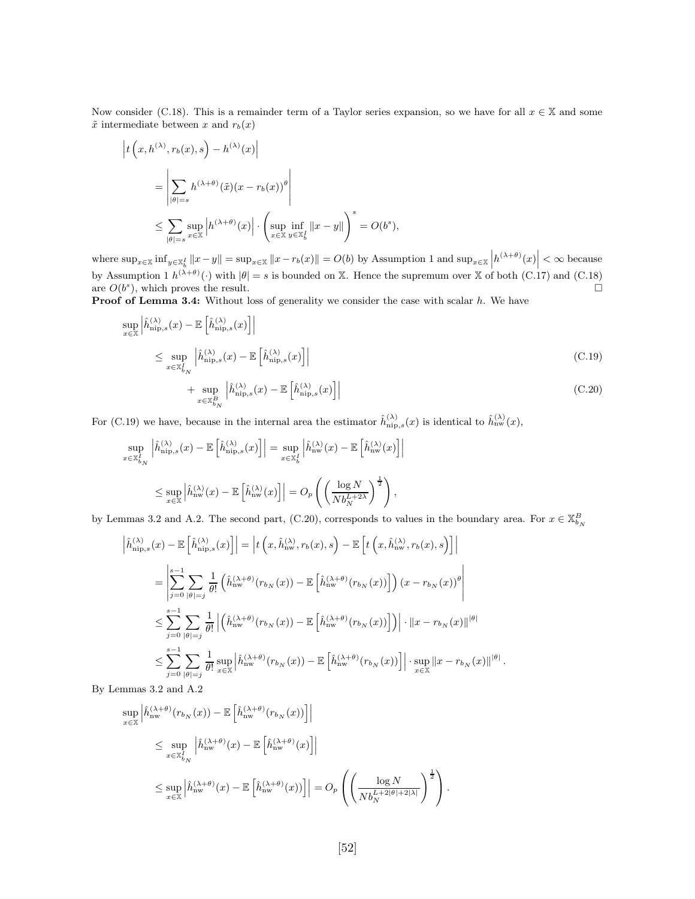Now consider (C.18). This is a remainder term of a Taylor series expansion, so we have for all $x \in \mathbb{X}$ and some $\tilde{x}$ intermediate between $x$ and $r_b(x)$

$$
\begin{aligned}
&\left| t\left(x, h^{(\lambda)}, r_b(x), s\right) - h^{(\lambda)}(x) \right| \\
&= \left| \sum_{|\theta|=s} h^{(\lambda+\theta)}(\tilde{x})(x - r_b(x))^{\theta} \right| \\
&\leq \sum_{|\theta|=s} \sup_{x\in\mathbb{X}} \left| h^{(\lambda+\theta)}(x) \right| \cdot \left( \sup_{x\in\mathbb{X}} \inf_{y\in\mathbb{X}_b^I} \|x-y\| \right)^s = O(b^s),
\end{aligned}
$$

where $\sup_{x\in\mathbb{X}} \inf_{y\in\mathbb{X}_b^I} \|x-y\| = \sup_{x\in\mathbb{X}} \|x - r_b(x)\| = O(b)$ by Assumption 1 and $\sup_{x\in\mathbb{X}} \left| h^{(\lambda+\theta)}(x) \right| < \infty$ because by Assumption 1 $h^{(\lambda+\theta)}(\cdot)$ with $|\theta| = s$ is bounded on $\mathbb{X}$. Hence the supremum over $\mathbb{X}$ of both (C.17) and (C.18) are $O(b^s)$, which proves the result. $\square$

**Proof of Lemma 3.4:** Without loss of generality we consider the case with scalar $h$. We have

$$
\begin{aligned}
&\sup_{x\in\mathbb{X}} \left| \hat{h}_{\text{nip},s}^{(\lambda)}(x) - \mathbb{E}\left[\hat{h}_{\text{nip},s}^{(\lambda)}(x)\right] \right| \\
&\leq \sup_{x\in\mathbb{X}_{b_N}^I} \left| \hat{h}_{\text{nip},s}^{(\lambda)}(x) - \mathbb{E}\left[\hat{h}_{\text{nip},s}^{(\lambda)}(x)\right] \right| && \text{(C.19)} \\
&\qquad + \sup_{x\in\mathbb{X}_{b_N}^B} \left| \hat{h}_{\text{nip},s}^{(\lambda)}(x) - \mathbb{E}\left[\hat{h}_{\text{nip},s}^{(\lambda)}(x)\right] \right| && \text{(C.20)}
\end{aligned}
$$

For (C.19) we have, because in the internal area the estimator $\hat{h}_{\text{nip},s}^{(\lambda)}(x)$ is identical to $\hat{h}_{\text{nw}}^{(\lambda)}(x)$,

$$
\begin{aligned}
&\sup_{x\in\mathbb{X}_{b_N}^I} \left| \hat{h}_{\text{nip},s}^{(\lambda)}(x) - \mathbb{E}\left[\hat{h}_{\text{nip},s}^{(\lambda)}(x)\right] \right| = \sup_{x\in\mathbb{X}_b^I} \left| \hat{h}_{\text{nw}}^{(\lambda)}(x) - \mathbb{E}\left[\hat{h}_{\text{nw}}^{(\lambda)}(x)\right] \right| \\
&\leq \sup_{x\in\mathbb{X}} \left| \hat{h}_{\text{nw}}^{(\lambda)}(x) - \mathbb{E}\left[\hat{h}_{\text{nw}}^{(\lambda)}(x)\right] \right| = O_p\left( \left( \frac{\log N}{N b_N^{L+2\lambda}} \right)^{\frac{1}{2}} \right),
\end{aligned}
$$

by Lemmas 3.2 and A.2. The second part, (C.20), corresponds to values in the boundary area. For $x \in \mathbb{X}_{b_N}^B$

$$
\begin{aligned}
&\left| \hat{h}_{\text{nip},s}^{(\lambda)}(x) - \mathbb{E}\left[\hat{h}_{\text{nip},s}^{(\lambda)}(x)\right] \right| = \left| t\left(x, \hat{h}_{\text{nw}}^{(\lambda)}, r_b(x), s\right) - \mathbb{E}\left[t\left(x, \hat{h}_{\text{nw}}^{(\lambda)}, r_b(x), s\right)\right] \right| \\
&= \left| \sum_{j=0}^{s-1} \sum_{|\theta|=j} \frac{1}{\theta!} \left( \hat{h}_{\text{nw}}^{(\lambda+\theta)}(r_{b_N}(x)) - \mathbb{E}\left[\hat{h}_{\text{nw}}^{(\lambda+\theta)}(r_{b_N}(x))\right] \right) (x - r_{b_N}(x))^{\theta} \right| \\
&\leq \sum_{j=0}^{s-1} \sum_{|\theta|=j} \frac{1}{\theta!} \left| \left( \hat{h}_{\text{nw}}^{(\lambda+\theta)}(r_{b_N}(x)) - \mathbb{E}\left[\hat{h}_{\text{nw}}^{(\lambda+\theta)}(r_{b_N}(x))\right] \right) \right| \cdot \|x - r_{b_N}(x)\|^{|\theta|} \\
&\leq \sum_{j=0}^{s-1} \sum_{|\theta|=j} \frac{1}{\theta!} \sup_{x\in\mathbb{X}} \left| \hat{h}_{\text{nw}}^{(\lambda+\theta)}(r_{b_N}(x)) - \mathbb{E}\left[\hat{h}_{\text{nw}}^{(\lambda+\theta)}(r_{b_N}(x))\right] \right| \cdot \sup_{x\in\mathbb{X}} \|x - r_{b_N}(x)\|^{|\theta|}.
\end{aligned}
$$

By Lemmas 3.2 and A.2

$$
\begin{aligned}
&\sup_{x\in\mathbb{X}} \left| \hat{h}_{\text{nw}}^{(\lambda+\theta)}(r_{b_N}(x)) - \mathbb{E}\left[\hat{h}_{\text{nw}}^{(\lambda+\theta)}(r_{b_N}(x))\right] \right| \\
&\leq \sup_{x\in\mathbb{X}_{b_N}^I} \left| \hat{h}_{\text{nw}}^{(\lambda+\theta)}(x) - \mathbb{E}\left[\hat{h}_{\text{nw}}^{(\lambda+\theta)}(x)\right] \right| \\
&\leq \sup_{x\in\mathbb{X}} \left| \hat{h}_{\text{nw}}^{(\lambda+\theta)}(x) - \mathbb{E}\left[\hat{h}_{\text{nw}}^{(\lambda+\theta)}(x)\right] \right| = O_p\left( \left( \frac{\log N}{N b_N^{L+2|\theta|+2|\lambda|}} \right)^{\frac{1}{2}} \right).
\end{aligned}
$$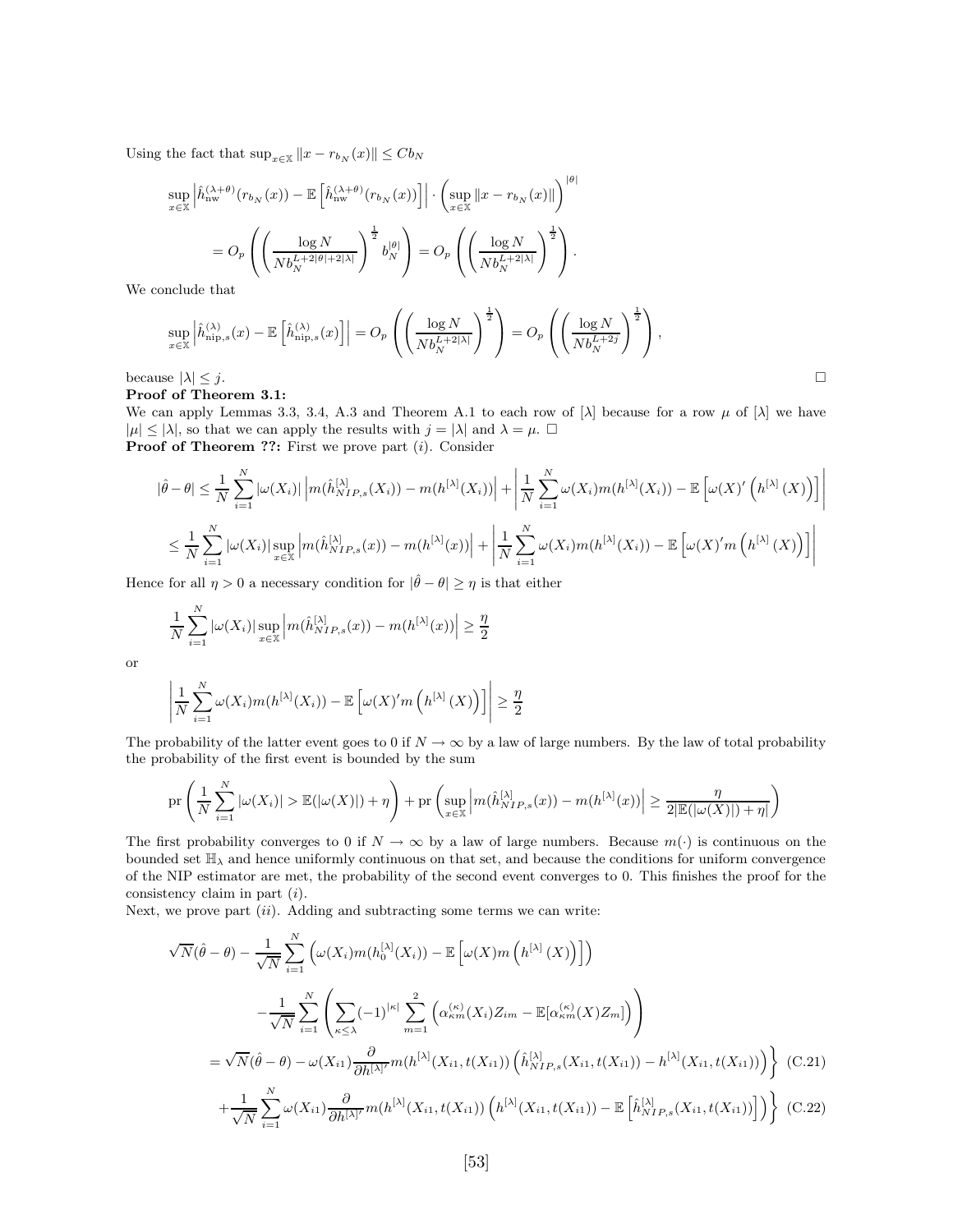Using the fact that $\sup_{x\in\mathbb{X}} \|x - r_{b_N}(x)\| \le Cb_N$

$$
\sup_{x\in\mathbb{X}} \left| \hat{h}_{\text{nw}}^{(\lambda+\theta)}(r_{b_N}(x)) - \mathbb{E}\left[\hat{h}_{\text{nw}}^{(\lambda+\theta)}(r_{b_N}(x))\right]\right| \cdot \left(\sup_{x\in\mathbb{X}} \|x - r_{b_N}(x)\|\right)^{|\theta|}
$$

$$
= O_p\left(\left(\frac{\log N}{Nb_N^{L+2|\theta|+2|\lambda|}}\right)^{\frac{1}{2}} b_N^{|\theta|}\right) = O_p\left(\left(\frac{\log N}{Nb_N^{L+2|\lambda|}}\right)^{\frac{1}{2}}\right).
$$

We conclude that

$$
\sup_{x\in\mathbb{X}} \left| \hat{h}_{\text{nip},s}^{(\lambda)}(x) - \mathbb{E}\left[\hat{h}_{\text{nip},s}^{(\lambda)}(x)\right]\right| = O_p\left(\left(\frac{\log N}{Nb_N^{L+2|\lambda|}}\right)^{\frac{1}{2}}\right) = O_p\left(\left(\frac{\log N}{Nb_N^{L+2j}}\right)^{\frac{1}{2}}\right),
$$

because $|\lambda| \le j$. □

**Proof of Theorem 3.1:**
We can apply Lemmas 3.3, 3.4, A.3 and Theorem A.1 to each row of $[\lambda]$ because for a row $\mu$ of $[\lambda]$ we have $|\mu| \le |\lambda|$, so that we can apply the results with $j = |\lambda|$ and $\lambda = \mu$. □

**Proof of Theorem ??:** First we prove part $(i)$. Consider

$$
|\hat{\theta} - \theta| \le \frac{1}{N}\sum_{i=1}^{N} |\omega(X_i)| \left| m(\hat{h}_{NIP,s}^{[\lambda]}(X_i)) - m(h^{[\lambda]}(X_i))\right| + \left| \frac{1}{N}\sum_{i=1}^{N} \omega(X_i) m(h^{[\lambda]}(X_i)) - \mathbb{E}\left[\omega(X)'\left(h^{[\lambda]}(X)\right)\right]\right|
$$

$$
\le \frac{1}{N}\sum_{i=1}^{N} |\omega(X_i)| \sup_{x\in\mathbb{X}} \left| m(\hat{h}_{NIP,s}^{[\lambda]}(x)) - m(h^{[\lambda]}(x))\right| + \left| \frac{1}{N}\sum_{i=1}^{N} \omega(X_i) m(h^{[\lambda]}(X_i)) - \mathbb{E}\left[\omega(X)' m\left(h^{[\lambda]}(X)\right)\right]\right|
$$

Hence for all $\eta > 0$ a necessary condition for $|\hat{\theta} - \theta| \ge \eta$ is that either

$$
\frac{1}{N}\sum_{i=1}^{N} |\omega(X_i)| \sup_{x\in\mathbb{X}} \left| m(\hat{h}_{NIP,s}^{[\lambda]}(x)) - m(h^{[\lambda]}(x))\right| \ge \frac{\eta}{2}
$$

or

$$
\left| \frac{1}{N}\sum_{i=1}^{N} \omega(X_i) m(h^{[\lambda]}(X_i)) - \mathbb{E}\left[\omega(X)' m\left(h^{[\lambda]}(X)\right)\right]\right| \ge \frac{\eta}{2}
$$

The probability of the latter event goes to 0 if $N \to \infty$ by a law of large numbers. By the law of total probability the probability of the first event is bounded by the sum

$$
\text{pr}\left(\frac{1}{N}\sum_{i=1}^{N} |\omega(X_i)| > \mathbb{E}(|\omega(X)|) + \eta\right) + \text{pr}\left(\sup_{x\in\mathbb{X}} \left| m(\hat{h}_{NIP,s}^{[\lambda]}(x)) - m(h^{[\lambda]}(x))\right| \ge \frac{\eta}{2|\mathbb{E}(|\omega(X)|) + \eta|}\right)
$$

The first probability converges to 0 if $N \to \infty$ by a law of large numbers. Because $m(\cdot)$ is continuous on the bounded set $\mathbb{H}_\lambda$ and hence uniformly continuous on that set, and because the conditions for uniform convergence of the NIP estimator are met, the probability of the second event converges to 0. This finishes the proof for the consistency claim in part $(i)$.

Next, we prove part $(ii)$. Adding and subtracting some terms we can write:

$$
\sqrt{N}(\hat{\theta} - \theta) - \frac{1}{\sqrt{N}}\sum_{i=1}^{N}\left(\omega(X_i) m(h_0^{[\lambda]}(X_i)) - \mathbb{E}\left[\omega(X) m\left(h^{[\lambda]}(X)\right)\right]\right)
$$

$$
-\frac{1}{\sqrt{N}}\sum_{i=1}^{N}\left(\sum_{\kappa\le\lambda}(-1)^{|\kappa|}\sum_{m=1}^{2}\left(\alpha_{\kappa m}^{(\kappa)}(X_i) Z_{im} - \mathbb{E}[\alpha_{\kappa m}^{(\kappa)}(X) Z_m]\right)\right)
$$

$$
= \sqrt{N}(\hat{\theta} - \theta) - \omega(X_{i1}) \frac{\partial}{\partial h^{[\lambda]'}} m(h^{[\lambda]}(X_{i1}, t(X_{i1}))\left(\hat{h}_{NIP,s}^{[\lambda]}(X_{i1}, t(X_{i1})) - h^{[\lambda]}(X_{i1}, t(X_{i1}))\right)\Big\} \quad \text{(C.21)}
$$

$$
+\frac{1}{\sqrt{N}}\sum_{i=1}^{N} \omega(X_{i1}) \frac{\partial}{\partial h^{[\lambda]'}} m(h^{[\lambda]}(X_{i1}, t(X_{i1}))\left(h^{[\lambda]}(X_{i1}, t(X_{i1})) - \mathbb{E}\left[\hat{h}_{NIP,s}^{[\lambda]}(X_{i1}, t(X_{i1}))\right]\right)\Big\} \quad \text{(C.22)}
$$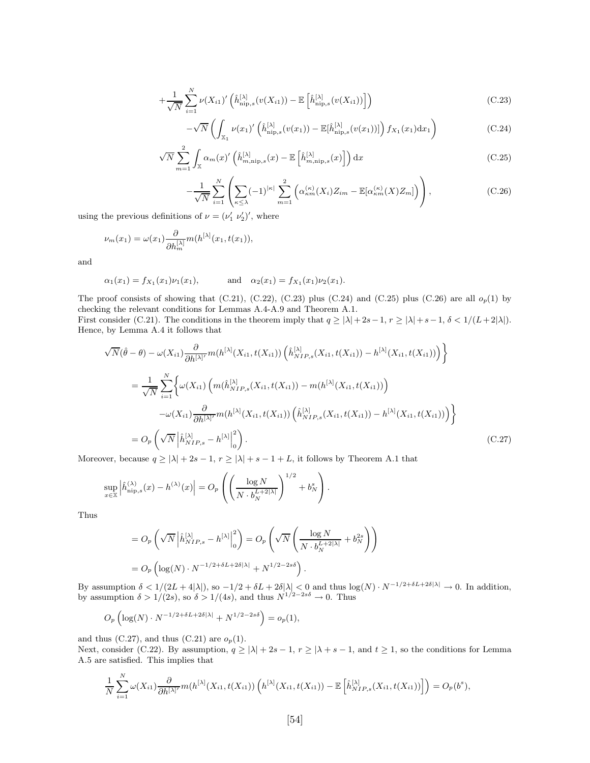$$+\frac{1}{\sqrt{N}}\sum_{i=1}^{N}\nu(X_{i1})'\left(\hat{h}^{[\lambda]}_{\text{nip},s}(v(X_{i1}))-\mathbb{E}\left[\hat{h}^{[\lambda]}_{\text{nip},s}(v(X_{i1}))\right]\right) \tag{C.23}$$

$$-\sqrt{N}\left(\int_{\mathbb{X}_1}\nu(x_1)'\left(\hat{h}^{[\lambda]}_{\text{nip},s}(v(x_1))-\mathbb{E}[\hat{h}^{[\lambda]}_{\text{nip},s}(v(x_1))]\right)f_{X_1}(x_1)\mathrm{d}x_1\right) \tag{C.24}$$

$$\sqrt{N}\sum_{m=1}^{2}\int_{\mathbb{X}}\alpha_m(x)'\left(\hat{h}^{[\lambda]}_{m,\text{nip},s}(x)-\mathbb{E}\left[\hat{h}^{[\lambda]}_{m,\text{nip},s}(x)\right]\right)\mathrm{d}x \tag{C.25}$$

$$-\frac{1}{\sqrt{N}}\sum_{i=1}^{N}\left(\sum_{\kappa\leq\lambda}(-1)^{|\kappa|}\sum_{m=1}^{2}\left(\alpha^{(\kappa)}_{\kappa m}(X_i)Z_{im}-\mathbb{E}[\alpha^{(\kappa)}_{\kappa m}(X)Z_m]\right)\right), \tag{C.26}$$

using the previous definitions of $\nu=(\nu_1'\ \nu_2')'$, where

$$\nu_m(x_1)=\omega(x_1)\frac{\partial}{\partial h^{[\lambda]}_m}m(h^{[\lambda]}(x_1,t(x_1))),$$

and

$$\alpha_1(x_1)=f_{X_1}(x_1)\nu_1(x_1),\qquad\text{and}\quad\alpha_2(x_1)=f_{X_1}(x_1)\nu_2(x_1).$$

The proof consists of showing that (C.21), (C.22), (C.23) plus (C.24) and (C.25) plus (C.26) are all $o_p(1)$ by checking the relevant conditions for Lemmas A.4-A.9 and Theorem A.1.

First consider (C.21). The conditions in the theorem imply that $q\geq|\lambda|+2s-1$, $r\geq|\lambda|+s-1$, $\delta<1/(L+2|\lambda|)$. Hence, by Lemma A.4 it follows that

$$\begin{aligned}
&\sqrt{N}(\hat{\theta}-\theta)-\omega(X_{i1})\frac{\partial}{\partial h^{[\lambda]'}}m(h^{[\lambda]}(X_{i1},t(X_{i1}))\left(\hat{h}^{[\lambda]}_{NIP,s}(X_{i1},t(X_{i1}))-h^{[\lambda]}(X_{i1},t(X_{i1}))\right)\Bigg\}\\
&=\frac{1}{\sqrt{N}}\sum_{i=1}^{N}\Bigg\{\omega(X_{i1})\left(m(\hat{h}^{[\lambda]}_{NIP,s}(X_{i1},t(X_{i1}))-m(h^{[\lambda]}(X_{i1},t(X_{i1}))\right)\\
&\qquad-\omega(X_{i1})\frac{\partial}{\partial h^{[\lambda]'}}m(h^{[\lambda]}(X_{i1},t(X_{i1}))\left(\hat{h}^{[\lambda]}_{NIP,s}(X_{i1},t(X_{i1}))-h^{[\lambda]}(X_{i1},t(X_{i1}))\right)\Bigg\}\\
&=O_p\left(\sqrt{N}\left|\hat{h}^{[\lambda]}_{NIP,s}-h^{[\lambda]}\right|_0^2\right).
\end{aligned}\tag{C.27}$$

Moreover, because $q\geq|\lambda|+2s-1$, $r\geq|\lambda|+s-1+L$, it follows by Theorem A.1 that

$$\sup_{x\in\mathbb{X}}\left|\hat{h}^{(\lambda)}_{\text{nip},s}(x)-h^{(\lambda)}(x)\right|=O_p\left(\left(\frac{\log N}{N\cdot b_N^{L+2|\lambda|}}\right)^{1/2}+b_N^s\right).$$

Thus

$$\begin{aligned}
&=O_p\left(\sqrt{N}\left|\hat{h}^{[\lambda]}_{NIP,s}-h^{[\lambda]}\right|_0^2\right)=O_p\left(\sqrt{N}\left(\frac{\log N}{N\cdot b_N^{L+2|\lambda|}}+b_N^{2s}\right)\right)\\
&=O_p\left(\log(N)\cdot N^{-1/2+\delta L+2\delta|\lambda|}+N^{1/2-2s\delta}\right).
\end{aligned}$$

By assumption $\delta<1/(2L+4|\lambda|)$, so $-1/2+\delta L+2\delta|\lambda|<0$ and thus $\log(N)\cdot N^{-1/2+\delta L+2\delta|\lambda|}\to0$. In addition, by assumption $\delta>1/(2s)$, so $\delta>1/(4s)$, and thus $N^{1/2-2s\delta}\to0$. Thus

$$O_p\left(\log(N)\cdot N^{-1/2+\delta L+2\delta|\lambda|}+N^{1/2-2s\delta}\right)=o_p(1),$$

and thus (C.27), and thus (C.21) are $o_p(1)$.

Next, consider (C.22). By assumption, $q\geq|\lambda|+2s-1$, $r\geq|\lambda+s-1$, and $t\geq1$, so the conditions for Lemma A.5 are satisfied. This implies that

$$\frac{1}{N}\sum_{i=1}^{N}\omega(X_{i1})\frac{\partial}{\partial h^{[\lambda]'}}m(h^{[\lambda]}(X_{i1},t(X_{i1}))\left(h^{[\lambda]}(X_{i1},t(X_{i1}))-\mathbb{E}\left[\hat{h}^{[\lambda]}_{NIP,s}(X_{i1},t(X_{i1}))\right]\right)=O_p(b^s),$$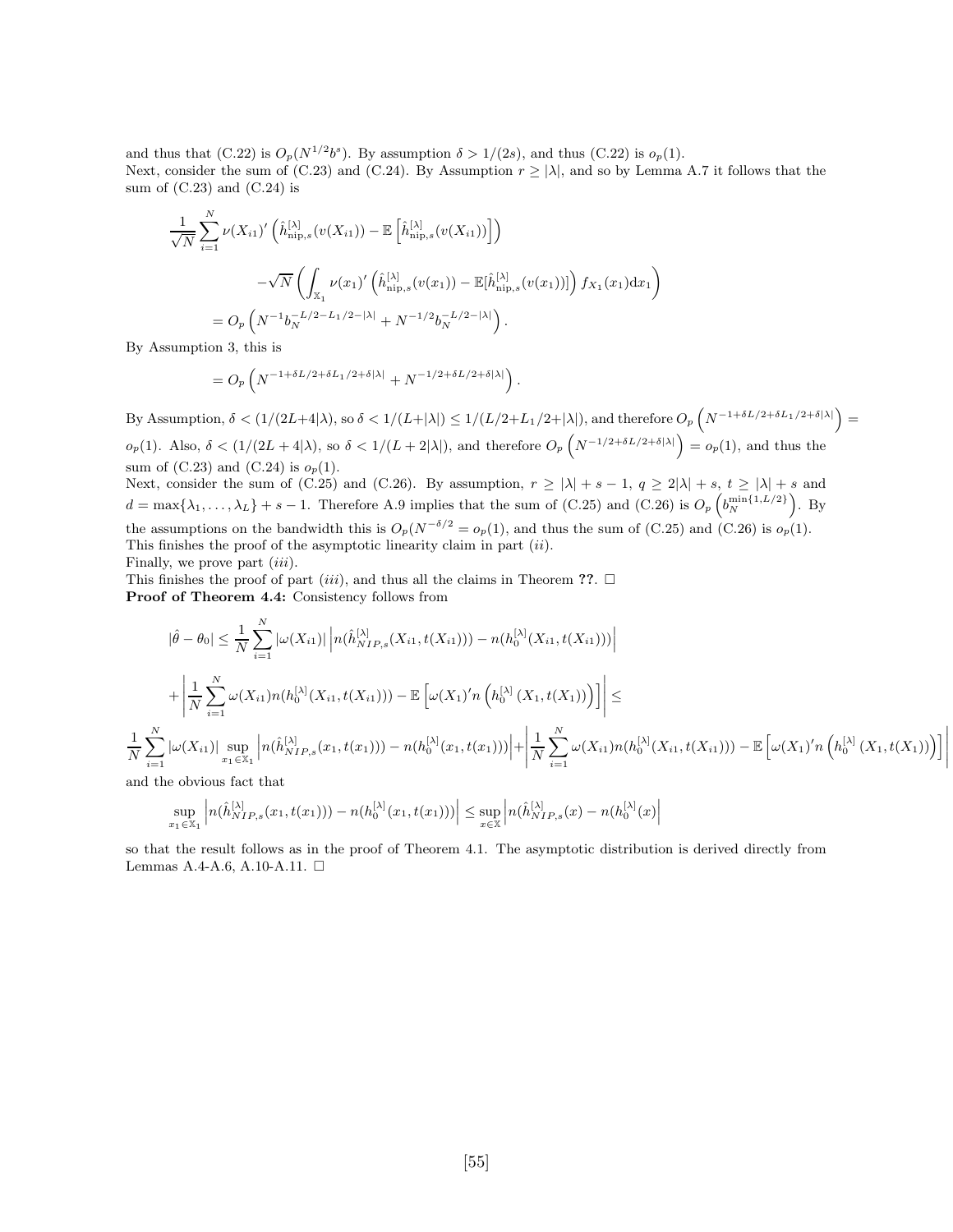and thus that (C.22) is $O_p(N^{1/2}b^s)$. By assumption $\delta > 1/(2s)$, and thus (C.22) is $o_p(1)$.
Next, consider the sum of (C.23) and (C.24). By Assumption $r \geq |\lambda|$, and so by Lemma A.7 it follows that the sum of (C.23) and (C.24) is

$$
\begin{aligned}
\frac{1}{\sqrt{N}}\sum_{i=1}^{N}\nu(X_{i1})'\left(\hat{h}^{[\lambda]}_{\text{nip},s}(v(X_{i1})) - \mathbb{E}\left[\hat{h}^{[\lambda]}_{\text{nip},s}(v(X_{i1}))\right]\right) \\
-\sqrt{N}\left(\int_{\mathbb{X}_1}\nu(x_1)'\left(\hat{h}^{[\lambda]}_{\text{nip},s}(v(x_1)) - \mathbb{E}[\hat{h}^{[\lambda]}_{\text{nip},s}(v(x_1))]\right)f_{X_1}(x_1)\mathrm{d}x_1\right) \\
= O_p\left(N^{-1}b_N^{-L/2-L_1/2-|\lambda|} + N^{-1/2}b_N^{-L/2-|\lambda|}\right).
\end{aligned}
$$

By Assumption 3, this is

$$
= O_p\left(N^{-1+\delta L/2+\delta L_1/2+\delta|\lambda|} + N^{-1/2+\delta L/2+\delta|\lambda|}\right).
$$

By Assumption, $\delta < (1/(2L+4|\lambda)$, so $\delta < 1/(L+|\lambda|) \leq 1/(L/2+L_1/2+|\lambda|)$, and therefore $O_p\left(N^{-1+\delta L/2+\delta L_1/2+\delta|\lambda|}\right) = o_p(1)$. Also, $\delta < (1/(2L+4|\lambda)$, so $\delta < 1/(L+2|\lambda|)$, and therefore $O_p\left(N^{-1/2+\delta L/2+\delta|\lambda|}\right) = o_p(1)$, and thus the sum of (C.23) and (C.24) is $o_p(1)$.
Next, consider the sum of (C.25) and (C.26). By assumption, $r \geq |\lambda| + s - 1$, $q \geq 2|\lambda| + s$, $t \geq |\lambda| + s$ and $d = \max\{\lambda_1, \ldots, \lambda_L\} + s - 1$. Therefore A.9 implies that the sum of (C.25) and (C.26) is $O_p\left(b_N^{\min\{1,L/2\}}\right)$. By the assumptions on the bandwidth this is $O_p(N^{-\delta/2} = o_p(1)$, and thus the sum of (C.25) and (C.26) is $o_p(1)$.
This finishes the proof of the asymptotic linearity claim in part $(ii)$.
Finally, we prove part $(iii)$.
This finishes the proof of part $(iii)$, and thus all the claims in Theorem **??**. □
**Proof of Theorem 4.4:** Consistency follows from

$$
\begin{aligned}
|\hat{\theta} - \theta_0| \leq \frac{1}{N}\sum_{i=1}^{N}|\omega(X_{i1})|\left|n(\hat{h}^{[\lambda]}_{NIP,s}(X_{i1}, t(X_{i1}))) - n(h_0^{[\lambda]}(X_{i1}, t(X_{i1})))\right| \\
+\left|\frac{1}{N}\sum_{i=1}^{N}\omega(X_{i1})n(h_0^{[\lambda]}(X_{i1}, t(X_{i1}))) - \mathbb{E}\left[\omega(X_1)'n\left(h_0^{[\lambda]}\left(X_1, t(X_1)\right)\right)\right]\right| \leq
\end{aligned}
$$

$$
\frac{1}{N}\sum_{i=1}^{N}|\omega(X_{i1})|\sup_{x_1\in\mathbb{X}_1}\left|n(\hat{h}^{[\lambda]}_{NIP,s}(x_1, t(x_1))) - n(h_0^{[\lambda]}(x_1, t(x_1)))\right| + \left|\frac{1}{N}\sum_{i=1}^{N}\omega(X_{i1})n(h_0^{[\lambda]}(X_{i1}, t(X_{i1}))) - \mathbb{E}\left[\omega(X_1)'n\left(h_0^{[\lambda]}\left(X_1, t(X_1)\right)\right)\right]\right|
$$

and the obvious fact that

$$
\sup_{x_1\in\mathbb{X}_1}\left|n(\hat{h}^{[\lambda]}_{NIP,s}(x_1, t(x_1))) - n(h_0^{[\lambda]}(x_1, t(x_1)))\right| \leq \sup_{x\in\mathbb{X}}\left|n(\hat{h}^{[\lambda]}_{NIP,s}(x) - n(h_0^{[\lambda]}(x)\right|
$$

so that the result follows as in the proof of Theorem 4.1. The asymptotic distribution is derived directly from Lemmas A.4-A.6, A.10-A.11. □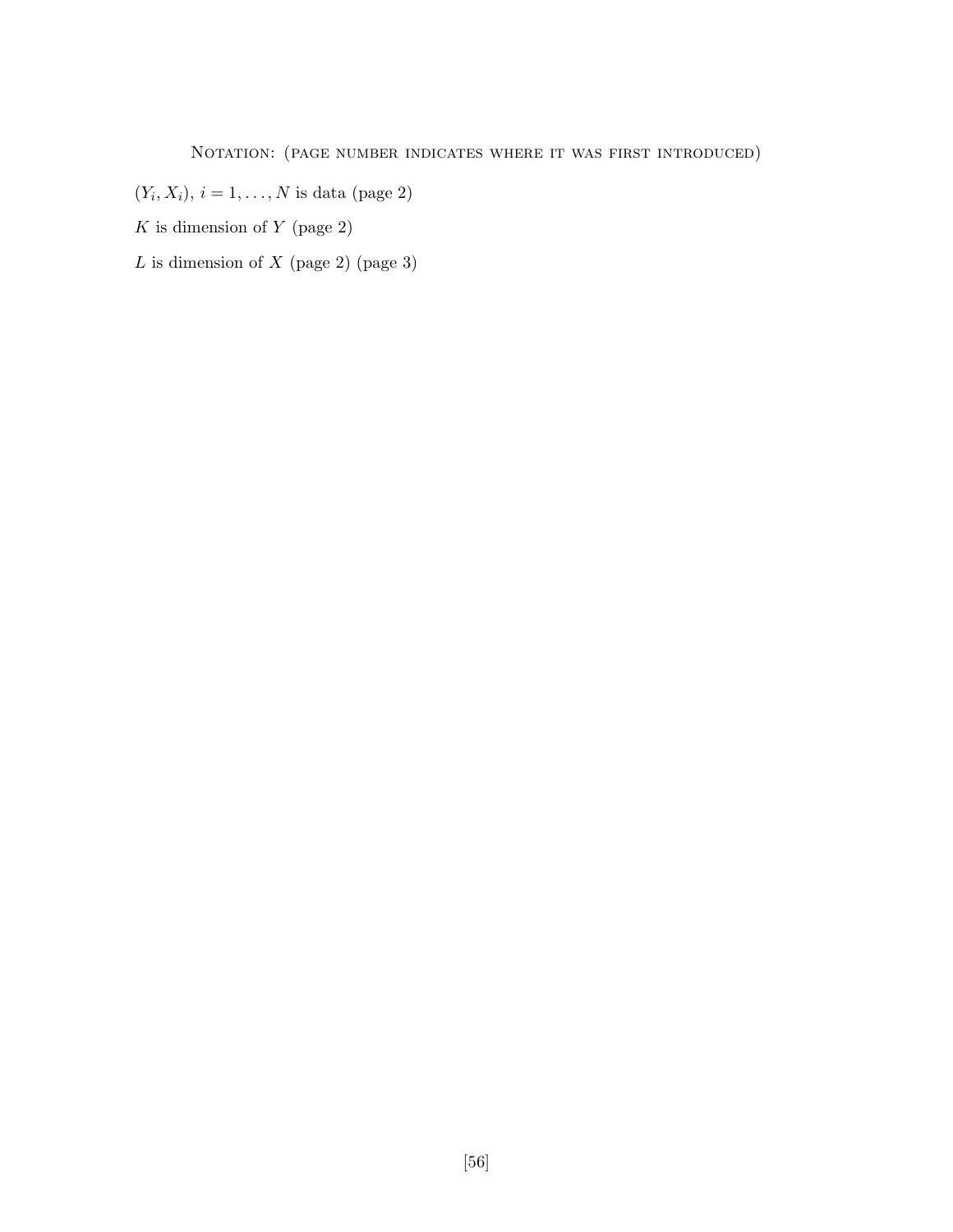Notation: (page number indicates where it was first introduced)

$(Y_i, X_i)$, $i = 1, \ldots, N$ is data (page 2)

$K$ is dimension of $Y$ (page 2)

$L$ is dimension of $X$ (page 2) (page 3)